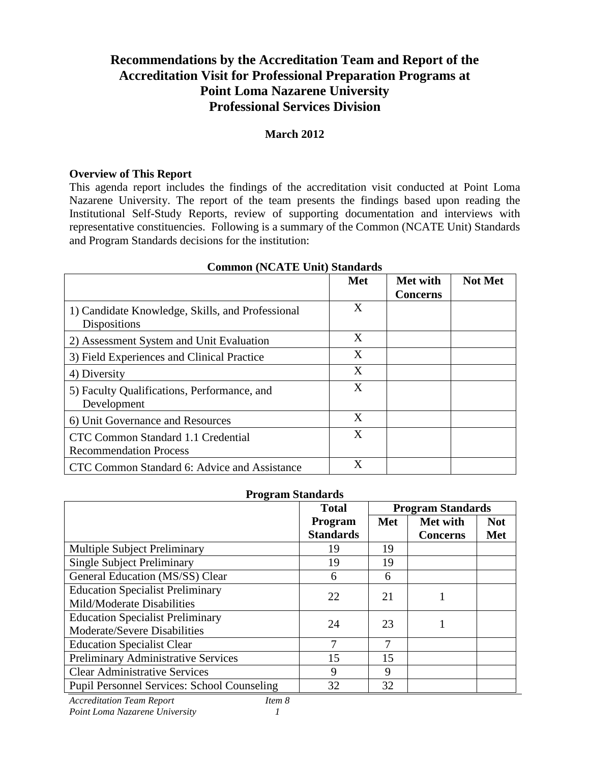# Recommendations by the Accreditation Team and Report of the Accreditation Visit for Professional Preparation Programs at Point Loma Nazarene University Professional Services Division

**March 2012**

**Overview of This Report**

This agenda report includes the findings of the accreditation visit conducted at Point Loma Nazarene University. The report of the team presents the findings based upon reading the Institutional Self-Study Reports, review of supporting documentation and interviews with representative constituencies. Following is a summary of the Common (NCATE Unit) Standards and Program Standards decisions for the institution:

**Common (NCATE Unit) Standards**

| | Met | Met with Concerns | Not Met |
|---|---|---|---|
| 1) Candidate Knowledge, Skills, and Professional Dispositions | X | | |
| 2) Assessment System and Unit Evaluation | X | | |
| 3) Field Experiences and Clinical Practice | X | | |
| 4) Diversity | X | | |
| 5) Faculty Qualifications, Performance, and Development | X | | |
| 6) Unit Governance and Resources | X | | |
| CTC Common Standard 1.1 Credential Recommendation Process | X | | |
| CTC Common Standard 6: Advice and Assistance | X | | |

**Program Standards**

| | Total Program Standards | Program Standards | | |
|---|---|---|---|---|
| | | Met | Met with Concerns | Not Met |
| Multiple Subject Preliminary | 19 | 19 | | |
| Single Subject Preliminary | 19 | 19 | | |
| General Education (MS/SS) Clear | 6 | 6 | | |
| Education Specialist Preliminary Mild/Moderate Disabilities | 22 | 21 | 1 | |
| Education Specialist Preliminary Moderate/Severe Disabilities | 24 | 23 | 1 | |
| Education Specialist Clear | 7 | 7 | | |
| Preliminary Administrative Services | 15 | 15 | | |
| Clear Administrative Services | 9 | 9 | | |
| Pupil Personnel Services: School Counseling | 32 | 32 | | |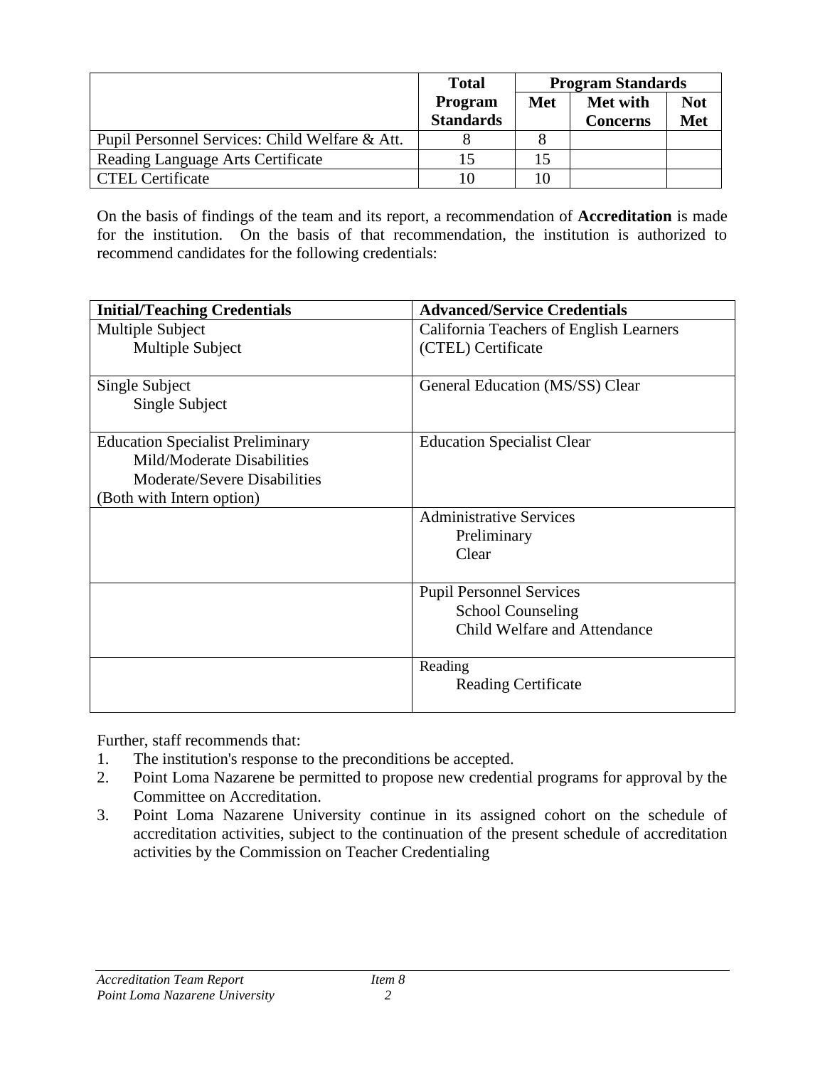| | Total Program Standards | Program Standards | | |
|---|---|---|---|---|
| | | Met | Met with Concerns | Not Met |
| Pupil Personnel Services: Child Welfare & Att. | 8 | 8 | | |
| Reading Language Arts Certificate | 15 | 15 | | |
| CTEL Certificate | 10 | 10 | | |

On the basis of findings of the team and its report, a recommendation of **Accreditation** is made for the institution. On the basis of that recommendation, the institution is authorized to recommend candidates for the following credentials:

| Initial/Teaching Credentials | Advanced/Service Credentials |
|---|---|
| Multiple Subject<br>Multiple Subject | California Teachers of English Learners (CTEL) Certificate |
| Single Subject<br>Single Subject | General Education (MS/SS) Clear |
| Education Specialist Preliminary<br>Mild/Moderate Disabilities<br>Moderate/Severe Disabilities<br>(Both with Intern option) | Education Specialist Clear |
| | Administrative Services<br>Preliminary<br>Clear |
| | Pupil Personnel Services<br>School Counseling<br>Child Welfare and Attendance |
| | Reading<br>Reading Certificate |

Further, staff recommends that:

1. The institution's response to the preconditions be accepted.
2. Point Loma Nazarene be permitted to propose new credential programs for approval by the Committee on Accreditation.
3. Point Loma Nazarene University continue in its assigned cohort on the schedule of accreditation activities, subject to the continuation of the present schedule of accreditation activities by the Commission on Teacher Credentialing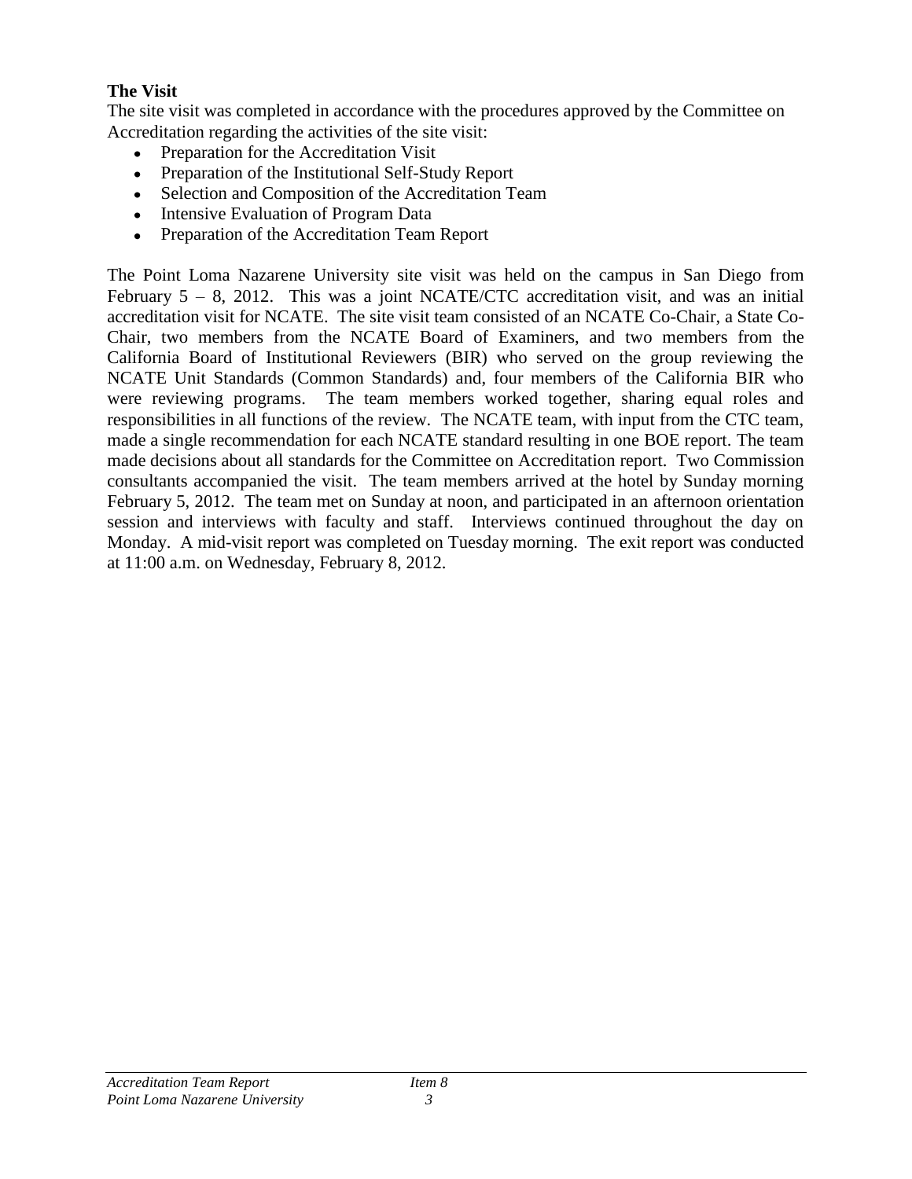**The Visit**

The site visit was completed in accordance with the procedures approved by the Committee on Accreditation regarding the activities of the site visit:

- Preparation for the Accreditation Visit
- Preparation of the Institutional Self-Study Report
- Selection and Composition of the Accreditation Team
- Intensive Evaluation of Program Data
- Preparation of the Accreditation Team Report

The Point Loma Nazarene University site visit was held on the campus in San Diego from February 5 – 8, 2012. This was a joint NCATE/CTC accreditation visit, and was an initial accreditation visit for NCATE. The site visit team consisted of an NCATE Co-Chair, a State Co-Chair, two members from the NCATE Board of Examiners, and two members from the California Board of Institutional Reviewers (BIR) who served on the group reviewing the NCATE Unit Standards (Common Standards) and, four members of the California BIR who were reviewing programs. The team members worked together, sharing equal roles and responsibilities in all functions of the review. The NCATE team, with input from the CTC team, made a single recommendation for each NCATE standard resulting in one BOE report. The team made decisions about all standards for the Committee on Accreditation report. Two Commission consultants accompanied the visit. The team members arrived at the hotel by Sunday morning February 5, 2012. The team met on Sunday at noon, and participated in an afternoon orientation session and interviews with faculty and staff. Interviews continued throughout the day on Monday. A mid-visit report was completed on Tuesday morning. The exit report was conducted at 11:00 a.m. on Wednesday, February 8, 2012.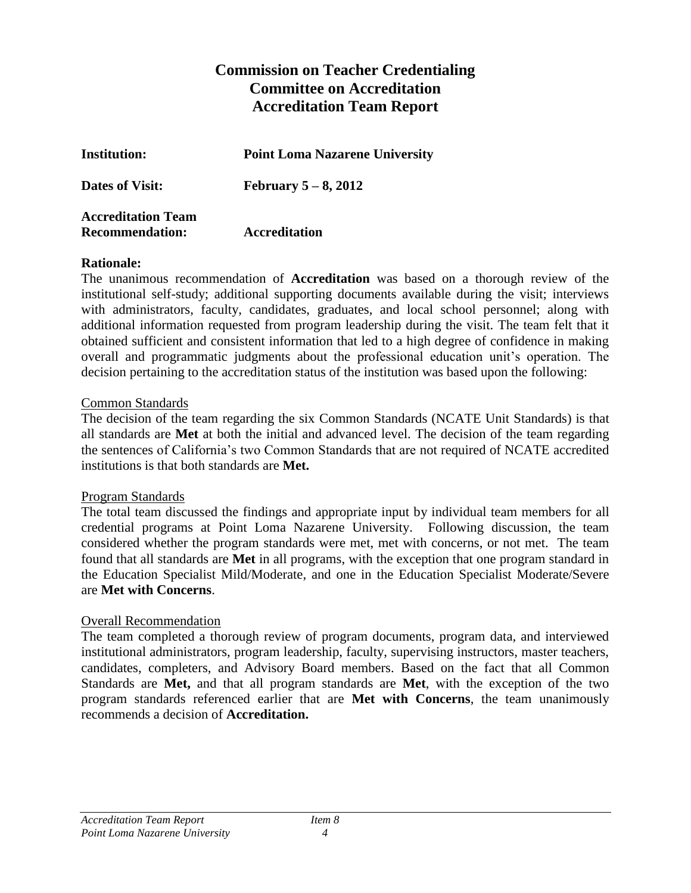# Commission on Teacher Credentialing
# Committee on Accreditation
# Accreditation Team Report

**Institution:** **Point Loma Nazarene University**

**Dates of Visit:** **February 5 – 8, 2012**

**Accreditation Team Recommendation:** **Accreditation**

**Rationale:**

The unanimous recommendation of **Accreditation** was based on a thorough review of the institutional self-study; additional supporting documents available during the visit; interviews with administrators, faculty, candidates, graduates, and local school personnel; along with additional information requested from program leadership during the visit. The team felt that it obtained sufficient and consistent information that led to a high degree of confidence in making overall and programmatic judgments about the professional education unit's operation. The decision pertaining to the accreditation status of the institution was based upon the following:

Common Standards

The decision of the team regarding the six Common Standards (NCATE Unit Standards) is that all standards are **Met** at both the initial and advanced level. The decision of the team regarding the sentences of California's two Common Standards that are not required of NCATE accredited institutions is that both standards are **Met.**

Program Standards

The total team discussed the findings and appropriate input by individual team members for all credential programs at Point Loma Nazarene University. Following discussion, the team considered whether the program standards were met, met with concerns, or not met. The team found that all standards are **Met** in all programs, with the exception that one program standard in the Education Specialist Mild/Moderate, and one in the Education Specialist Moderate/Severe are **Met with Concerns**.

Overall Recommendation

The team completed a thorough review of program documents, program data, and interviewed institutional administrators, program leadership, faculty, supervising instructors, master teachers, candidates, completers, and Advisory Board members. Based on the fact that all Common Standards are **Met,** and that all program standards are **Met**, with the exception of the two program standards referenced earlier that are **Met with Concerns**, the team unanimously recommends a decision of **Accreditation.**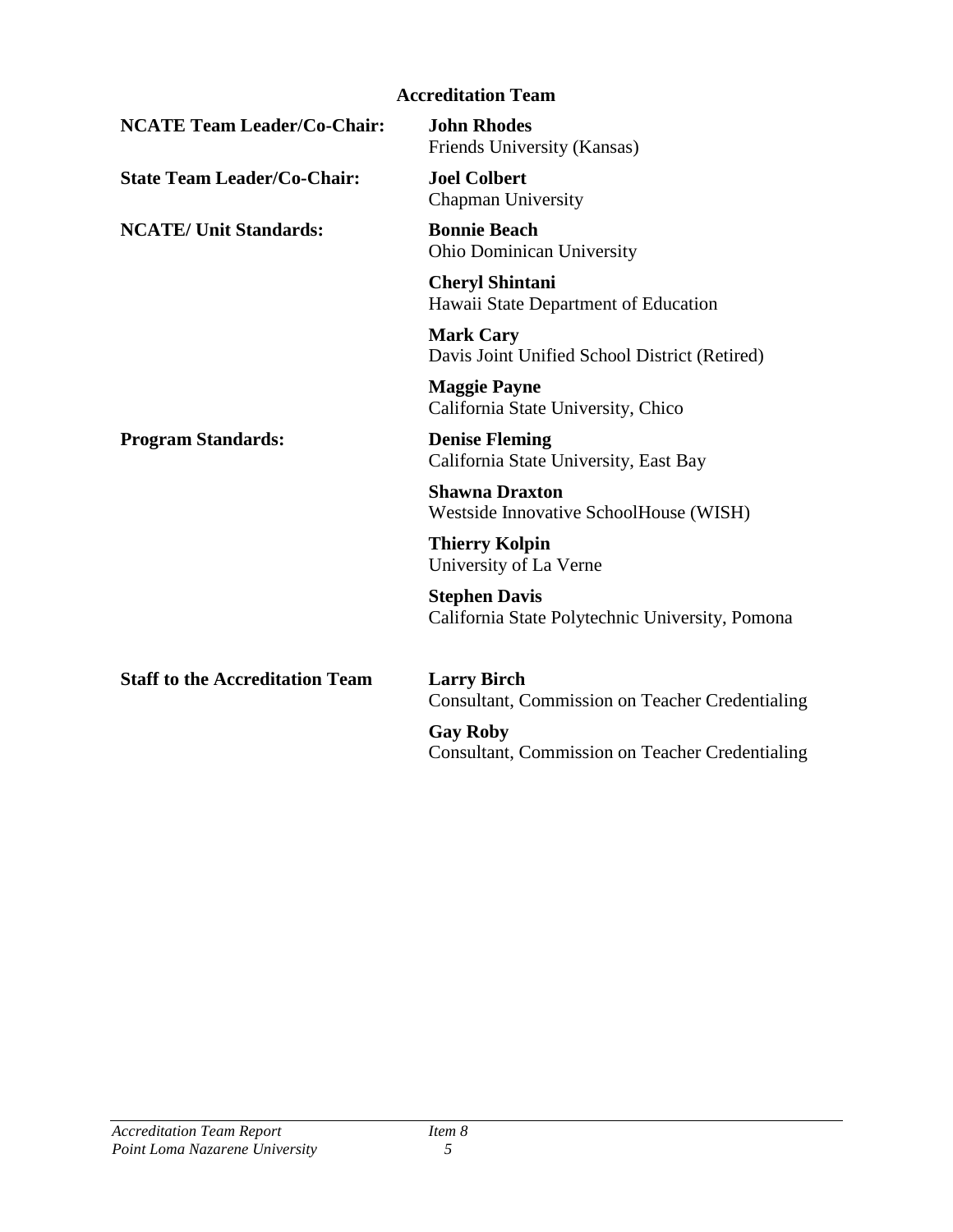## Accreditation Team

| | |
|---|---|
| **NCATE Team Leader/Co-Chair:** | **John Rhodes**<br>Friends University (Kansas) |
| **State Team Leader/Co-Chair:** | **Joel Colbert**<br>Chapman University |
| **NCATE/ Unit Standards:** | **Bonnie Beach**<br>Ohio Dominican University |
| | **Cheryl Shintani**<br>Hawaii State Department of Education |
| | **Mark Cary**<br>Davis Joint Unified School District (Retired) |
| | **Maggie Payne**<br>California State University, Chico |
| **Program Standards:** | **Denise Fleming**<br>California State University, East Bay |
| | **Shawna Draxton**<br>Westside Innovative SchoolHouse (WISH) |
| | **Thierry Kolpin**<br>University of La Verne |
| | **Stephen Davis**<br>California State Polytechnic University, Pomona |
| **Staff to the Accreditation Team** | **Larry Birch**<br>Consultant, Commission on Teacher Credentialing |
| | **Gay Roby**<br>Consultant, Commission on Teacher Credentialing |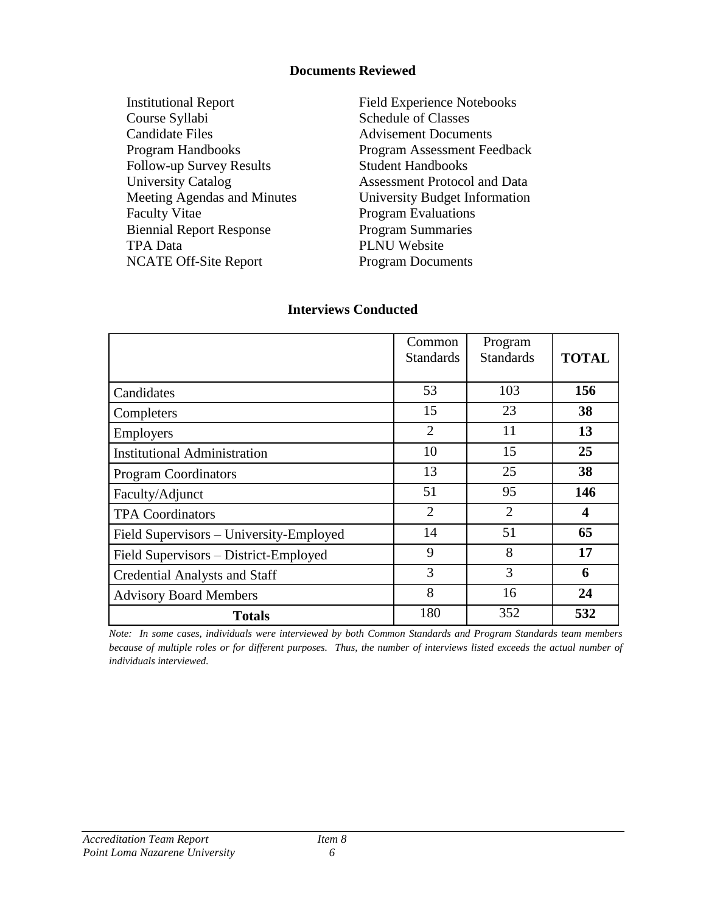### Documents Reviewed

- Institutional Report
- Course Syllabi
- Candidate Files
- Program Handbooks
- Follow-up Survey Results
- University Catalog
- Meeting Agendas and Minutes
- Faculty Vitae
- Biennial Report Response
- TPA Data
- NCATE Off-Site Report
- Field Experience Notebooks
- Schedule of Classes
- Advisement Documents
- Program Assessment Feedback
- Student Handbooks
- Assessment Protocol and Data
- University Budget Information
- Program Evaluations
- Program Summaries
- PLNU Website
- Program Documents

### Interviews Conducted

| | Common Standards | Program Standards | **TOTAL** |
|---|---|---|---|
| Candidates | 53 | 103 | **156** |
| Completers | 15 | 23 | **38** |
| Employers | 2 | 11 | **13** |
| Institutional Administration | 10 | 15 | **25** |
| Program Coordinators | 13 | 25 | **38** |
| Faculty/Adjunct | 51 | 95 | **146** |
| TPA Coordinators | 2 | 2 | **4** |
| Field Supervisors – University-Employed | 14 | 51 | **65** |
| Field Supervisors – District-Employed | 9 | 8 | **17** |
| Credential Analysts and Staff | 3 | 3 | **6** |
| Advisory Board Members | 8 | 16 | **24** |
| **Totals** | 180 | 352 | **532** |

*Note: In some cases, individuals were interviewed by both Common Standards and Program Standards team members because of multiple roles or for different purposes. Thus, the number of interviews listed exceeds the actual number of individuals interviewed.*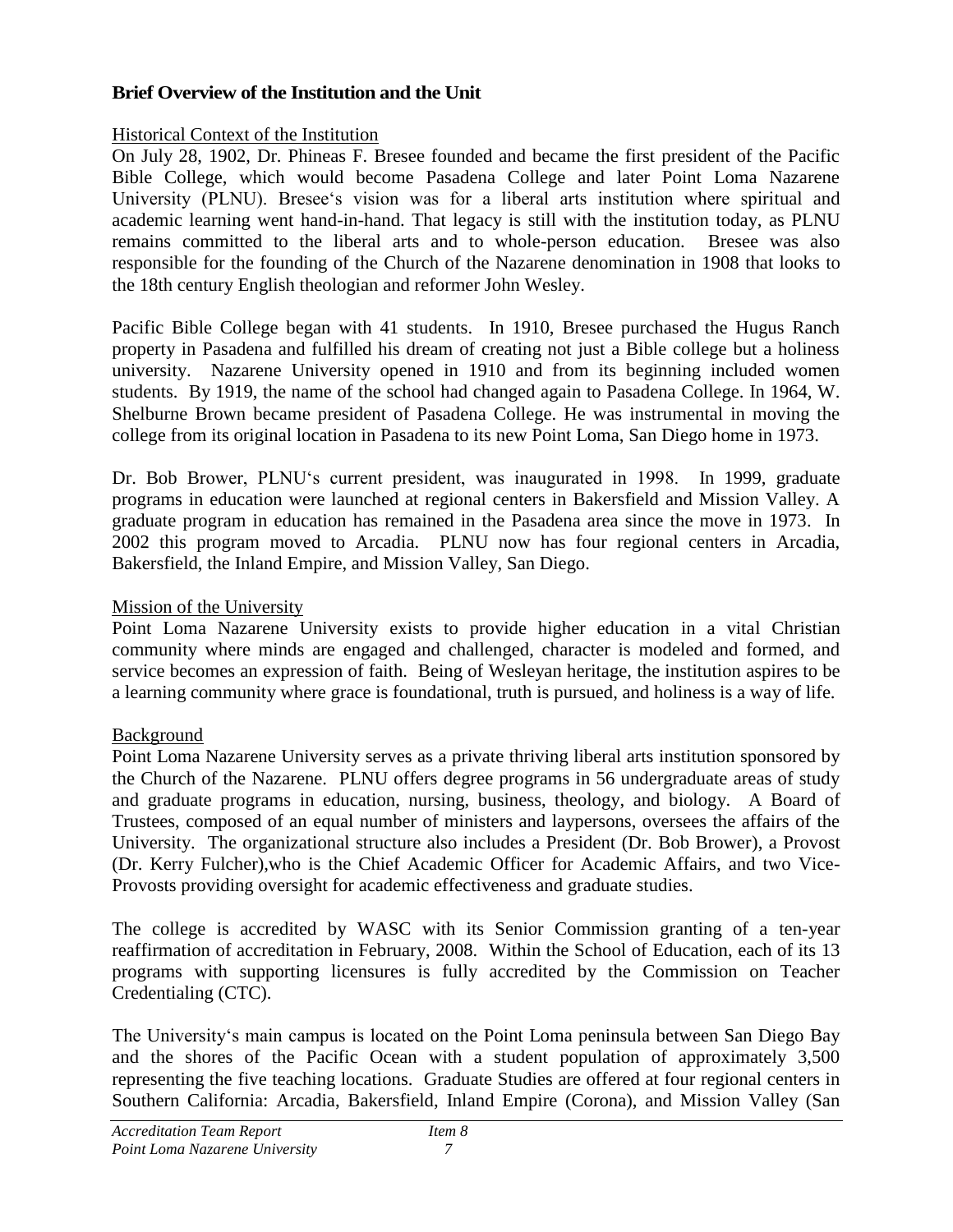## Brief Overview of the Institution and the Unit

### Historical Context of the Institution

On July 28, 1902, Dr. Phineas F. Bresee founded and became the first president of the Pacific Bible College, which would become Pasadena College and later Point Loma Nazarene University (PLNU). Bresee's vision was for a liberal arts institution where spiritual and academic learning went hand-in-hand. That legacy is still with the institution today, as PLNU remains committed to the liberal arts and to whole-person education. Bresee was also responsible for the founding of the Church of the Nazarene denomination in 1908 that looks to the 18th century English theologian and reformer John Wesley.

Pacific Bible College began with 41 students. In 1910, Bresee purchased the Hugus Ranch property in Pasadena and fulfilled his dream of creating not just a Bible college but a holiness university. Nazarene University opened in 1910 and from its beginning included women students. By 1919, the name of the school had changed again to Pasadena College. In 1964, W. Shelburne Brown became president of Pasadena College. He was instrumental in moving the college from its original location in Pasadena to its new Point Loma, San Diego home in 1973.

Dr. Bob Brower, PLNU's current president, was inaugurated in 1998. In 1999, graduate programs in education were launched at regional centers in Bakersfield and Mission Valley. A graduate program in education has remained in the Pasadena area since the move in 1973. In 2002 this program moved to Arcadia. PLNU now has four regional centers in Arcadia, Bakersfield, the Inland Empire, and Mission Valley, San Diego.

### Mission of the University

Point Loma Nazarene University exists to provide higher education in a vital Christian community where minds are engaged and challenged, character is modeled and formed, and service becomes an expression of faith. Being of Wesleyan heritage, the institution aspires to be a learning community where grace is foundational, truth is pursued, and holiness is a way of life.

### Background

Point Loma Nazarene University serves as a private thriving liberal arts institution sponsored by the Church of the Nazarene. PLNU offers degree programs in 56 undergraduate areas of study and graduate programs in education, nursing, business, theology, and biology. A Board of Trustees, composed of an equal number of ministers and laypersons, oversees the affairs of the University. The organizational structure also includes a President (Dr. Bob Brower), a Provost (Dr. Kerry Fulcher),who is the Chief Academic Officer for Academic Affairs, and two Vice-Provosts providing oversight for academic effectiveness and graduate studies.

The college is accredited by WASC with its Senior Commission granting of a ten-year reaffirmation of accreditation in February, 2008. Within the School of Education, each of its 13 programs with supporting licensures is fully accredited by the Commission on Teacher Credentialing (CTC).

The University's main campus is located on the Point Loma peninsula between San Diego Bay and the shores of the Pacific Ocean with a student population of approximately 3,500 representing the five teaching locations. Graduate Studies are offered at four regional centers in Southern California: Arcadia, Bakersfield, Inland Empire (Corona), and Mission Valley (San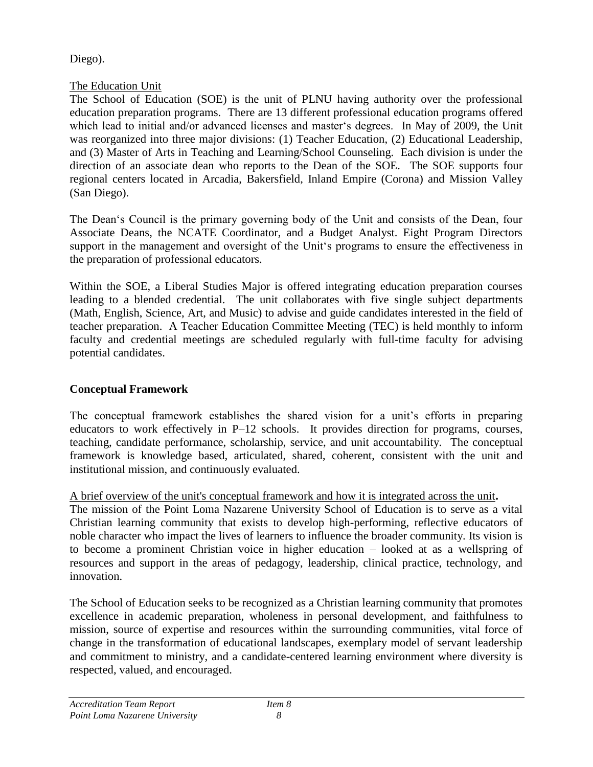Diego).

The Education Unit

The School of Education (SOE) is the unit of PLNU having authority over the professional education preparation programs. There are 13 different professional education programs offered which lead to initial and/or advanced licenses and master‘s degrees. In May of 2009, the Unit was reorganized into three major divisions: (1) Teacher Education, (2) Educational Leadership, and (3) Master of Arts in Teaching and Learning/School Counseling. Each division is under the direction of an associate dean who reports to the Dean of the SOE. The SOE supports four regional centers located in Arcadia, Bakersfield, Inland Empire (Corona) and Mission Valley (San Diego).

The Dean‘s Council is the primary governing body of the Unit and consists of the Dean, four Associate Deans, the NCATE Coordinator, and a Budget Analyst. Eight Program Directors support in the management and oversight of the Unit‘s programs to ensure the effectiveness in the preparation of professional educators.

Within the SOE, a Liberal Studies Major is offered integrating education preparation courses leading to a blended credential. The unit collaborates with five single subject departments (Math, English, Science, Art, and Music) to advise and guide candidates interested in the field of teacher preparation. A Teacher Education Committee Meeting (TEC) is held monthly to inform faculty and credential meetings are scheduled regularly with full-time faculty for advising potential candidates.

## Conceptual Framework

The conceptual framework establishes the shared vision for a unit's efforts in preparing educators to work effectively in P–12 schools. It provides direction for programs, courses, teaching, candidate performance, scholarship, service, and unit accountability. The conceptual framework is knowledge based, articulated, shared, coherent, consistent with the unit and institutional mission, and continuously evaluated.

A brief overview of the unit's conceptual framework and how it is integrated across the unit**.**

The mission of the Point Loma Nazarene University School of Education is to serve as a vital Christian learning community that exists to develop high-performing, reflective educators of noble character who impact the lives of learners to influence the broader community. Its vision is to become a prominent Christian voice in higher education – looked at as a wellspring of resources and support in the areas of pedagogy, leadership, clinical practice, technology, and innovation.

The School of Education seeks to be recognized as a Christian learning community that promotes excellence in academic preparation, wholeness in personal development, and faithfulness to mission, source of expertise and resources within the surrounding communities, vital force of change in the transformation of educational landscapes, exemplary model of servant leadership and commitment to ministry, and a candidate-centered learning environment where diversity is respected, valued, and encouraged.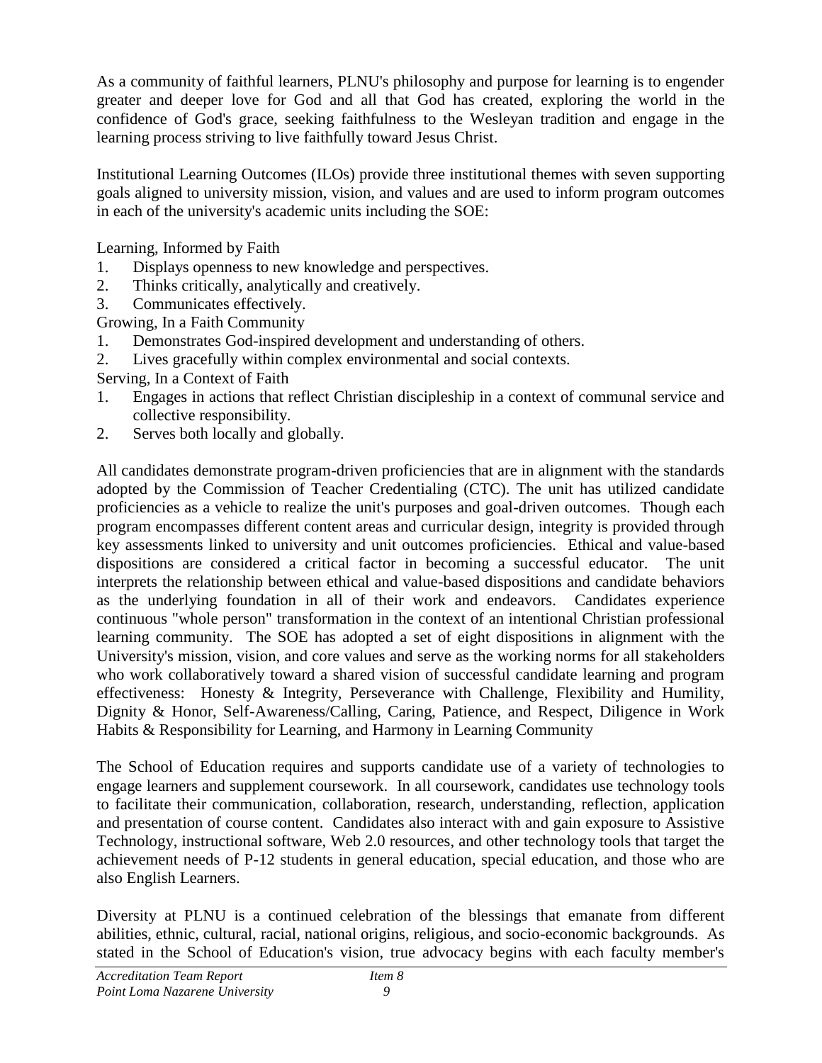As a community of faithful learners, PLNU's philosophy and purpose for learning is to engender greater and deeper love for God and all that God has created, exploring the world in the confidence of God's grace, seeking faithfulness to the Wesleyan tradition and engage in the learning process striving to live faithfully toward Jesus Christ.

Institutional Learning Outcomes (ILOs) provide three institutional themes with seven supporting goals aligned to university mission, vision, and values and are used to inform program outcomes in each of the university's academic units including the SOE:

Learning, Informed by Faith

1. Displays openness to new knowledge and perspectives.
2. Thinks critically, analytically and creatively.
3. Communicates effectively.

Growing, In a Faith Community

1. Demonstrates God-inspired development and understanding of others.
2. Lives gracefully within complex environmental and social contexts.

Serving, In a Context of Faith

1. Engages in actions that reflect Christian discipleship in a context of communal service and collective responsibility.
2. Serves both locally and globally.

All candidates demonstrate program-driven proficiencies that are in alignment with the standards adopted by the Commission of Teacher Credentialing (CTC). The unit has utilized candidate proficiencies as a vehicle to realize the unit's purposes and goal-driven outcomes. Though each program encompasses different content areas and curricular design, integrity is provided through key assessments linked to university and unit outcomes proficiencies. Ethical and value-based dispositions are considered a critical factor in becoming a successful educator. The unit interprets the relationship between ethical and value-based dispositions and candidate behaviors as the underlying foundation in all of their work and endeavors. Candidates experience continuous "whole person" transformation in the context of an intentional Christian professional learning community. The SOE has adopted a set of eight dispositions in alignment with the University's mission, vision, and core values and serve as the working norms for all stakeholders who work collaboratively toward a shared vision of successful candidate learning and program effectiveness: Honesty & Integrity, Perseverance with Challenge, Flexibility and Humility, Dignity & Honor, Self-Awareness/Calling, Caring, Patience, and Respect, Diligence in Work Habits & Responsibility for Learning, and Harmony in Learning Community

The School of Education requires and supports candidate use of a variety of technologies to engage learners and supplement coursework. In all coursework, candidates use technology tools to facilitate their communication, collaboration, research, understanding, reflection, application and presentation of course content. Candidates also interact with and gain exposure to Assistive Technology, instructional software, Web 2.0 resources, and other technology tools that target the achievement needs of P-12 students in general education, special education, and those who are also English Learners.

Diversity at PLNU is a continued celebration of the blessings that emanate from different abilities, ethnic, cultural, racial, national origins, religious, and socio-economic backgrounds. As stated in the School of Education's vision, true advocacy begins with each faculty member's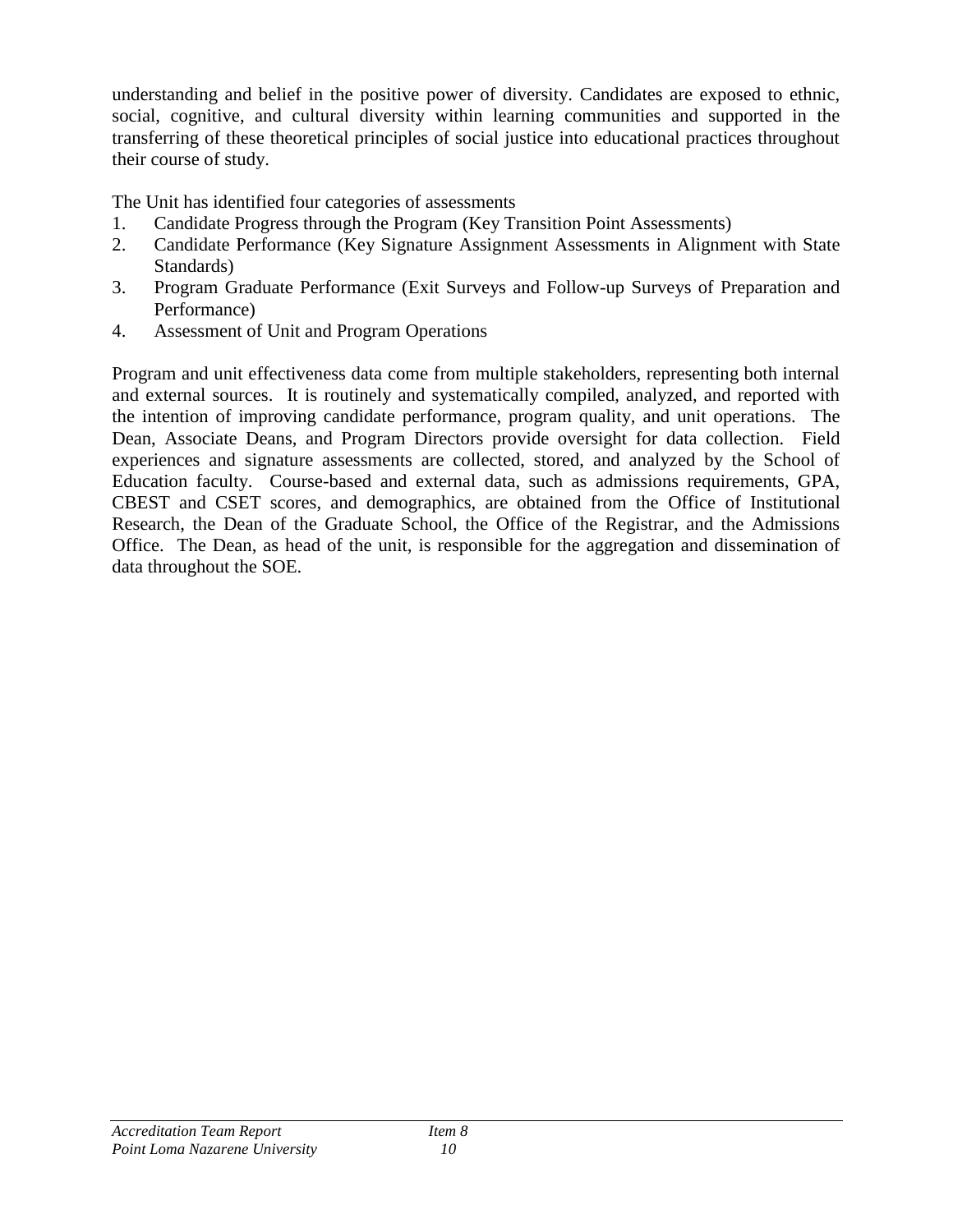understanding and belief in the positive power of diversity. Candidates are exposed to ethnic, social, cognitive, and cultural diversity within learning communities and supported in the transferring of these theoretical principles of social justice into educational practices throughout their course of study.

The Unit has identified four categories of assessments

1. Candidate Progress through the Program (Key Transition Point Assessments)
2. Candidate Performance (Key Signature Assignment Assessments in Alignment with State Standards)
3. Program Graduate Performance (Exit Surveys and Follow-up Surveys of Preparation and Performance)
4. Assessment of Unit and Program Operations

Program and unit effectiveness data come from multiple stakeholders, representing both internal and external sources. It is routinely and systematically compiled, analyzed, and reported with the intention of improving candidate performance, program quality, and unit operations. The Dean, Associate Deans, and Program Directors provide oversight for data collection. Field experiences and signature assessments are collected, stored, and analyzed by the School of Education faculty. Course-based and external data, such as admissions requirements, GPA, CBEST and CSET scores, and demographics, are obtained from the Office of Institutional Research, the Dean of the Graduate School, the Office of the Registrar, and the Admissions Office. The Dean, as head of the unit, is responsible for the aggregation and dissemination of data throughout the SOE.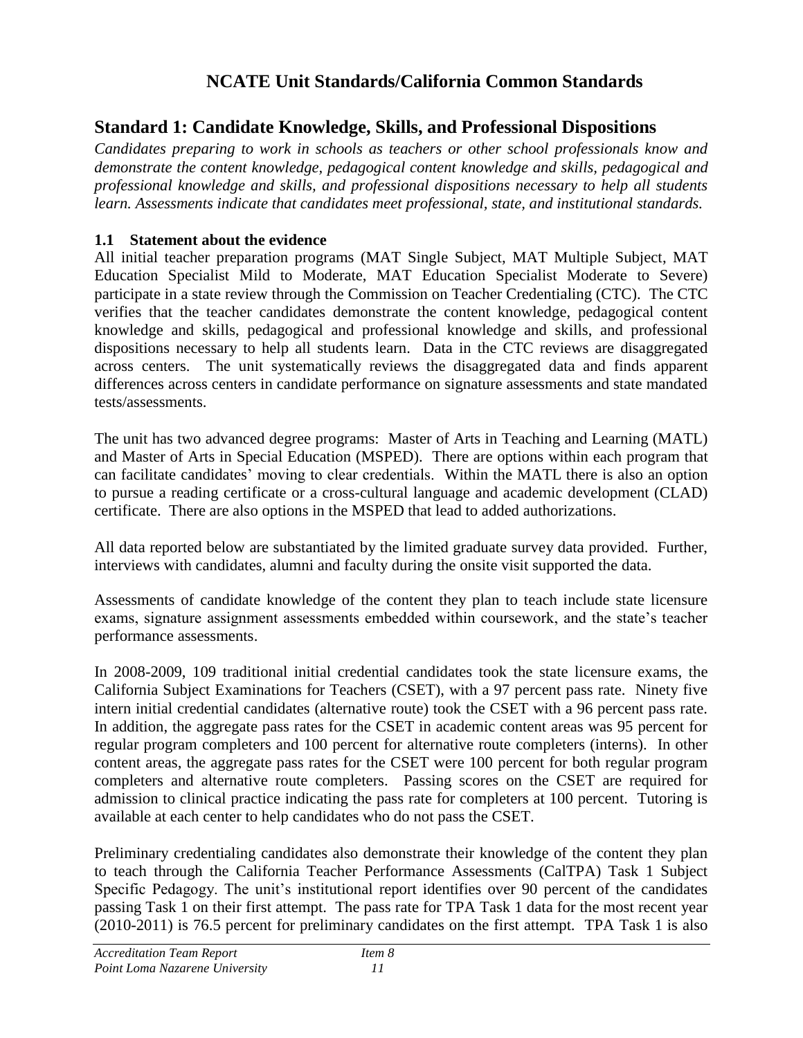# NCATE Unit Standards/California Common Standards

## Standard 1: Candidate Knowledge, Skills, and Professional Dispositions

*Candidates preparing to work in schools as teachers or other school professionals know and demonstrate the content knowledge, pedagogical content knowledge and skills, pedagogical and professional knowledge and skills, and professional dispositions necessary to help all students learn. Assessments indicate that candidates meet professional, state, and institutional standards.*

### 1.1 Statement about the evidence

All initial teacher preparation programs (MAT Single Subject, MAT Multiple Subject, MAT Education Specialist Mild to Moderate, MAT Education Specialist Moderate to Severe) participate in a state review through the Commission on Teacher Credentialing (CTC). The CTC verifies that the teacher candidates demonstrate the content knowledge, pedagogical content knowledge and skills, pedagogical and professional knowledge and skills, and professional dispositions necessary to help all students learn. Data in the CTC reviews are disaggregated across centers. The unit systematically reviews the disaggregated data and finds apparent differences across centers in candidate performance on signature assessments and state mandated tests/assessments.

The unit has two advanced degree programs: Master of Arts in Teaching and Learning (MATL) and Master of Arts in Special Education (MSPED). There are options within each program that can facilitate candidates' moving to clear credentials. Within the MATL there is also an option to pursue a reading certificate or a cross-cultural language and academic development (CLAD) certificate. There are also options in the MSPED that lead to added authorizations.

All data reported below are substantiated by the limited graduate survey data provided. Further, interviews with candidates, alumni and faculty during the onsite visit supported the data.

Assessments of candidate knowledge of the content they plan to teach include state licensure exams, signature assignment assessments embedded within coursework, and the state's teacher performance assessments.

In 2008-2009, 109 traditional initial credential candidates took the state licensure exams, the California Subject Examinations for Teachers (CSET), with a 97 percent pass rate. Ninety five intern initial credential candidates (alternative route) took the CSET with a 96 percent pass rate. In addition, the aggregate pass rates for the CSET in academic content areas was 95 percent for regular program completers and 100 percent for alternative route completers (interns). In other content areas, the aggregate pass rates for the CSET were 100 percent for both regular program completers and alternative route completers. Passing scores on the CSET are required for admission to clinical practice indicating the pass rate for completers at 100 percent. Tutoring is available at each center to help candidates who do not pass the CSET.

Preliminary credentialing candidates also demonstrate their knowledge of the content they plan to teach through the California Teacher Performance Assessments (CalTPA) Task 1 Subject Specific Pedagogy. The unit's institutional report identifies over 90 percent of the candidates passing Task 1 on their first attempt. The pass rate for TPA Task 1 data for the most recent year (2010-2011) is 76.5 percent for preliminary candidates on the first attempt. TPA Task 1 is also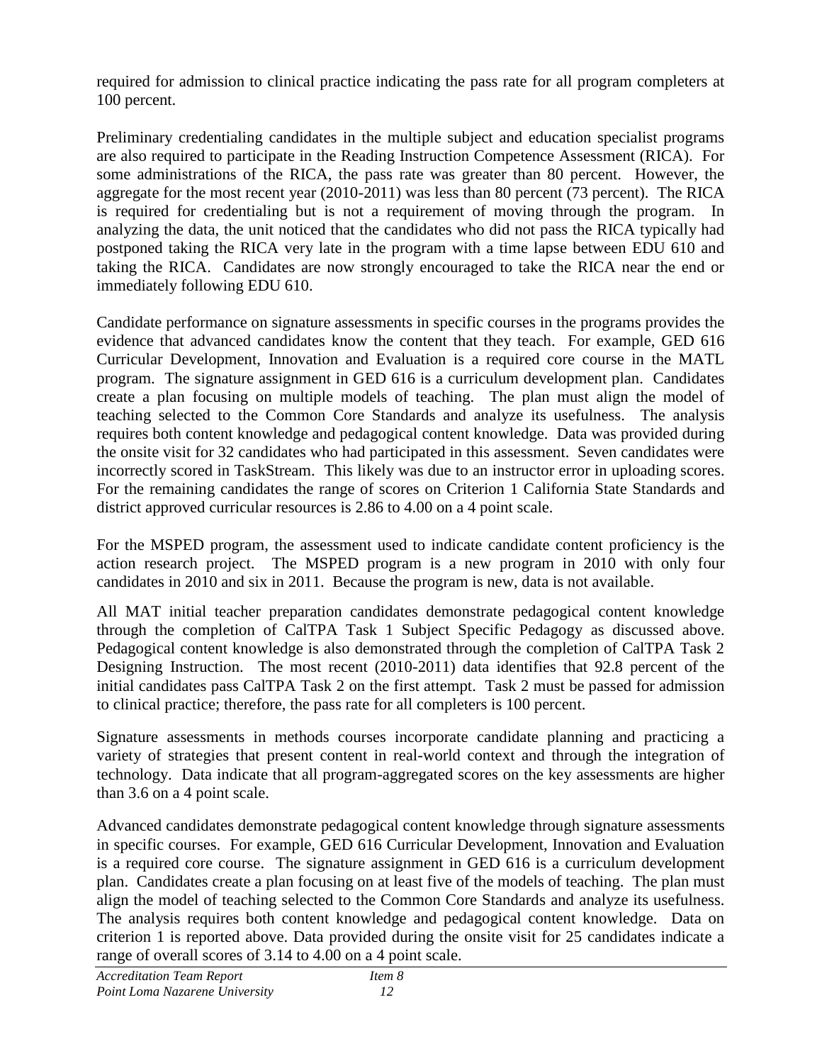required for admission to clinical practice indicating the pass rate for all program completers at 100 percent.

Preliminary credentialing candidates in the multiple subject and education specialist programs are also required to participate in the Reading Instruction Competence Assessment (RICA). For some administrations of the RICA, the pass rate was greater than 80 percent. However, the aggregate for the most recent year (2010-2011) was less than 80 percent (73 percent). The RICA is required for credentialing but is not a requirement of moving through the program. In analyzing the data, the unit noticed that the candidates who did not pass the RICA typically had postponed taking the RICA very late in the program with a time lapse between EDU 610 and taking the RICA. Candidates are now strongly encouraged to take the RICA near the end or immediately following EDU 610.

Candidate performance on signature assessments in specific courses in the programs provides the evidence that advanced candidates know the content that they teach. For example, GED 616 Curricular Development, Innovation and Evaluation is a required core course in the MATL program. The signature assignment in GED 616 is a curriculum development plan. Candidates create a plan focusing on multiple models of teaching. The plan must align the model of teaching selected to the Common Core Standards and analyze its usefulness. The analysis requires both content knowledge and pedagogical content knowledge. Data was provided during the onsite visit for 32 candidates who had participated in this assessment. Seven candidates were incorrectly scored in TaskStream. This likely was due to an instructor error in uploading scores. For the remaining candidates the range of scores on Criterion 1 California State Standards and district approved curricular resources is 2.86 to 4.00 on a 4 point scale.

For the MSPED program, the assessment used to indicate candidate content proficiency is the action research project. The MSPED program is a new program in 2010 with only four candidates in 2010 and six in 2011. Because the program is new, data is not available.

All MAT initial teacher preparation candidates demonstrate pedagogical content knowledge through the completion of CalTPA Task 1 Subject Specific Pedagogy as discussed above. Pedagogical content knowledge is also demonstrated through the completion of CalTPA Task 2 Designing Instruction. The most recent (2010-2011) data identifies that 92.8 percent of the initial candidates pass CalTPA Task 2 on the first attempt. Task 2 must be passed for admission to clinical practice; therefore, the pass rate for all completers is 100 percent.

Signature assessments in methods courses incorporate candidate planning and practicing a variety of strategies that present content in real-world context and through the integration of technology. Data indicate that all program-aggregated scores on the key assessments are higher than 3.6 on a 4 point scale.

Advanced candidates demonstrate pedagogical content knowledge through signature assessments in specific courses. For example, GED 616 Curricular Development, Innovation and Evaluation is a required core course. The signature assignment in GED 616 is a curriculum development plan. Candidates create a plan focusing on at least five of the models of teaching. The plan must align the model of teaching selected to the Common Core Standards and analyze its usefulness. The analysis requires both content knowledge and pedagogical content knowledge. Data on criterion 1 is reported above. Data provided during the onsite visit for 25 candidates indicate a range of overall scores of 3.14 to 4.00 on a 4 point scale.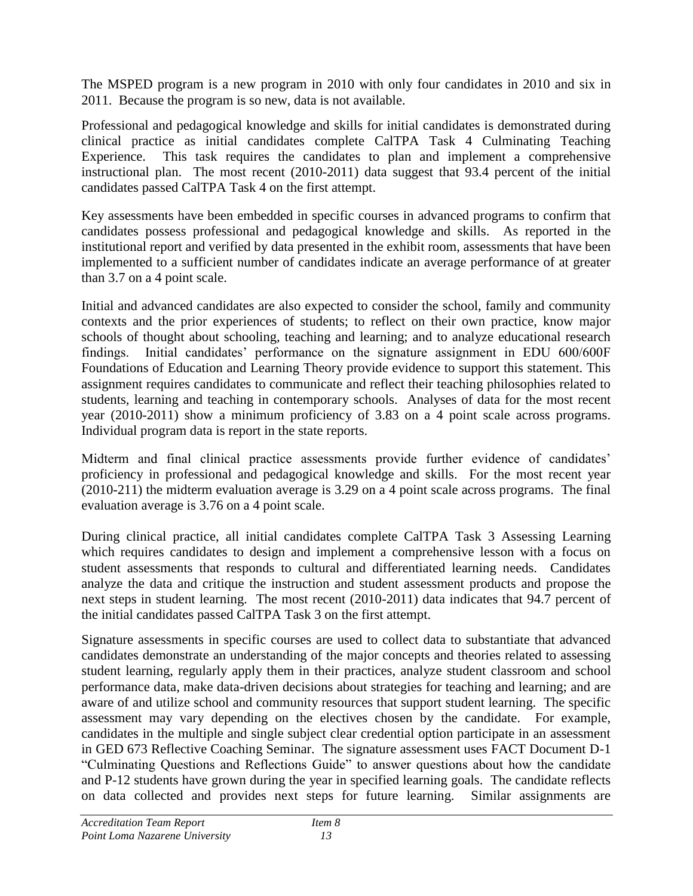The MSPED program is a new program in 2010 with only four candidates in 2010 and six in 2011. Because the program is so new, data is not available.

Professional and pedagogical knowledge and skills for initial candidates is demonstrated during clinical practice as initial candidates complete CalTPA Task 4 Culminating Teaching Experience. This task requires the candidates to plan and implement a comprehensive instructional plan. The most recent (2010-2011) data suggest that 93.4 percent of the initial candidates passed CalTPA Task 4 on the first attempt.

Key assessments have been embedded in specific courses in advanced programs to confirm that candidates possess professional and pedagogical knowledge and skills. As reported in the institutional report and verified by data presented in the exhibit room, assessments that have been implemented to a sufficient number of candidates indicate an average performance of at greater than 3.7 on a 4 point scale.

Initial and advanced candidates are also expected to consider the school, family and community contexts and the prior experiences of students; to reflect on their own practice, know major schools of thought about schooling, teaching and learning; and to analyze educational research findings. Initial candidates' performance on the signature assignment in EDU 600/600F Foundations of Education and Learning Theory provide evidence to support this statement. This assignment requires candidates to communicate and reflect their teaching philosophies related to students, learning and teaching in contemporary schools. Analyses of data for the most recent year (2010-2011) show a minimum proficiency of 3.83 on a 4 point scale across programs. Individual program data is report in the state reports.

Midterm and final clinical practice assessments provide further evidence of candidates' proficiency in professional and pedagogical knowledge and skills. For the most recent year (2010-211) the midterm evaluation average is 3.29 on a 4 point scale across programs. The final evaluation average is 3.76 on a 4 point scale.

During clinical practice, all initial candidates complete CalTPA Task 3 Assessing Learning which requires candidates to design and implement a comprehensive lesson with a focus on student assessments that responds to cultural and differentiated learning needs. Candidates analyze the data and critique the instruction and student assessment products and propose the next steps in student learning. The most recent (2010-2011) data indicates that 94.7 percent of the initial candidates passed CalTPA Task 3 on the first attempt.

Signature assessments in specific courses are used to collect data to substantiate that advanced candidates demonstrate an understanding of the major concepts and theories related to assessing student learning, regularly apply them in their practices, analyze student classroom and school performance data, make data-driven decisions about strategies for teaching and learning; and are aware of and utilize school and community resources that support student learning. The specific assessment may vary depending on the electives chosen by the candidate. For example, candidates in the multiple and single subject clear credential option participate in an assessment in GED 673 Reflective Coaching Seminar. The signature assessment uses FACT Document D-1 "Culminating Questions and Reflections Guide" to answer questions about how the candidate and P-12 students have grown during the year in specified learning goals. The candidate reflects on data collected and provides next steps for future learning. Similar assignments are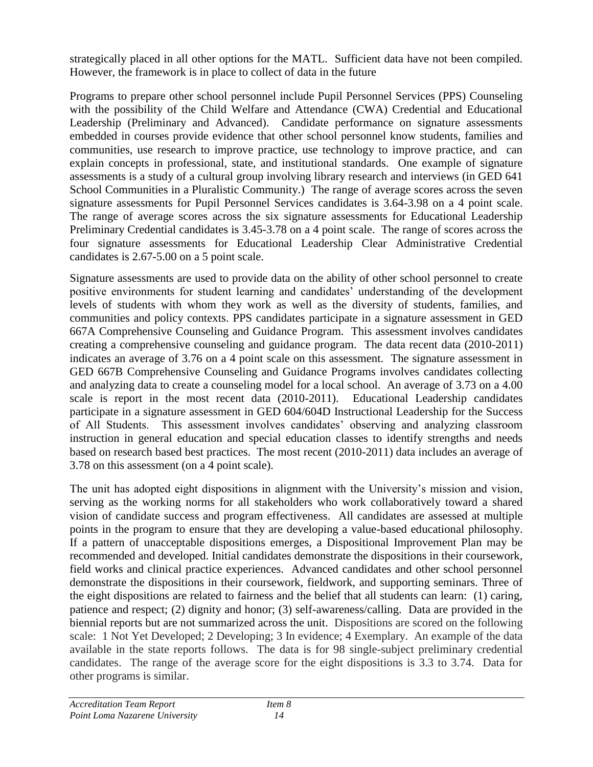strategically placed in all other options for the MATL. Sufficient data have not been compiled. However, the framework is in place to collect of data in the future

Programs to prepare other school personnel include Pupil Personnel Services (PPS) Counseling with the possibility of the Child Welfare and Attendance (CWA) Credential and Educational Leadership (Preliminary and Advanced). Candidate performance on signature assessments embedded in courses provide evidence that other school personnel know students, families and communities, use research to improve practice, use technology to improve practice, and can explain concepts in professional, state, and institutional standards. One example of signature assessments is a study of a cultural group involving library research and interviews (in GED 641 School Communities in a Pluralistic Community.) The range of average scores across the seven signature assessments for Pupil Personnel Services candidates is 3.64-3.98 on a 4 point scale. The range of average scores across the six signature assessments for Educational Leadership Preliminary Credential candidates is 3.45-3.78 on a 4 point scale. The range of scores across the four signature assessments for Educational Leadership Clear Administrative Credential candidates is 2.67-5.00 on a 5 point scale.

Signature assessments are used to provide data on the ability of other school personnel to create positive environments for student learning and candidates' understanding of the development levels of students with whom they work as well as the diversity of students, families, and communities and policy contexts. PPS candidates participate in a signature assessment in GED 667A Comprehensive Counseling and Guidance Program. This assessment involves candidates creating a comprehensive counseling and guidance program. The data recent data (2010-2011) indicates an average of 3.76 on a 4 point scale on this assessment. The signature assessment in GED 667B Comprehensive Counseling and Guidance Programs involves candidates collecting and analyzing data to create a counseling model for a local school. An average of 3.73 on a 4.00 scale is report in the most recent data (2010-2011). Educational Leadership candidates participate in a signature assessment in GED 604/604D Instructional Leadership for the Success of All Students. This assessment involves candidates' observing and analyzing classroom instruction in general education and special education classes to identify strengths and needs based on research based best practices. The most recent (2010-2011) data includes an average of 3.78 on this assessment (on a 4 point scale).

The unit has adopted eight dispositions in alignment with the University's mission and vision, serving as the working norms for all stakeholders who work collaboratively toward a shared vision of candidate success and program effectiveness. All candidates are assessed at multiple points in the program to ensure that they are developing a value-based educational philosophy. If a pattern of unacceptable dispositions emerges, a Dispositional Improvement Plan may be recommended and developed. Initial candidates demonstrate the dispositions in their coursework, field works and clinical practice experiences. Advanced candidates and other school personnel demonstrate the dispositions in their coursework, fieldwork, and supporting seminars. Three of the eight dispositions are related to fairness and the belief that all students can learn: (1) caring, patience and respect; (2) dignity and honor; (3) self-awareness/calling. Data are provided in the biennial reports but are not summarized across the unit. Dispositions are scored on the following scale: 1 Not Yet Developed; 2 Developing; 3 In evidence; 4 Exemplary. An example of the data available in the state reports follows. The data is for 98 single-subject preliminary credential candidates. The range of the average score for the eight dispositions is 3.3 to 3.74. Data for other programs is similar.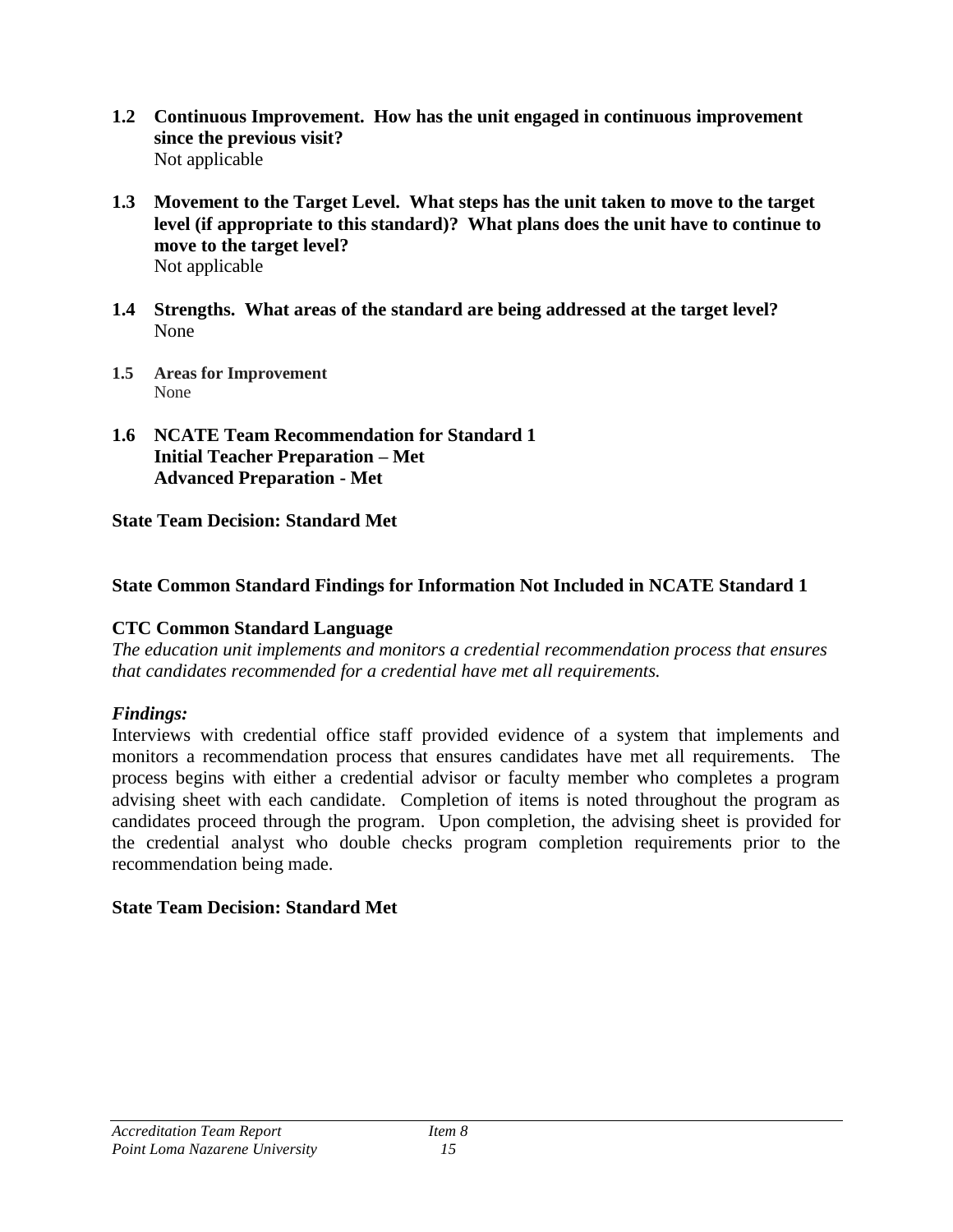**1.2 Continuous Improvement. How has the unit engaged in continuous improvement since the previous visit?**
Not applicable

**1.3 Movement to the Target Level. What steps has the unit taken to move to the target level (if appropriate to this standard)? What plans does the unit have to continue to move to the target level?**
Not applicable

**1.4 Strengths. What areas of the standard are being addressed at the target level?**
None

**1.5 Areas for Improvement**
None

**1.6 NCATE Team Recommendation for Standard 1**
**Initial Teacher Preparation – Met**
**Advanced Preparation - Met**

**State Team Decision: Standard Met**

**State Common Standard Findings for Information Not Included in NCATE Standard 1**

**CTC Common Standard Language**

*The education unit implements and monitors a credential recommendation process that ensures that candidates recommended for a credential have met all requirements.*

***Findings:***

Interviews with credential office staff provided evidence of a system that implements and monitors a recommendation process that ensures candidates have met all requirements. The process begins with either a credential advisor or faculty member who completes a program advising sheet with each candidate. Completion of items is noted throughout the program as candidates proceed through the program. Upon completion, the advising sheet is provided for the credential analyst who double checks program completion requirements prior to the recommendation being made.

**State Team Decision: Standard Met**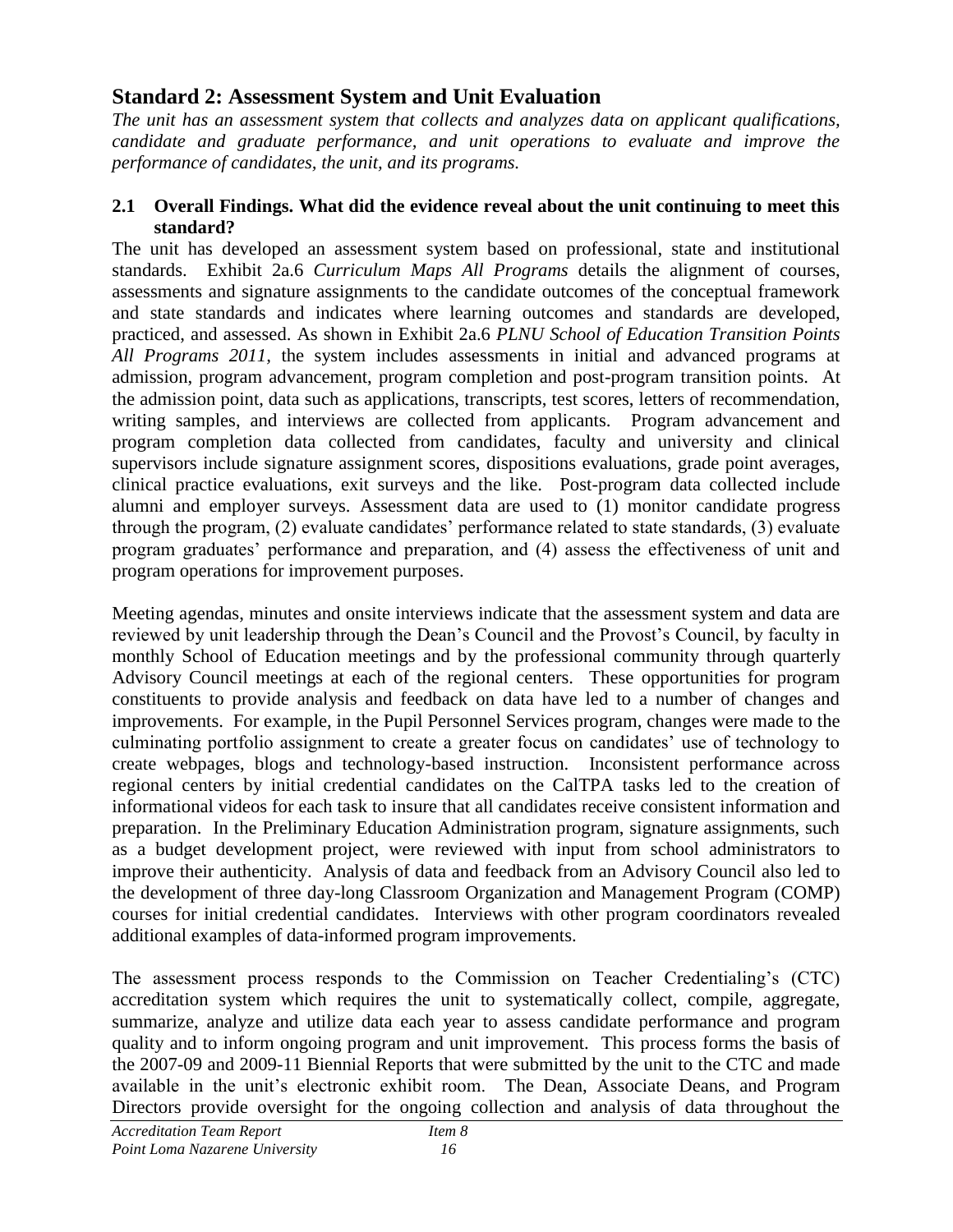## Standard 2: Assessment System and Unit Evaluation

*The unit has an assessment system that collects and analyzes data on applicant qualifications, candidate and graduate performance, and unit operations to evaluate and improve the performance of candidates, the unit, and its programs.*

### 2.1 Overall Findings. What did the evidence reveal about the unit continuing to meet this standard?

The unit has developed an assessment system based on professional, state and institutional standards. Exhibit 2a.6 *Curriculum Maps All Programs* details the alignment of courses, assessments and signature assignments to the candidate outcomes of the conceptual framework and state standards and indicates where learning outcomes and standards are developed, practiced, and assessed. As shown in Exhibit 2a.6 *PLNU School of Education Transition Points All Programs 2011*, the system includes assessments in initial and advanced programs at admission, program advancement, program completion and post-program transition points. At the admission point, data such as applications, transcripts, test scores, letters of recommendation, writing samples, and interviews are collected from applicants. Program advancement and program completion data collected from candidates, faculty and university and clinical supervisors include signature assignment scores, dispositions evaluations, grade point averages, clinical practice evaluations, exit surveys and the like. Post-program data collected include alumni and employer surveys. Assessment data are used to (1) monitor candidate progress through the program, (2) evaluate candidates' performance related to state standards, (3) evaluate program graduates' performance and preparation, and (4) assess the effectiveness of unit and program operations for improvement purposes.

Meeting agendas, minutes and onsite interviews indicate that the assessment system and data are reviewed by unit leadership through the Dean's Council and the Provost's Council, by faculty in monthly School of Education meetings and by the professional community through quarterly Advisory Council meetings at each of the regional centers. These opportunities for program constituents to provide analysis and feedback on data have led to a number of changes and improvements. For example, in the Pupil Personnel Services program, changes were made to the culminating portfolio assignment to create a greater focus on candidates' use of technology to create webpages, blogs and technology-based instruction. Inconsistent performance across regional centers by initial credential candidates on the CalTPA tasks led to the creation of informational videos for each task to insure that all candidates receive consistent information and preparation. In the Preliminary Education Administration program, signature assignments, such as a budget development project, were reviewed with input from school administrators to improve their authenticity. Analysis of data and feedback from an Advisory Council also led to the development of three day-long Classroom Organization and Management Program (COMP) courses for initial credential candidates. Interviews with other program coordinators revealed additional examples of data-informed program improvements.

The assessment process responds to the Commission on Teacher Credentialing's (CTC) accreditation system which requires the unit to systematically collect, compile, aggregate, summarize, analyze and utilize data each year to assess candidate performance and program quality and to inform ongoing program and unit improvement. This process forms the basis of the 2007-09 and 2009-11 Biennial Reports that were submitted by the unit to the CTC and made available in the unit's electronic exhibit room. The Dean, Associate Deans, and Program Directors provide oversight for the ongoing collection and analysis of data throughout the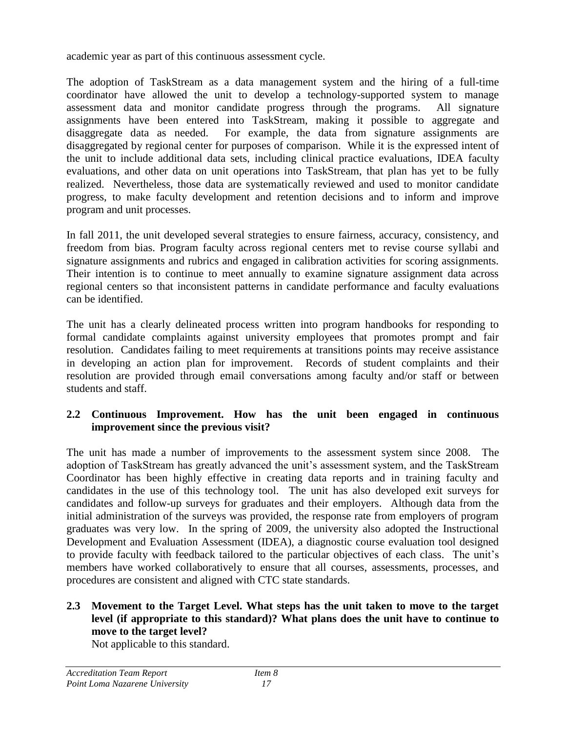academic year as part of this continuous assessment cycle.

The adoption of TaskStream as a data management system and the hiring of a full-time coordinator have allowed the unit to develop a technology-supported system to manage assessment data and monitor candidate progress through the programs. All signature assignments have been entered into TaskStream, making it possible to aggregate and disaggregate data as needed. For example, the data from signature assignments are disaggregated by regional center for purposes of comparison. While it is the expressed intent of the unit to include additional data sets, including clinical practice evaluations, IDEA faculty evaluations, and other data on unit operations into TaskStream, that plan has yet to be fully realized. Nevertheless, those data are systematically reviewed and used to monitor candidate progress, to make faculty development and retention decisions and to inform and improve program and unit processes.

In fall 2011, the unit developed several strategies to ensure fairness, accuracy, consistency, and freedom from bias. Program faculty across regional centers met to revise course syllabi and signature assignments and rubrics and engaged in calibration activities for scoring assignments. Their intention is to continue to meet annually to examine signature assignment data across regional centers so that inconsistent patterns in candidate performance and faculty evaluations can be identified.

The unit has a clearly delineated process written into program handbooks for responding to formal candidate complaints against university employees that promotes prompt and fair resolution. Candidates failing to meet requirements at transitions points may receive assistance in developing an action plan for improvement. Records of student complaints and their resolution are provided through email conversations among faculty and/or staff or between students and staff.

**2.2 Continuous Improvement. How has the unit been engaged in continuous improvement since the previous visit?**

The unit has made a number of improvements to the assessment system since 2008. The adoption of TaskStream has greatly advanced the unit's assessment system, and the TaskStream Coordinator has been highly effective in creating data reports and in training faculty and candidates in the use of this technology tool. The unit has also developed exit surveys for candidates and follow-up surveys for graduates and their employers. Although data from the initial administration of the surveys was provided, the response rate from employers of program graduates was very low. In the spring of 2009, the university also adopted the Instructional Development and Evaluation Assessment (IDEA), a diagnostic course evaluation tool designed to provide faculty with feedback tailored to the particular objectives of each class. The unit's members have worked collaboratively to ensure that all courses, assessments, processes, and procedures are consistent and aligned with CTC state standards.

**2.3 Movement to the Target Level. What steps has the unit taken to move to the target level (if appropriate to this standard)? What plans does the unit have to continue to move to the target level?**

Not applicable to this standard.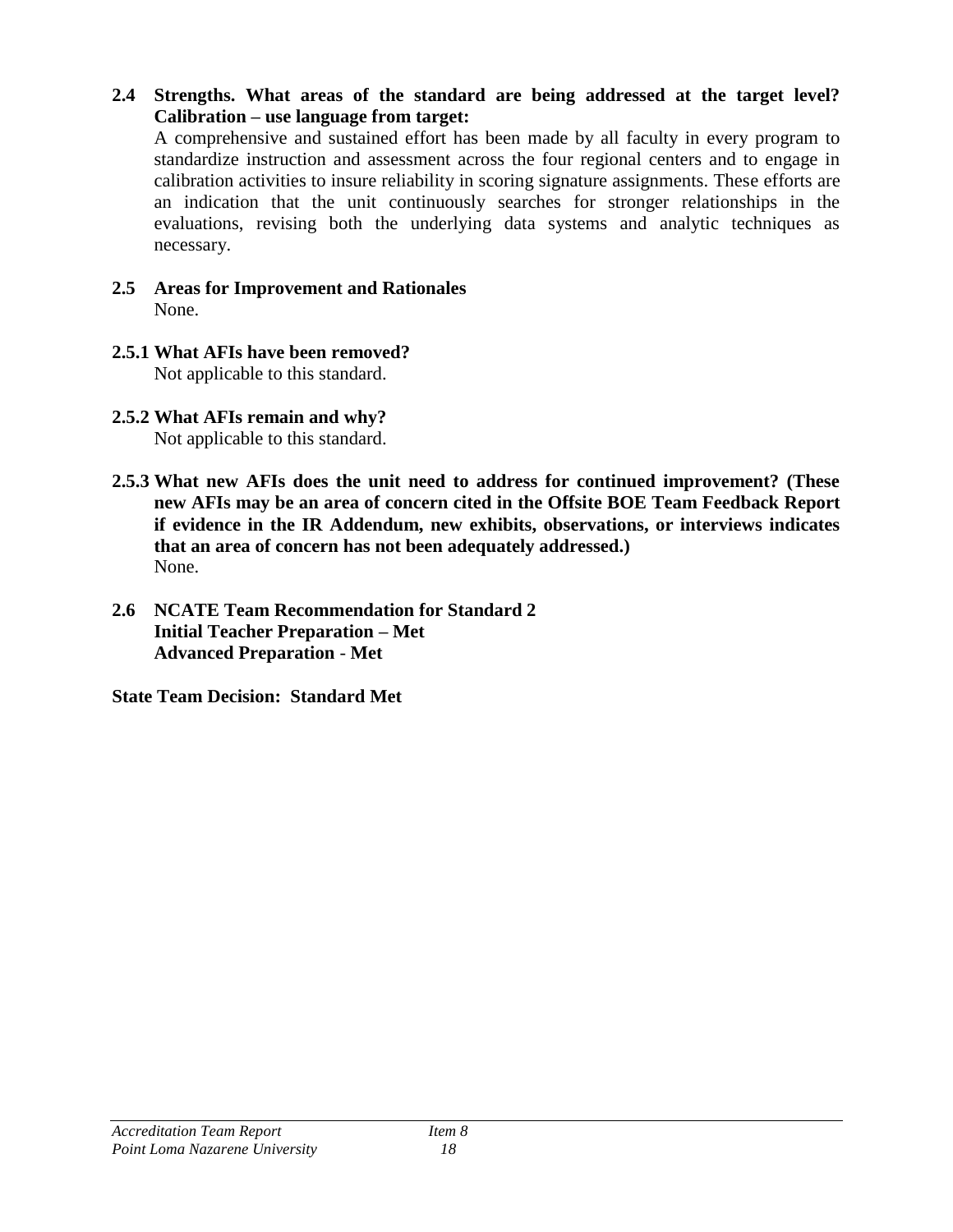**2.4 Strengths. What areas of the standard are being addressed at the target level? Calibration – use language from target:**

A comprehensive and sustained effort has been made by all faculty in every program to standardize instruction and assessment across the four regional centers and to engage in calibration activities to insure reliability in scoring signature assignments. These efforts are an indication that the unit continuously searches for stronger relationships in the evaluations, revising both the underlying data systems and analytic techniques as necessary.

**2.5 Areas for Improvement and Rationales**

None.

**2.5.1 What AFIs have been removed?**

Not applicable to this standard.

**2.5.2 What AFIs remain and why?**

Not applicable to this standard.

**2.5.3 What new AFIs does the unit need to address for continued improvement? (These new AFIs may be an area of concern cited in the Offsite BOE Team Feedback Report if evidence in the IR Addendum, new exhibits, observations, or interviews indicates that an area of concern has not been adequately addressed.)**

None.

**2.6 NCATE Team Recommendation for Standard 2**
**Initial Teacher Preparation – Met**
**Advanced Preparation - Met**

**State Team Decision: Standard Met**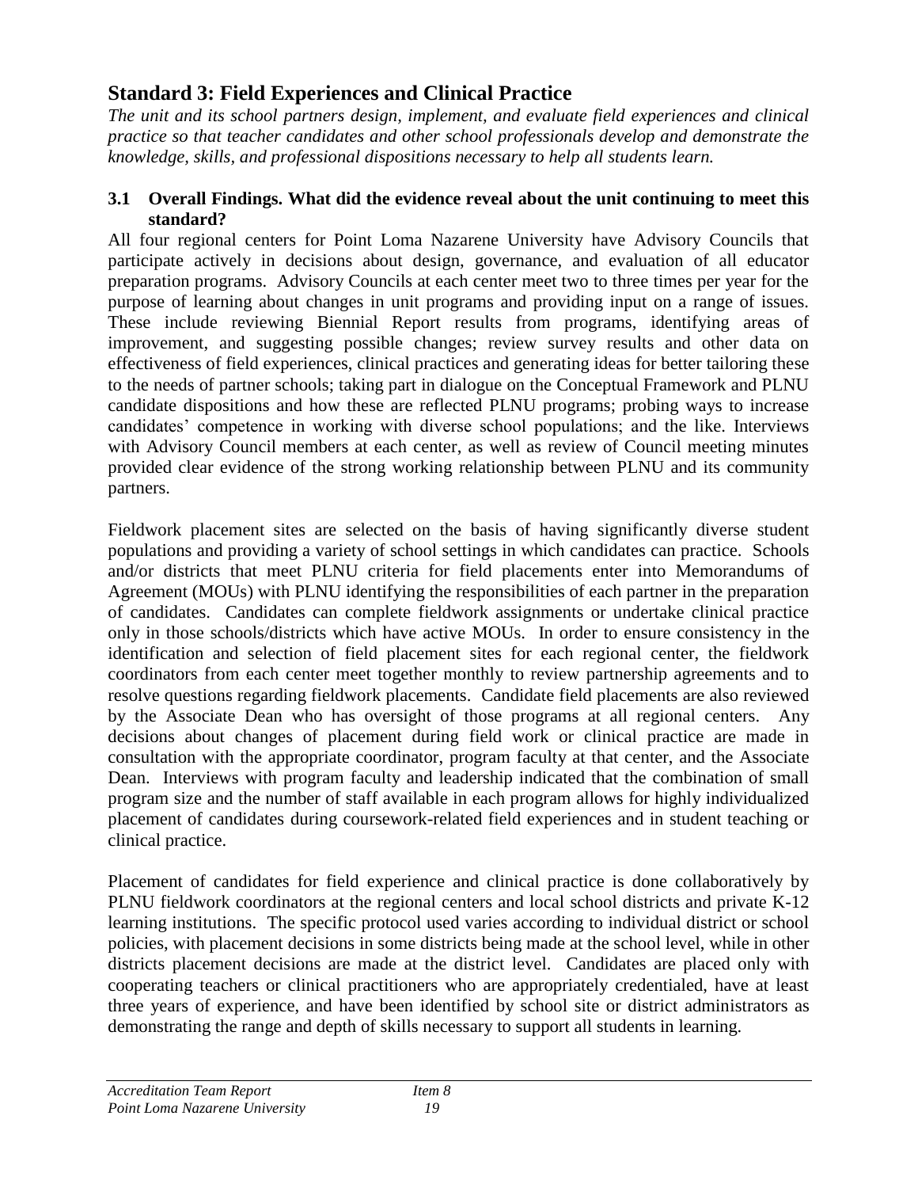## Standard 3: Field Experiences and Clinical Practice

*The unit and its school partners design, implement, and evaluate field experiences and clinical practice so that teacher candidates and other school professionals develop and demonstrate the knowledge, skills, and professional dispositions necessary to help all students learn.*

### 3.1 Overall Findings. What did the evidence reveal about the unit continuing to meet this standard?

All four regional centers for Point Loma Nazarene University have Advisory Councils that participate actively in decisions about design, governance, and evaluation of all educator preparation programs. Advisory Councils at each center meet two to three times per year for the purpose of learning about changes in unit programs and providing input on a range of issues. These include reviewing Biennial Report results from programs, identifying areas of improvement, and suggesting possible changes; review survey results and other data on effectiveness of field experiences, clinical practices and generating ideas for better tailoring these to the needs of partner schools; taking part in dialogue on the Conceptual Framework and PLNU candidate dispositions and how these are reflected PLNU programs; probing ways to increase candidates' competence in working with diverse school populations; and the like. Interviews with Advisory Council members at each center, as well as review of Council meeting minutes provided clear evidence of the strong working relationship between PLNU and its community partners.

Fieldwork placement sites are selected on the basis of having significantly diverse student populations and providing a variety of school settings in which candidates can practice. Schools and/or districts that meet PLNU criteria for field placements enter into Memorandums of Agreement (MOUs) with PLNU identifying the responsibilities of each partner in the preparation of candidates. Candidates can complete fieldwork assignments or undertake clinical practice only in those schools/districts which have active MOUs. In order to ensure consistency in the identification and selection of field placement sites for each regional center, the fieldwork coordinators from each center meet together monthly to review partnership agreements and to resolve questions regarding fieldwork placements. Candidate field placements are also reviewed by the Associate Dean who has oversight of those programs at all regional centers. Any decisions about changes of placement during field work or clinical practice are made in consultation with the appropriate coordinator, program faculty at that center, and the Associate Dean. Interviews with program faculty and leadership indicated that the combination of small program size and the number of staff available in each program allows for highly individualized placement of candidates during coursework-related field experiences and in student teaching or clinical practice.

Placement of candidates for field experience and clinical practice is done collaboratively by PLNU fieldwork coordinators at the regional centers and local school districts and private K-12 learning institutions. The specific protocol used varies according to individual district or school policies, with placement decisions in some districts being made at the school level, while in other districts placement decisions are made at the district level. Candidates are placed only with cooperating teachers or clinical practitioners who are appropriately credentialed, have at least three years of experience, and have been identified by school site or district administrators as demonstrating the range and depth of skills necessary to support all students in learning.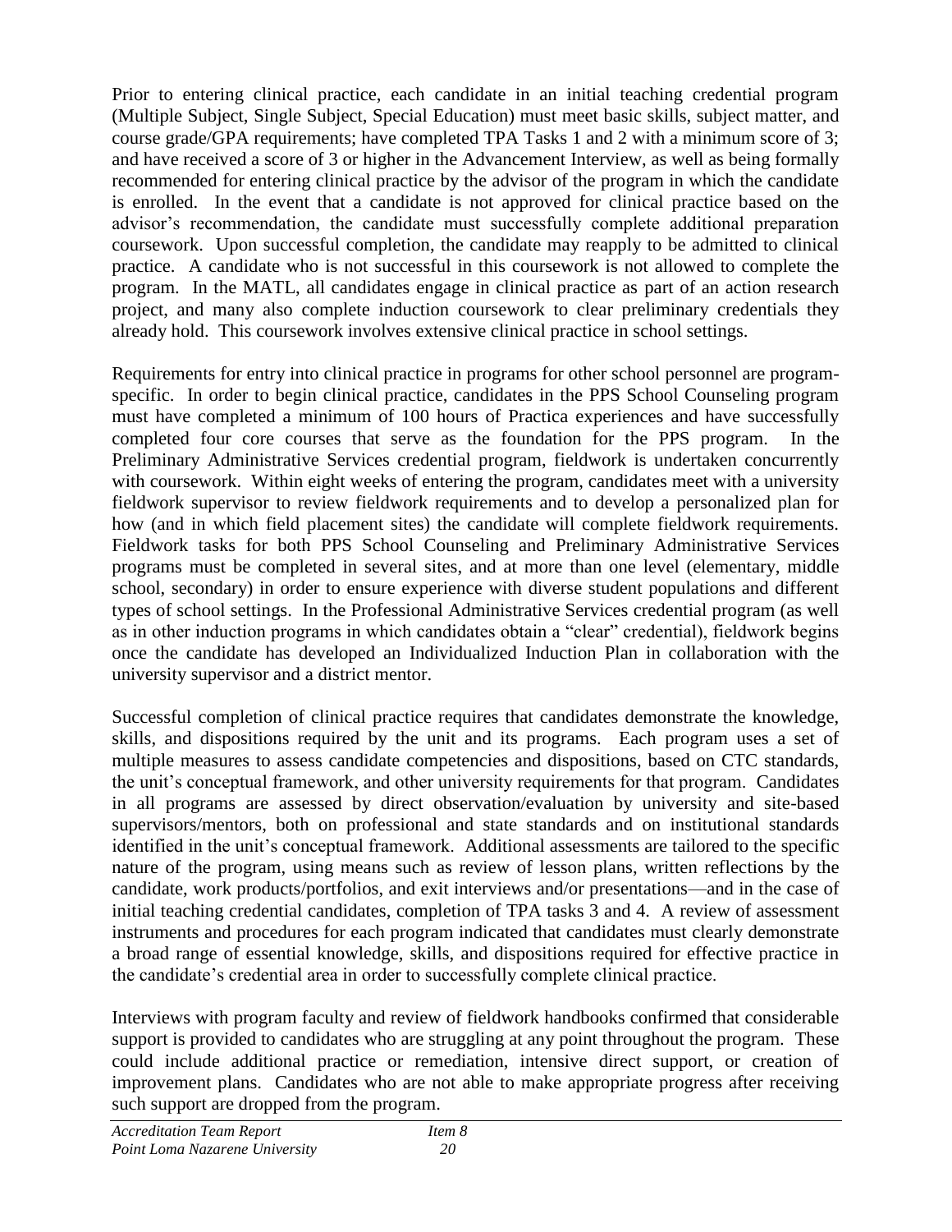Prior to entering clinical practice, each candidate in an initial teaching credential program (Multiple Subject, Single Subject, Special Education) must meet basic skills, subject matter, and course grade/GPA requirements; have completed TPA Tasks 1 and 2 with a minimum score of 3; and have received a score of 3 or higher in the Advancement Interview, as well as being formally recommended for entering clinical practice by the advisor of the program in which the candidate is enrolled. In the event that a candidate is not approved for clinical practice based on the advisor's recommendation, the candidate must successfully complete additional preparation coursework. Upon successful completion, the candidate may reapply to be admitted to clinical practice. A candidate who is not successful in this coursework is not allowed to complete the program. In the MATL, all candidates engage in clinical practice as part of an action research project, and many also complete induction coursework to clear preliminary credentials they already hold. This coursework involves extensive clinical practice in school settings.

Requirements for entry into clinical practice in programs for other school personnel are program-specific. In order to begin clinical practice, candidates in the PPS School Counseling program must have completed a minimum of 100 hours of Practica experiences and have successfully completed four core courses that serve as the foundation for the PPS program. In the Preliminary Administrative Services credential program, fieldwork is undertaken concurrently with coursework. Within eight weeks of entering the program, candidates meet with a university fieldwork supervisor to review fieldwork requirements and to develop a personalized plan for how (and in which field placement sites) the candidate will complete fieldwork requirements. Fieldwork tasks for both PPS School Counseling and Preliminary Administrative Services programs must be completed in several sites, and at more than one level (elementary, middle school, secondary) in order to ensure experience with diverse student populations and different types of school settings. In the Professional Administrative Services credential program (as well as in other induction programs in which candidates obtain a "clear" credential), fieldwork begins once the candidate has developed an Individualized Induction Plan in collaboration with the university supervisor and a district mentor.

Successful completion of clinical practice requires that candidates demonstrate the knowledge, skills, and dispositions required by the unit and its programs. Each program uses a set of multiple measures to assess candidate competencies and dispositions, based on CTC standards, the unit's conceptual framework, and other university requirements for that program. Candidates in all programs are assessed by direct observation/evaluation by university and site-based supervisors/mentors, both on professional and state standards and on institutional standards identified in the unit's conceptual framework. Additional assessments are tailored to the specific nature of the program, using means such as review of lesson plans, written reflections by the candidate, work products/portfolios, and exit interviews and/or presentations—and in the case of initial teaching credential candidates, completion of TPA tasks 3 and 4. A review of assessment instruments and procedures for each program indicated that candidates must clearly demonstrate a broad range of essential knowledge, skills, and dispositions required for effective practice in the candidate's credential area in order to successfully complete clinical practice.

Interviews with program faculty and review of fieldwork handbooks confirmed that considerable support is provided to candidates who are struggling at any point throughout the program. These could include additional practice or remediation, intensive direct support, or creation of improvement plans. Candidates who are not able to make appropriate progress after receiving such support are dropped from the program.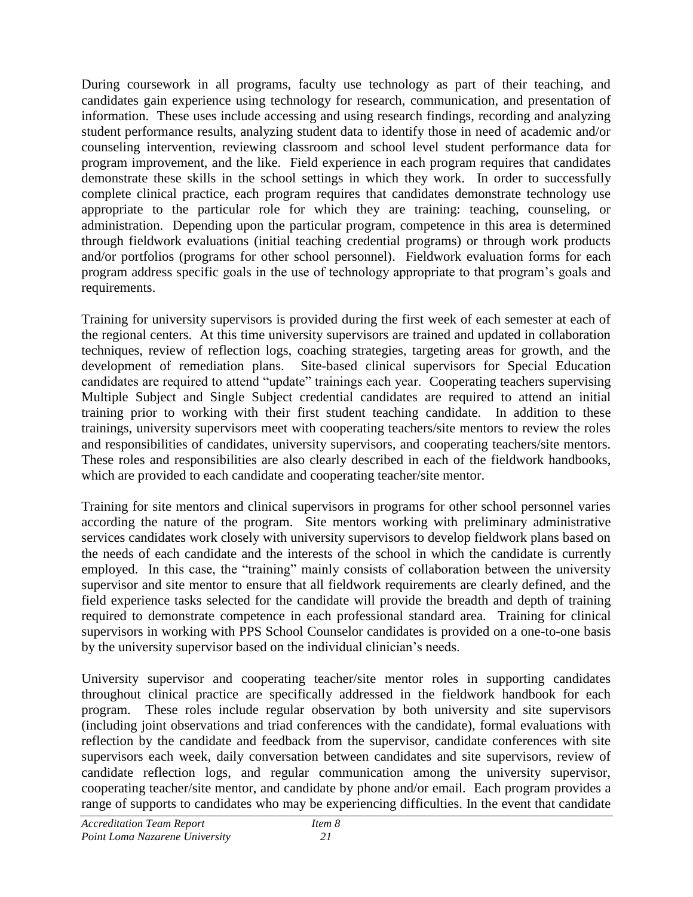During coursework in all programs, faculty use technology as part of their teaching, and candidates gain experience using technology for research, communication, and presentation of information. These uses include accessing and using research findings, recording and analyzing student performance results, analyzing student data to identify those in need of academic and/or counseling intervention, reviewing classroom and school level student performance data for program improvement, and the like. Field experience in each program requires that candidates demonstrate these skills in the school settings in which they work. In order to successfully complete clinical practice, each program requires that candidates demonstrate technology use appropriate to the particular role for which they are training: teaching, counseling, or administration. Depending upon the particular program, competence in this area is determined through fieldwork evaluations (initial teaching credential programs) or through work products and/or portfolios (programs for other school personnel). Fieldwork evaluation forms for each program address specific goals in the use of technology appropriate to that program's goals and requirements.

Training for university supervisors is provided during the first week of each semester at each of the regional centers. At this time university supervisors are trained and updated in collaboration techniques, review of reflection logs, coaching strategies, targeting areas for growth, and the development of remediation plans. Site-based clinical supervisors for Special Education candidates are required to attend "update" trainings each year. Cooperating teachers supervising Multiple Subject and Single Subject credential candidates are required to attend an initial training prior to working with their first student teaching candidate. In addition to these trainings, university supervisors meet with cooperating teachers/site mentors to review the roles and responsibilities of candidates, university supervisors, and cooperating teachers/site mentors. These roles and responsibilities are also clearly described in each of the fieldwork handbooks, which are provided to each candidate and cooperating teacher/site mentor.

Training for site mentors and clinical supervisors in programs for other school personnel varies according the nature of the program. Site mentors working with preliminary administrative services candidates work closely with university supervisors to develop fieldwork plans based on the needs of each candidate and the interests of the school in which the candidate is currently employed. In this case, the "training" mainly consists of collaboration between the university supervisor and site mentor to ensure that all fieldwork requirements are clearly defined, and the field experience tasks selected for the candidate will provide the breadth and depth of training required to demonstrate competence in each professional standard area. Training for clinical supervisors in working with PPS School Counselor candidates is provided on a one-to-one basis by the university supervisor based on the individual clinician's needs.

University supervisor and cooperating teacher/site mentor roles in supporting candidates throughout clinical practice are specifically addressed in the fieldwork handbook for each program. These roles include regular observation by both university and site supervisors (including joint observations and triad conferences with the candidate), formal evaluations with reflection by the candidate and feedback from the supervisor, candidate conferences with site supervisors each week, daily conversation between candidates and site supervisors, review of candidate reflection logs, and regular communication among the university supervisor, cooperating teacher/site mentor, and candidate by phone and/or email. Each program provides a range of supports to candidates who may be experiencing difficulties. In the event that candidate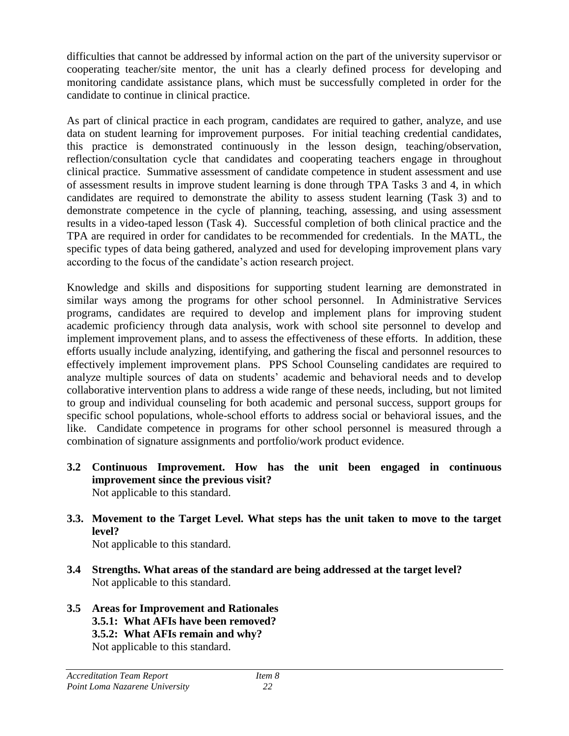difficulties that cannot be addressed by informal action on the part of the university supervisor or cooperating teacher/site mentor, the unit has a clearly defined process for developing and monitoring candidate assistance plans, which must be successfully completed in order for the candidate to continue in clinical practice.

As part of clinical practice in each program, candidates are required to gather, analyze, and use data on student learning for improvement purposes. For initial teaching credential candidates, this practice is demonstrated continuously in the lesson design, teaching/observation, reflection/consultation cycle that candidates and cooperating teachers engage in throughout clinical practice. Summative assessment of candidate competence in student assessment and use of assessment results in improve student learning is done through TPA Tasks 3 and 4, in which candidates are required to demonstrate the ability to assess student learning (Task 3) and to demonstrate competence in the cycle of planning, teaching, assessing, and using assessment results in a video-taped lesson (Task 4). Successful completion of both clinical practice and the TPA are required in order for candidates to be recommended for credentials. In the MATL, the specific types of data being gathered, analyzed and used for developing improvement plans vary according to the focus of the candidate's action research project.

Knowledge and skills and dispositions for supporting student learning are demonstrated in similar ways among the programs for other school personnel. In Administrative Services programs, candidates are required to develop and implement plans for improving student academic proficiency through data analysis, work with school site personnel to develop and implement improvement plans, and to assess the effectiveness of these efforts. In addition, these efforts usually include analyzing, identifying, and gathering the fiscal and personnel resources to effectively implement improvement plans. PPS School Counseling candidates are required to analyze multiple sources of data on students' academic and behavioral needs and to develop collaborative intervention plans to address a wide range of these needs, including, but not limited to group and individual counseling for both academic and personal success, support groups for specific school populations, whole-school efforts to address social or behavioral issues, and the like. Candidate competence in programs for other school personnel is measured through a combination of signature assignments and portfolio/work product evidence.

**3.2 Continuous Improvement. How has the unit been engaged in continuous improvement since the previous visit?**

Not applicable to this standard.

**3.3. Movement to the Target Level. What steps has the unit taken to move to the target level?**

Not applicable to this standard.

**3.4 Strengths. What areas of the standard are being addressed at the target level?**

Not applicable to this standard.

**3.5 Areas for Improvement and Rationales**

**3.5.1: What AFIs have been removed?**

**3.5.2: What AFIs remain and why?**

Not applicable to this standard.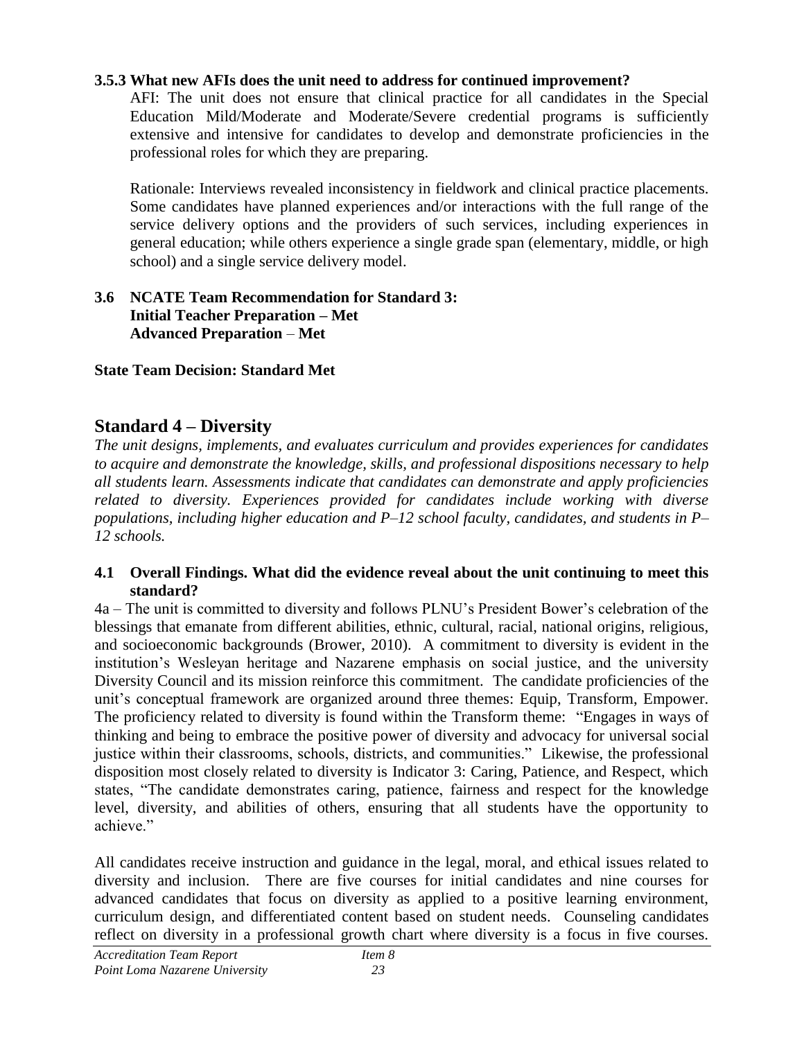**3.5.3 What new AFIs does the unit need to address for continued improvement?**

AFI: The unit does not ensure that clinical practice for all candidates in the Special Education Mild/Moderate and Moderate/Severe credential programs is sufficiently extensive and intensive for candidates to develop and demonstrate proficiencies in the professional roles for which they are preparing.

Rationale: Interviews revealed inconsistency in fieldwork and clinical practice placements. Some candidates have planned experiences and/or interactions with the full range of the service delivery options and the providers of such services, including experiences in general education; while others experience a single grade span (elementary, middle, or high school) and a single service delivery model.

**3.6 NCATE Team Recommendation for Standard 3:**
**Initial Teacher Preparation – Met**
**Advanced Preparation – Met**

**State Team Decision: Standard Met**

## Standard 4 – Diversity

*The unit designs, implements, and evaluates curriculum and provides experiences for candidates to acquire and demonstrate the knowledge, skills, and professional dispositions necessary to help all students learn. Assessments indicate that candidates can demonstrate and apply proficiencies related to diversity. Experiences provided for candidates include working with diverse populations, including higher education and P–12 school faculty, candidates, and students in P–12 schools.*

**4.1 Overall Findings. What did the evidence reveal about the unit continuing to meet this standard?**

4a – The unit is committed to diversity and follows PLNU's President Bower's celebration of the blessings that emanate from different abilities, ethnic, cultural, racial, national origins, religious, and socioeconomic backgrounds (Brower, 2010). A commitment to diversity is evident in the institution's Wesleyan heritage and Nazarene emphasis on social justice, and the university Diversity Council and its mission reinforce this commitment. The candidate proficiencies of the unit's conceptual framework are organized around three themes: Equip, Transform, Empower. The proficiency related to diversity is found within the Transform theme: "Engages in ways of thinking and being to embrace the positive power of diversity and advocacy for universal social justice within their classrooms, schools, districts, and communities." Likewise, the professional disposition most closely related to diversity is Indicator 3: Caring, Patience, and Respect, which states, "The candidate demonstrates caring, patience, fairness and respect for the knowledge level, diversity, and abilities of others, ensuring that all students have the opportunity to achieve."

All candidates receive instruction and guidance in the legal, moral, and ethical issues related to diversity and inclusion. There are five courses for initial candidates and nine courses for advanced candidates that focus on diversity as applied to a positive learning environment, curriculum design, and differentiated content based on student needs. Counseling candidates reflect on diversity in a professional growth chart where diversity is a focus in five courses.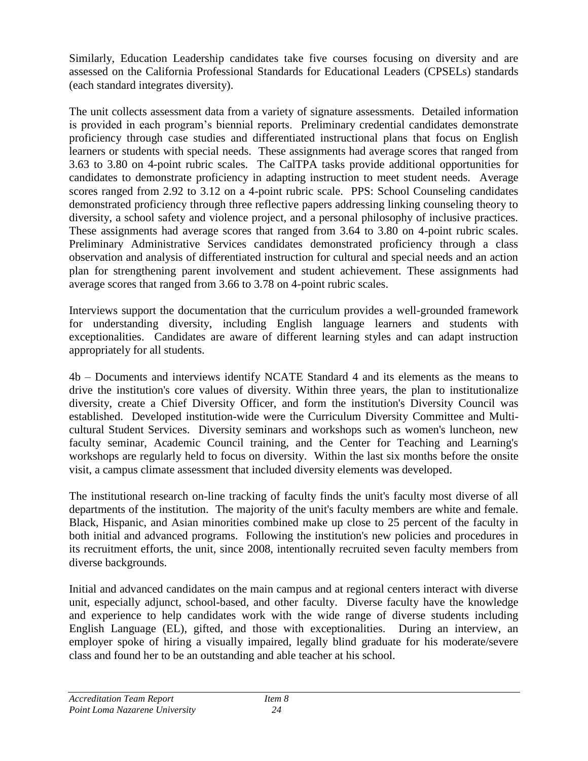Similarly, Education Leadership candidates take five courses focusing on diversity and are assessed on the California Professional Standards for Educational Leaders (CPSELs) standards (each standard integrates diversity).

The unit collects assessment data from a variety of signature assessments. Detailed information is provided in each program's biennial reports. Preliminary credential candidates demonstrate proficiency through case studies and differentiated instructional plans that focus on English learners or students with special needs. These assignments had average scores that ranged from 3.63 to 3.80 on 4-point rubric scales. The CalTPA tasks provide additional opportunities for candidates to demonstrate proficiency in adapting instruction to meet student needs. Average scores ranged from 2.92 to 3.12 on a 4-point rubric scale. PPS: School Counseling candidates demonstrated proficiency through three reflective papers addressing linking counseling theory to diversity, a school safety and violence project, and a personal philosophy of inclusive practices. These assignments had average scores that ranged from 3.64 to 3.80 on 4-point rubric scales. Preliminary Administrative Services candidates demonstrated proficiency through a class observation and analysis of differentiated instruction for cultural and special needs and an action plan for strengthening parent involvement and student achievement. These assignments had average scores that ranged from 3.66 to 3.78 on 4-point rubric scales.

Interviews support the documentation that the curriculum provides a well-grounded framework for understanding diversity, including English language learners and students with exceptionalities. Candidates are aware of different learning styles and can adapt instruction appropriately for all students.

4b – Documents and interviews identify NCATE Standard 4 and its elements as the means to drive the institution's core values of diversity. Within three years, the plan to institutionalize diversity, create a Chief Diversity Officer, and form the institution's Diversity Council was established. Developed institution-wide were the Curriculum Diversity Committee and Multi-cultural Student Services. Diversity seminars and workshops such as women's luncheon, new faculty seminar, Academic Council training, and the Center for Teaching and Learning's workshops are regularly held to focus on diversity. Within the last six months before the onsite visit, a campus climate assessment that included diversity elements was developed.

The institutional research on-line tracking of faculty finds the unit's faculty most diverse of all departments of the institution. The majority of the unit's faculty members are white and female. Black, Hispanic, and Asian minorities combined make up close to 25 percent of the faculty in both initial and advanced programs. Following the institution's new policies and procedures in its recruitment efforts, the unit, since 2008, intentionally recruited seven faculty members from diverse backgrounds.

Initial and advanced candidates on the main campus and at regional centers interact with diverse unit, especially adjunct, school-based, and other faculty. Diverse faculty have the knowledge and experience to help candidates work with the wide range of diverse students including English Language (EL), gifted, and those with exceptionalities. During an interview, an employer spoke of hiring a visually impaired, legally blind graduate for his moderate/severe class and found her to be an outstanding and able teacher at his school.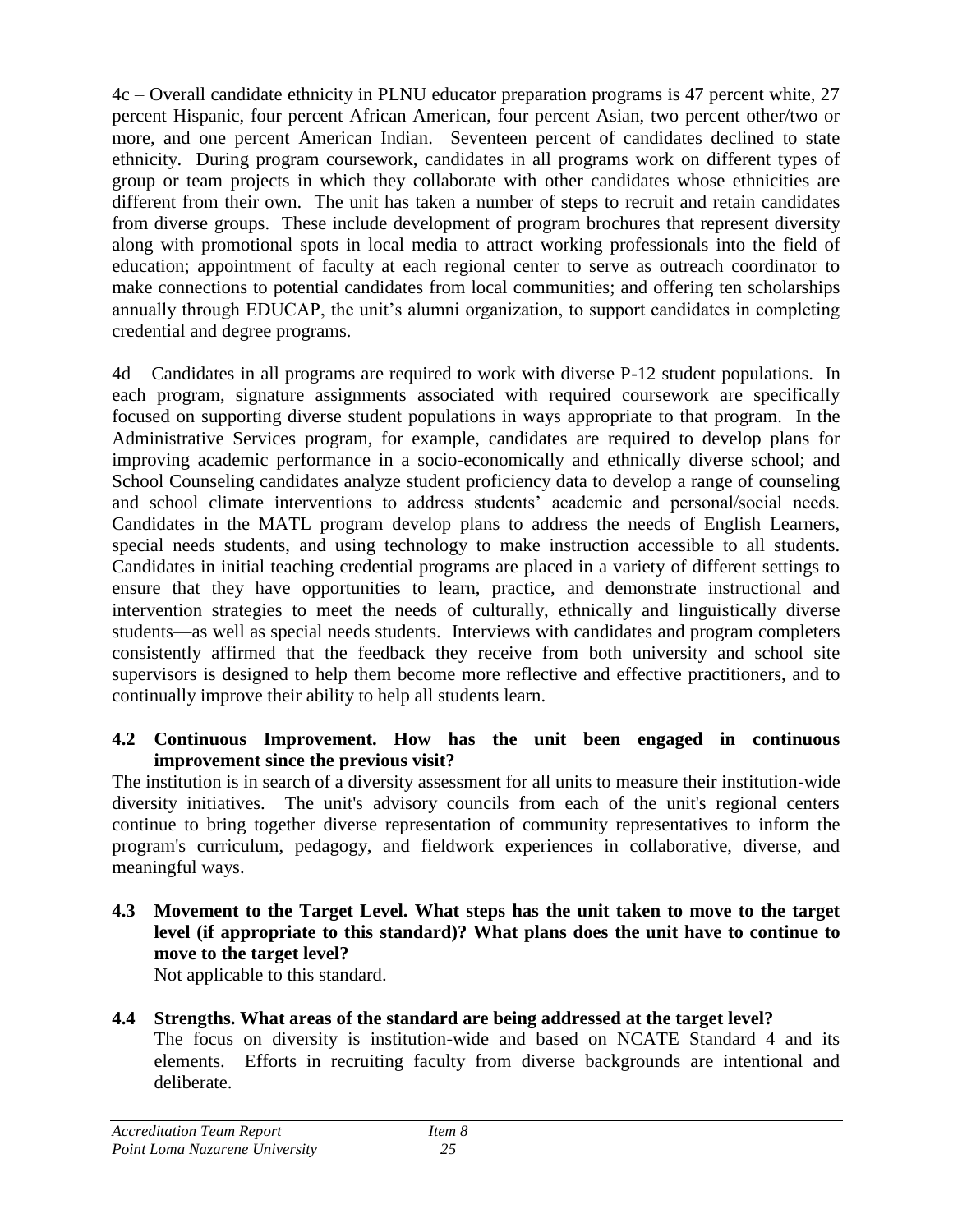4c – Overall candidate ethnicity in PLNU educator preparation programs is 47 percent white, 27 percent Hispanic, four percent African American, four percent Asian, two percent other/two or more, and one percent American Indian. Seventeen percent of candidates declined to state ethnicity. During program coursework, candidates in all programs work on different types of group or team projects in which they collaborate with other candidates whose ethnicities are different from their own. The unit has taken a number of steps to recruit and retain candidates from diverse groups. These include development of program brochures that represent diversity along with promotional spots in local media to attract working professionals into the field of education; appointment of faculty at each regional center to serve as outreach coordinator to make connections to potential candidates from local communities; and offering ten scholarships annually through EDUCAP, the unit's alumni organization, to support candidates in completing credential and degree programs.

4d – Candidates in all programs are required to work with diverse P-12 student populations. In each program, signature assignments associated with required coursework are specifically focused on supporting diverse student populations in ways appropriate to that program. In the Administrative Services program, for example, candidates are required to develop plans for improving academic performance in a socio-economically and ethnically diverse school; and School Counseling candidates analyze student proficiency data to develop a range of counseling and school climate interventions to address students' academic and personal/social needs. Candidates in the MATL program develop plans to address the needs of English Learners, special needs students, and using technology to make instruction accessible to all students. Candidates in initial teaching credential programs are placed in a variety of different settings to ensure that they have opportunities to learn, practice, and demonstrate instructional and intervention strategies to meet the needs of culturally, ethnically and linguistically diverse students—as well as special needs students. Interviews with candidates and program completers consistently affirmed that the feedback they receive from both university and school site supervisors is designed to help them become more reflective and effective practitioners, and to continually improve their ability to help all students learn.

**4.2 Continuous Improvement. How has the unit been engaged in continuous improvement since the previous visit?**

The institution is in search of a diversity assessment for all units to measure their institution-wide diversity initiatives. The unit's advisory councils from each of the unit's regional centers continue to bring together diverse representation of community representatives to inform the program's curriculum, pedagogy, and fieldwork experiences in collaborative, diverse, and meaningful ways.

**4.3 Movement to the Target Level. What steps has the unit taken to move to the target level (if appropriate to this standard)? What plans does the unit have to continue to move to the target level?**

Not applicable to this standard.

**4.4 Strengths. What areas of the standard are being addressed at the target level?**

The focus on diversity is institution-wide and based on NCATE Standard 4 and its elements. Efforts in recruiting faculty from diverse backgrounds are intentional and deliberate.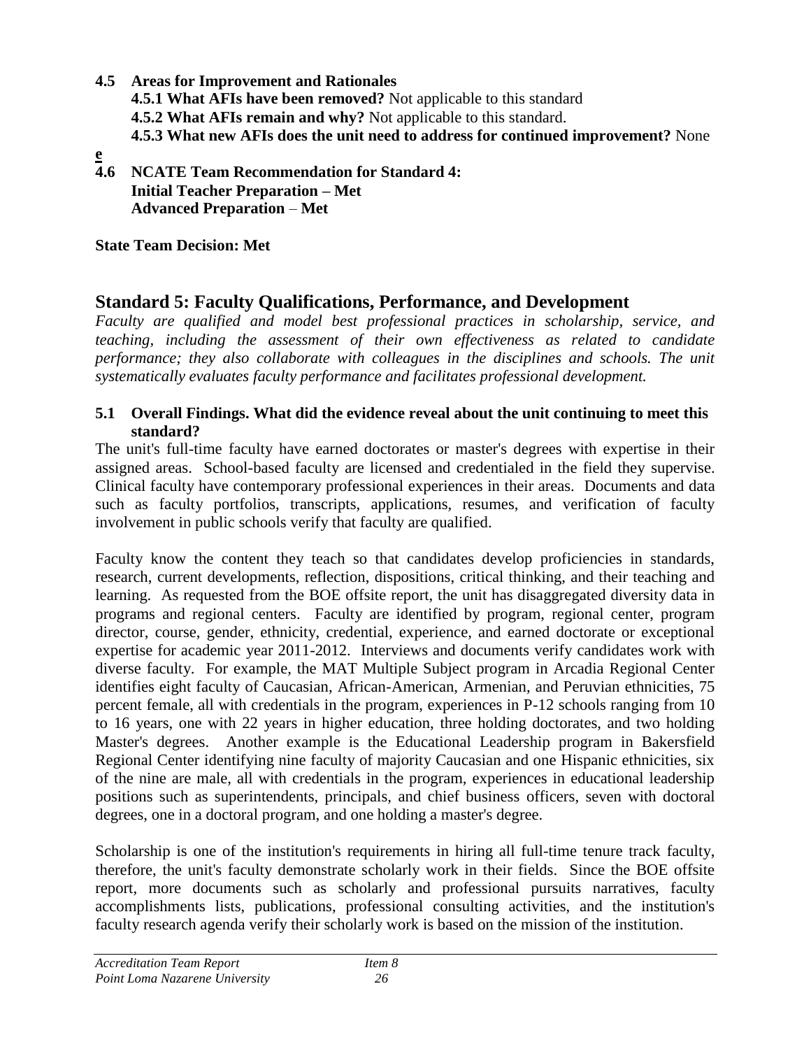**4.5 Areas for Improvement and Rationales**

**4.5.1 What AFIs have been removed?** Not applicable to this standard

**4.5.2 What AFIs remain and why?** Not applicable to this standard.

**4.5.3 What new AFIs does the unit need to address for continued improvement?** None

**e**

**4.6 NCATE Team Recommendation for Standard 4:**
**Initial Teacher Preparation – Met**
**Advanced Preparation – Met**

**State Team Decision: Met**

## Standard 5: Faculty Qualifications, Performance, and Development

*Faculty are qualified and model best professional practices in scholarship, service, and teaching, including the assessment of their own effectiveness as related to candidate performance; they also collaborate with colleagues in the disciplines and schools. The unit systematically evaluates faculty performance and facilitates professional development.*

**5.1 Overall Findings. What did the evidence reveal about the unit continuing to meet this standard?**

The unit's full-time faculty have earned doctorates or master's degrees with expertise in their assigned areas. School-based faculty are licensed and credentialed in the field they supervise. Clinical faculty have contemporary professional experiences in their areas. Documents and data such as faculty portfolios, transcripts, applications, resumes, and verification of faculty involvement in public schools verify that faculty are qualified.

Faculty know the content they teach so that candidates develop proficiencies in standards, research, current developments, reflection, dispositions, critical thinking, and their teaching and learning. As requested from the BOE offsite report, the unit has disaggregated diversity data in programs and regional centers. Faculty are identified by program, regional center, program director, course, gender, ethnicity, credential, experience, and earned doctorate or exceptional expertise for academic year 2011-2012. Interviews and documents verify candidates work with diverse faculty. For example, the MAT Multiple Subject program in Arcadia Regional Center identifies eight faculty of Caucasian, African-American, Armenian, and Peruvian ethnicities, 75 percent female, all with credentials in the program, experiences in P-12 schools ranging from 10 to 16 years, one with 22 years in higher education, three holding doctorates, and two holding Master's degrees. Another example is the Educational Leadership program in Bakersfield Regional Center identifying nine faculty of majority Caucasian and one Hispanic ethnicities, six of the nine are male, all with credentials in the program, experiences in educational leadership positions such as superintendents, principals, and chief business officers, seven with doctoral degrees, one in a doctoral program, and one holding a master's degree.

Scholarship is one of the institution's requirements in hiring all full-time tenure track faculty, therefore, the unit's faculty demonstrate scholarly work in their fields. Since the BOE offsite report, more documents such as scholarly and professional pursuits narratives, faculty accomplishments lists, publications, professional consulting activities, and the institution's faculty research agenda verify their scholarly work is based on the mission of the institution.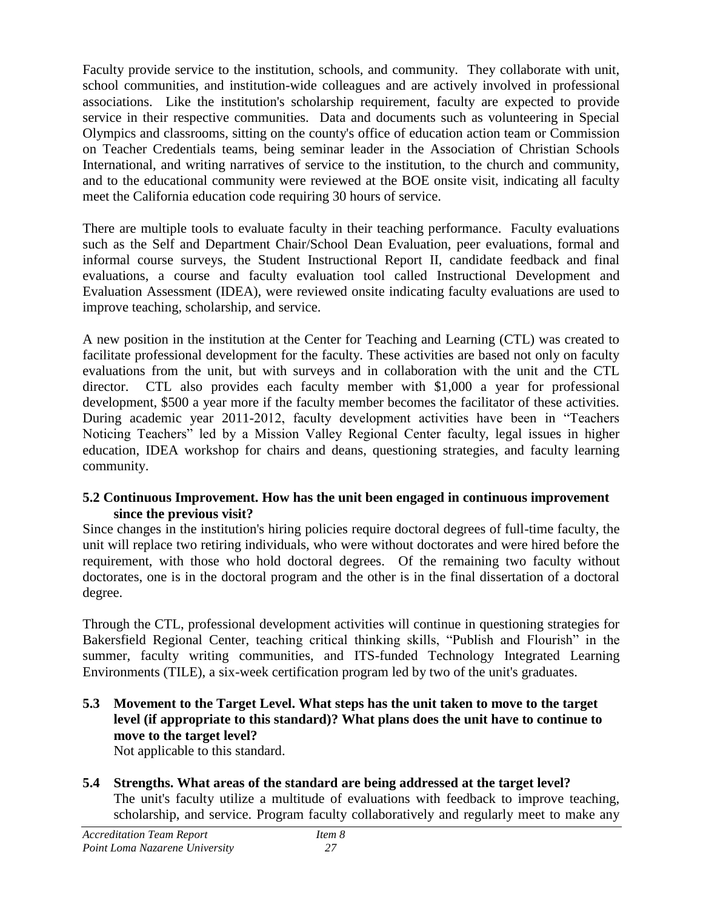Faculty provide service to the institution, schools, and community. They collaborate with unit, school communities, and institution-wide colleagues and are actively involved in professional associations. Like the institution's scholarship requirement, faculty are expected to provide service in their respective communities. Data and documents such as volunteering in Special Olympics and classrooms, sitting on the county's office of education action team or Commission on Teacher Credentials teams, being seminar leader in the Association of Christian Schools International, and writing narratives of service to the institution, to the church and community, and to the educational community were reviewed at the BOE onsite visit, indicating all faculty meet the California education code requiring 30 hours of service.

There are multiple tools to evaluate faculty in their teaching performance. Faculty evaluations such as the Self and Department Chair/School Dean Evaluation, peer evaluations, formal and informal course surveys, the Student Instructional Report II, candidate feedback and final evaluations, a course and faculty evaluation tool called Instructional Development and Evaluation Assessment (IDEA), were reviewed onsite indicating faculty evaluations are used to improve teaching, scholarship, and service.

A new position in the institution at the Center for Teaching and Learning (CTL) was created to facilitate professional development for the faculty. These activities are based not only on faculty evaluations from the unit, but with surveys and in collaboration with the unit and the CTL director. CTL also provides each faculty member with $1,000 a year for professional development, $500 a year more if the faculty member becomes the facilitator of these activities. During academic year 2011-2012, faculty development activities have been in "Teachers Noticing Teachers" led by a Mission Valley Regional Center faculty, legal issues in higher education, IDEA workshop for chairs and deans, questioning strategies, and faculty learning community.

**5.2 Continuous Improvement. How has the unit been engaged in continuous improvement since the previous visit?**

Since changes in the institution's hiring policies require doctoral degrees of full-time faculty, the unit will replace two retiring individuals, who were without doctorates and were hired before the requirement, with those who hold doctoral degrees. Of the remaining two faculty without doctorates, one is in the doctoral program and the other is in the final dissertation of a doctoral degree.

Through the CTL, professional development activities will continue in questioning strategies for Bakersfield Regional Center, teaching critical thinking skills, "Publish and Flourish" in the summer, faculty writing communities, and ITS-funded Technology Integrated Learning Environments (TILE), a six-week certification program led by two of the unit's graduates.

**5.3 Movement to the Target Level. What steps has the unit taken to move to the target level (if appropriate to this standard)? What plans does the unit have to continue to move to the target level?**

Not applicable to this standard.

**5.4 Strengths. What areas of the standard are being addressed at the target level?**

The unit's faculty utilize a multitude of evaluations with feedback to improve teaching, scholarship, and service. Program faculty collaboratively and regularly meet to make any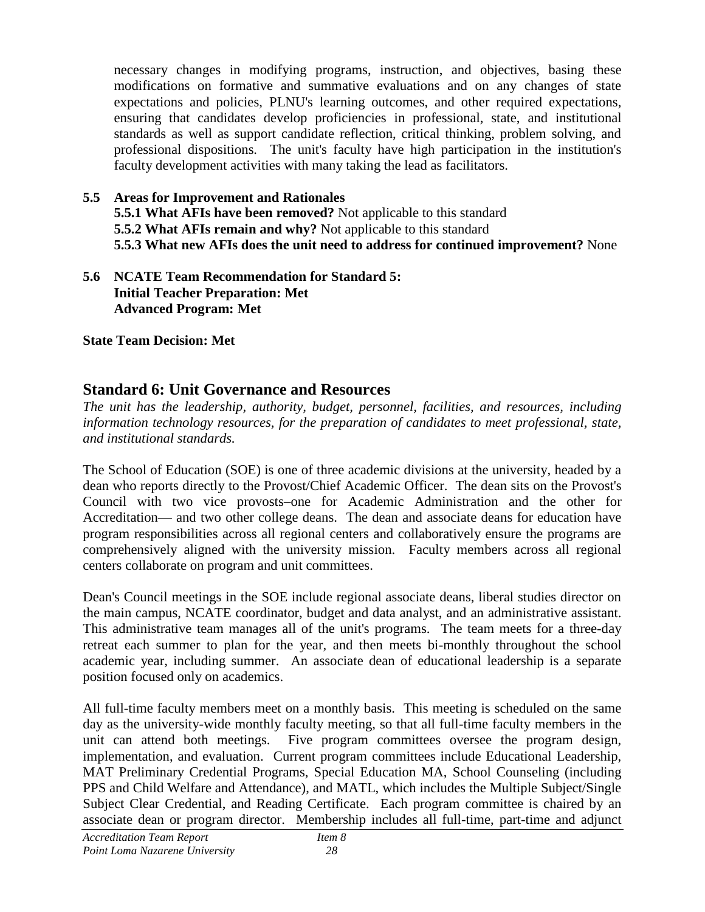necessary changes in modifying programs, instruction, and objectives, basing these modifications on formative and summative evaluations and on any changes of state expectations and policies, PLNU's learning outcomes, and other required expectations, ensuring that candidates develop proficiencies in professional, state, and institutional standards as well as support candidate reflection, critical thinking, problem solving, and professional dispositions. The unit's faculty have high participation in the institution's faculty development activities with many taking the lead as facilitators.

**5.5 Areas for Improvement and Rationales**

**5.5.1 What AFIs have been removed?** Not applicable to this standard

**5.5.2 What AFIs remain and why?** Not applicable to this standard

**5.5.3 What new AFIs does the unit need to address for continued improvement?** None

**5.6 NCATE Team Recommendation for Standard 5:**
**Initial Teacher Preparation: Met**
**Advanced Program: Met**

**State Team Decision: Met**

## Standard 6: Unit Governance and Resources

*The unit has the leadership, authority, budget, personnel, facilities, and resources, including information technology resources, for the preparation of candidates to meet professional, state, and institutional standards.*

The School of Education (SOE) is one of three academic divisions at the university, headed by a dean who reports directly to the Provost/Chief Academic Officer. The dean sits on the Provost's Council with two vice provosts–one for Academic Administration and the other for Accreditation— and two other college deans. The dean and associate deans for education have program responsibilities across all regional centers and collaboratively ensure the programs are comprehensively aligned with the university mission. Faculty members across all regional centers collaborate on program and unit committees.

Dean's Council meetings in the SOE include regional associate deans, liberal studies director on the main campus, NCATE coordinator, budget and data analyst, and an administrative assistant. This administrative team manages all of the unit's programs. The team meets for a three-day retreat each summer to plan for the year, and then meets bi-monthly throughout the school academic year, including summer. An associate dean of educational leadership is a separate position focused only on academics.

All full-time faculty members meet on a monthly basis. This meeting is scheduled on the same day as the university-wide monthly faculty meeting, so that all full-time faculty members in the unit can attend both meetings. Five program committees oversee the program design, implementation, and evaluation. Current program committees include Educational Leadership, MAT Preliminary Credential Programs, Special Education MA, School Counseling (including PPS and Child Welfare and Attendance), and MATL, which includes the Multiple Subject/Single Subject Clear Credential, and Reading Certificate. Each program committee is chaired by an associate dean or program director. Membership includes all full-time, part-time and adjunct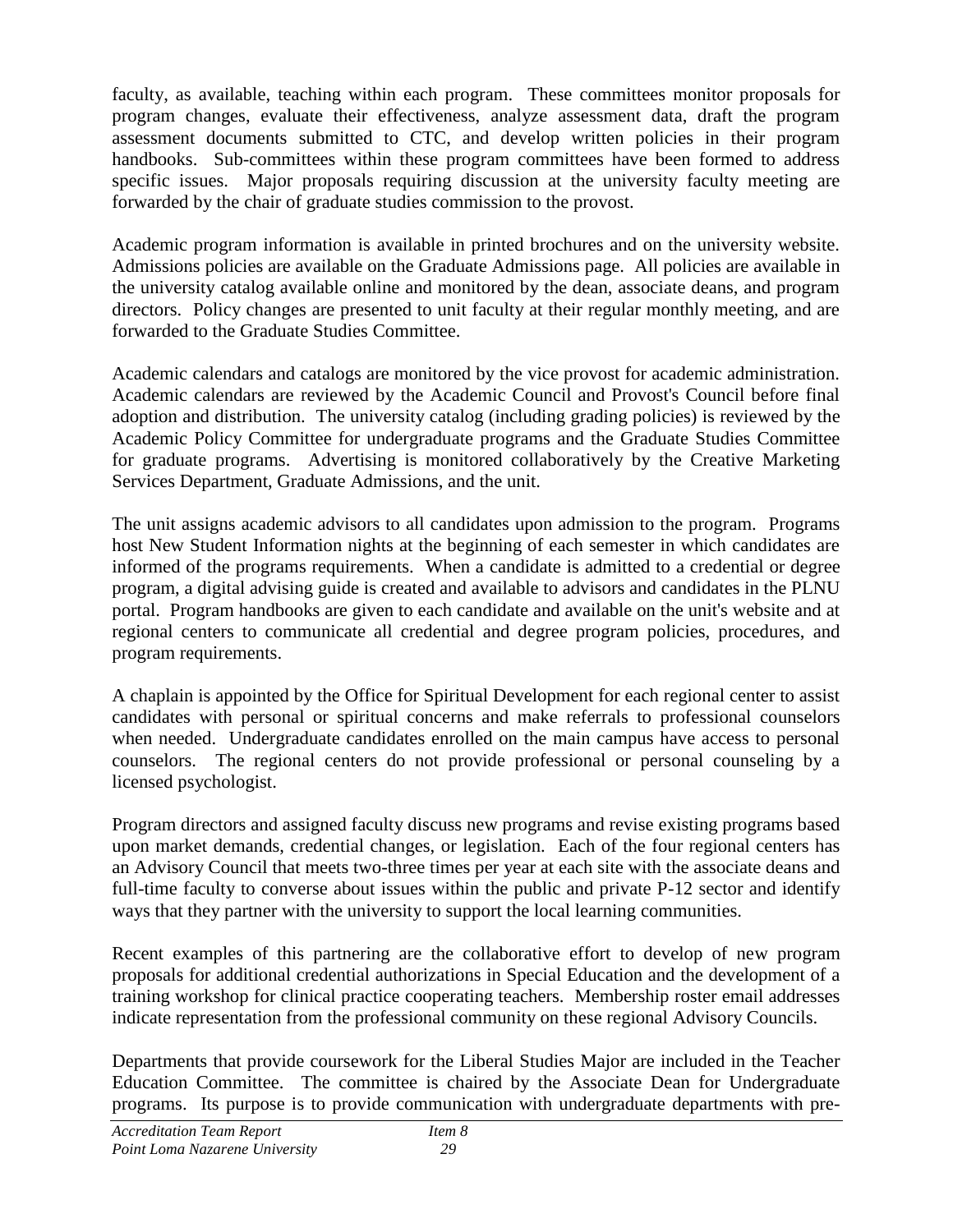faculty, as available, teaching within each program. These committees monitor proposals for program changes, evaluate their effectiveness, analyze assessment data, draft the program assessment documents submitted to CTC, and develop written policies in their program handbooks. Sub-committees within these program committees have been formed to address specific issues. Major proposals requiring discussion at the university faculty meeting are forwarded by the chair of graduate studies commission to the provost.

Academic program information is available in printed brochures and on the university website. Admissions policies are available on the Graduate Admissions page. All policies are available in the university catalog available online and monitored by the dean, associate deans, and program directors. Policy changes are presented to unit faculty at their regular monthly meeting, and are forwarded to the Graduate Studies Committee.

Academic calendars and catalogs are monitored by the vice provost for academic administration. Academic calendars are reviewed by the Academic Council and Provost's Council before final adoption and distribution. The university catalog (including grading policies) is reviewed by the Academic Policy Committee for undergraduate programs and the Graduate Studies Committee for graduate programs. Advertising is monitored collaboratively by the Creative Marketing Services Department, Graduate Admissions, and the unit.

The unit assigns academic advisors to all candidates upon admission to the program. Programs host New Student Information nights at the beginning of each semester in which candidates are informed of the programs requirements. When a candidate is admitted to a credential or degree program, a digital advising guide is created and available to advisors and candidates in the PLNU portal. Program handbooks are given to each candidate and available on the unit's website and at regional centers to communicate all credential and degree program policies, procedures, and program requirements.

A chaplain is appointed by the Office for Spiritual Development for each regional center to assist candidates with personal or spiritual concerns and make referrals to professional counselors when needed. Undergraduate candidates enrolled on the main campus have access to personal counselors. The regional centers do not provide professional or personal counseling by a licensed psychologist.

Program directors and assigned faculty discuss new programs and revise existing programs based upon market demands, credential changes, or legislation. Each of the four regional centers has an Advisory Council that meets two-three times per year at each site with the associate deans and full-time faculty to converse about issues within the public and private P-12 sector and identify ways that they partner with the university to support the local learning communities.

Recent examples of this partnering are the collaborative effort to develop of new program proposals for additional credential authorizations in Special Education and the development of a training workshop for clinical practice cooperating teachers. Membership roster email addresses indicate representation from the professional community on these regional Advisory Councils.

Departments that provide coursework for the Liberal Studies Major are included in the Teacher Education Committee. The committee is chaired by the Associate Dean for Undergraduate programs. Its purpose is to provide communication with undergraduate departments with pre-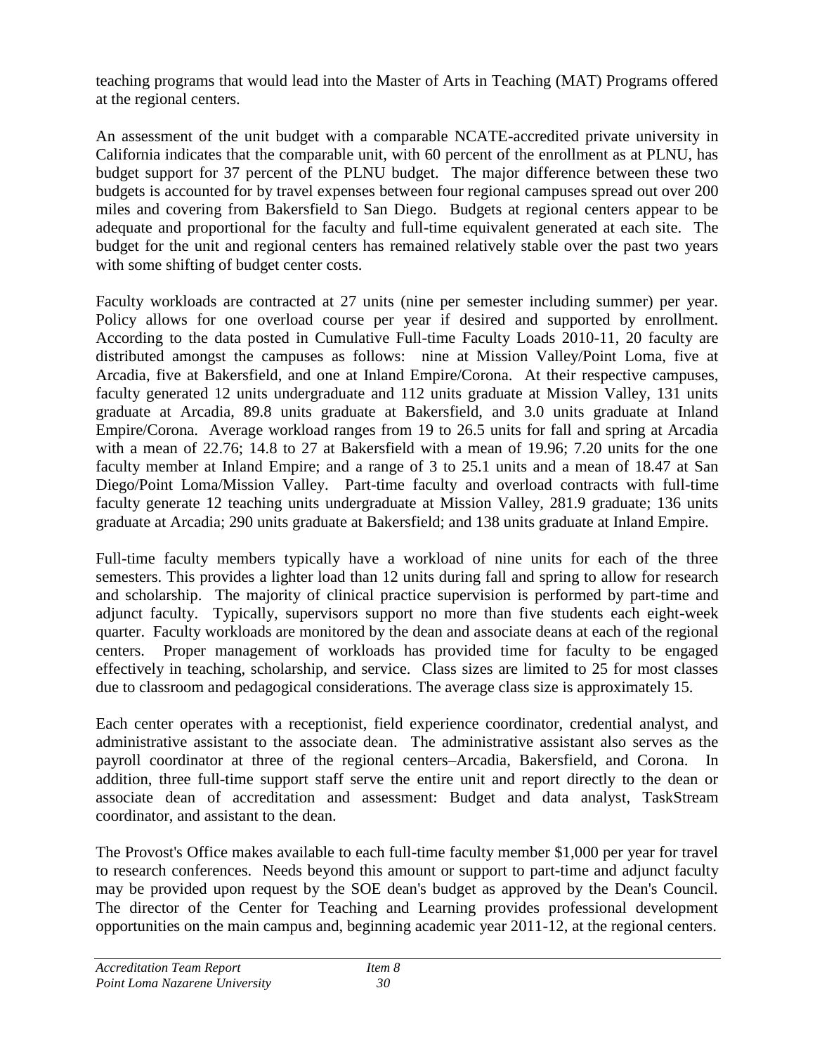teaching programs that would lead into the Master of Arts in Teaching (MAT) Programs offered at the regional centers.

An assessment of the unit budget with a comparable NCATE-accredited private university in California indicates that the comparable unit, with 60 percent of the enrollment as at PLNU, has budget support for 37 percent of the PLNU budget. The major difference between these two budgets is accounted for by travel expenses between four regional campuses spread out over 200 miles and covering from Bakersfield to San Diego. Budgets at regional centers appear to be adequate and proportional for the faculty and full-time equivalent generated at each site. The budget for the unit and regional centers has remained relatively stable over the past two years with some shifting of budget center costs.

Faculty workloads are contracted at 27 units (nine per semester including summer) per year. Policy allows for one overload course per year if desired and supported by enrollment. According to the data posted in Cumulative Full-time Faculty Loads 2010-11, 20 faculty are distributed amongst the campuses as follows: nine at Mission Valley/Point Loma, five at Arcadia, five at Bakersfield, and one at Inland Empire/Corona. At their respective campuses, faculty generated 12 units undergraduate and 112 units graduate at Mission Valley, 131 units graduate at Arcadia, 89.8 units graduate at Bakersfield, and 3.0 units graduate at Inland Empire/Corona. Average workload ranges from 19 to 26.5 units for fall and spring at Arcadia with a mean of 22.76; 14.8 to 27 at Bakersfield with a mean of 19.96; 7.20 units for the one faculty member at Inland Empire; and a range of 3 to 25.1 units and a mean of 18.47 at San Diego/Point Loma/Mission Valley. Part-time faculty and overload contracts with full-time faculty generate 12 teaching units undergraduate at Mission Valley, 281.9 graduate; 136 units graduate at Arcadia; 290 units graduate at Bakersfield; and 138 units graduate at Inland Empire.

Full-time faculty members typically have a workload of nine units for each of the three semesters. This provides a lighter load than 12 units during fall and spring to allow for research and scholarship. The majority of clinical practice supervision is performed by part-time and adjunct faculty. Typically, supervisors support no more than five students each eight-week quarter. Faculty workloads are monitored by the dean and associate deans at each of the regional centers. Proper management of workloads has provided time for faculty to be engaged effectively in teaching, scholarship, and service. Class sizes are limited to 25 for most classes due to classroom and pedagogical considerations. The average class size is approximately 15.

Each center operates with a receptionist, field experience coordinator, credential analyst, and administrative assistant to the associate dean. The administrative assistant also serves as the payroll coordinator at three of the regional centers–Arcadia, Bakersfield, and Corona. In addition, three full-time support staff serve the entire unit and report directly to the dean or associate dean of accreditation and assessment: Budget and data analyst, TaskStream coordinator, and assistant to the dean.

The Provost's Office makes available to each full-time faculty member $1,000 per year for travel to research conferences. Needs beyond this amount or support to part-time and adjunct faculty may be provided upon request by the SOE dean's budget as approved by the Dean's Council. The director of the Center for Teaching and Learning provides professional development opportunities on the main campus and, beginning academic year 2011-12, at the regional centers.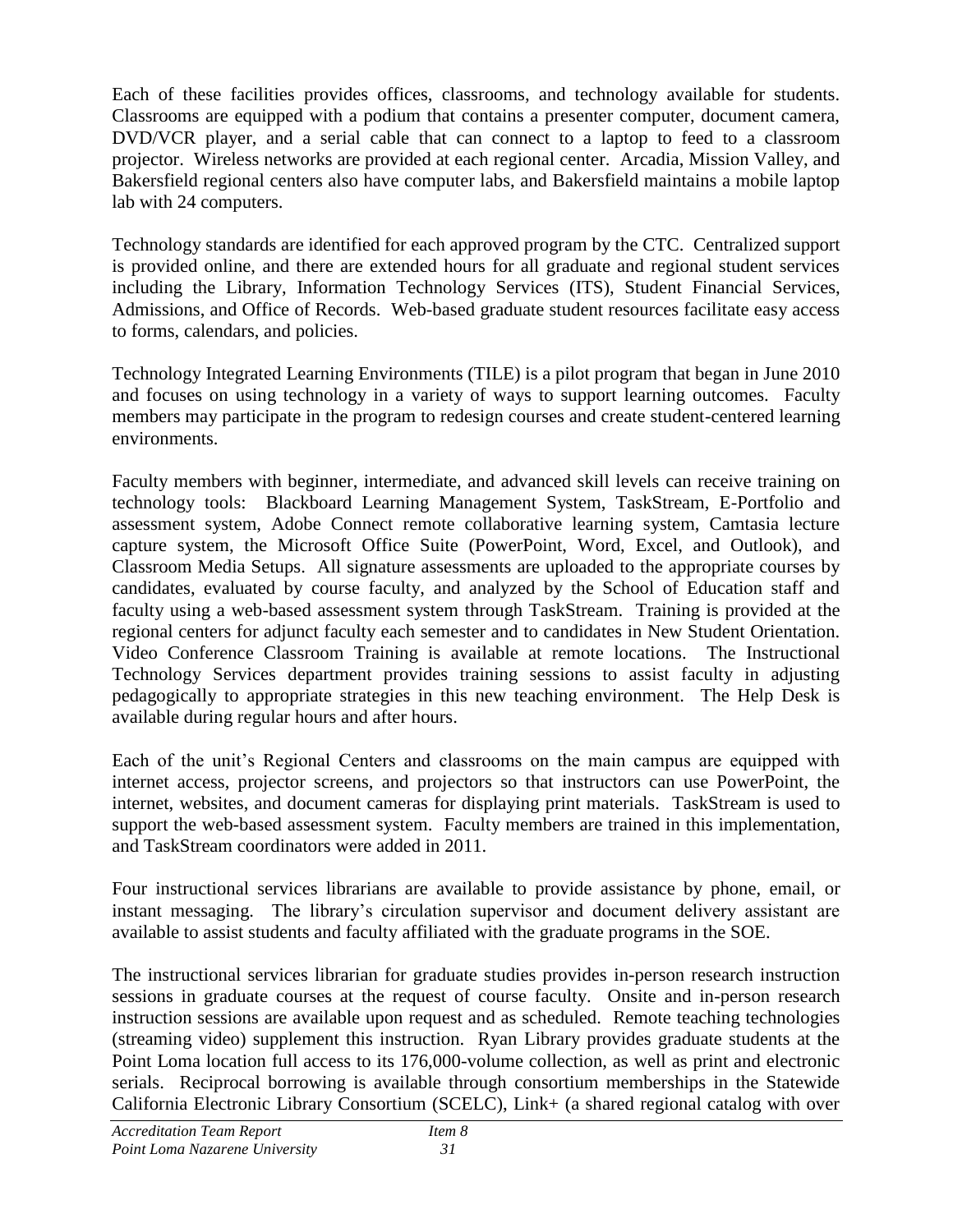Each of these facilities provides offices, classrooms, and technology available for students. Classrooms are equipped with a podium that contains a presenter computer, document camera, DVD/VCR player, and a serial cable that can connect to a laptop to feed to a classroom projector. Wireless networks are provided at each regional center. Arcadia, Mission Valley, and Bakersfield regional centers also have computer labs, and Bakersfield maintains a mobile laptop lab with 24 computers.

Technology standards are identified for each approved program by the CTC. Centralized support is provided online, and there are extended hours for all graduate and regional student services including the Library, Information Technology Services (ITS), Student Financial Services, Admissions, and Office of Records. Web-based graduate student resources facilitate easy access to forms, calendars, and policies.

Technology Integrated Learning Environments (TILE) is a pilot program that began in June 2010 and focuses on using technology in a variety of ways to support learning outcomes. Faculty members may participate in the program to redesign courses and create student-centered learning environments.

Faculty members with beginner, intermediate, and advanced skill levels can receive training on technology tools: Blackboard Learning Management System, TaskStream, E-Portfolio and assessment system, Adobe Connect remote collaborative learning system, Camtasia lecture capture system, the Microsoft Office Suite (PowerPoint, Word, Excel, and Outlook), and Classroom Media Setups. All signature assessments are uploaded to the appropriate courses by candidates, evaluated by course faculty, and analyzed by the School of Education staff and faculty using a web-based assessment system through TaskStream. Training is provided at the regional centers for adjunct faculty each semester and to candidates in New Student Orientation. Video Conference Classroom Training is available at remote locations. The Instructional Technology Services department provides training sessions to assist faculty in adjusting pedagogically to appropriate strategies in this new teaching environment. The Help Desk is available during regular hours and after hours.

Each of the unit's Regional Centers and classrooms on the main campus are equipped with internet access, projector screens, and projectors so that instructors can use PowerPoint, the internet, websites, and document cameras for displaying print materials. TaskStream is used to support the web-based assessment system. Faculty members are trained in this implementation, and TaskStream coordinators were added in 2011.

Four instructional services librarians are available to provide assistance by phone, email, or instant messaging. The library's circulation supervisor and document delivery assistant are available to assist students and faculty affiliated with the graduate programs in the SOE.

The instructional services librarian for graduate studies provides in-person research instruction sessions in graduate courses at the request of course faculty. Onsite and in-person research instruction sessions are available upon request and as scheduled. Remote teaching technologies (streaming video) supplement this instruction. Ryan Library provides graduate students at the Point Loma location full access to its 176,000-volume collection, as well as print and electronic serials. Reciprocal borrowing is available through consortium memberships in the Statewide California Electronic Library Consortium (SCELC), Link+ (a shared regional catalog with over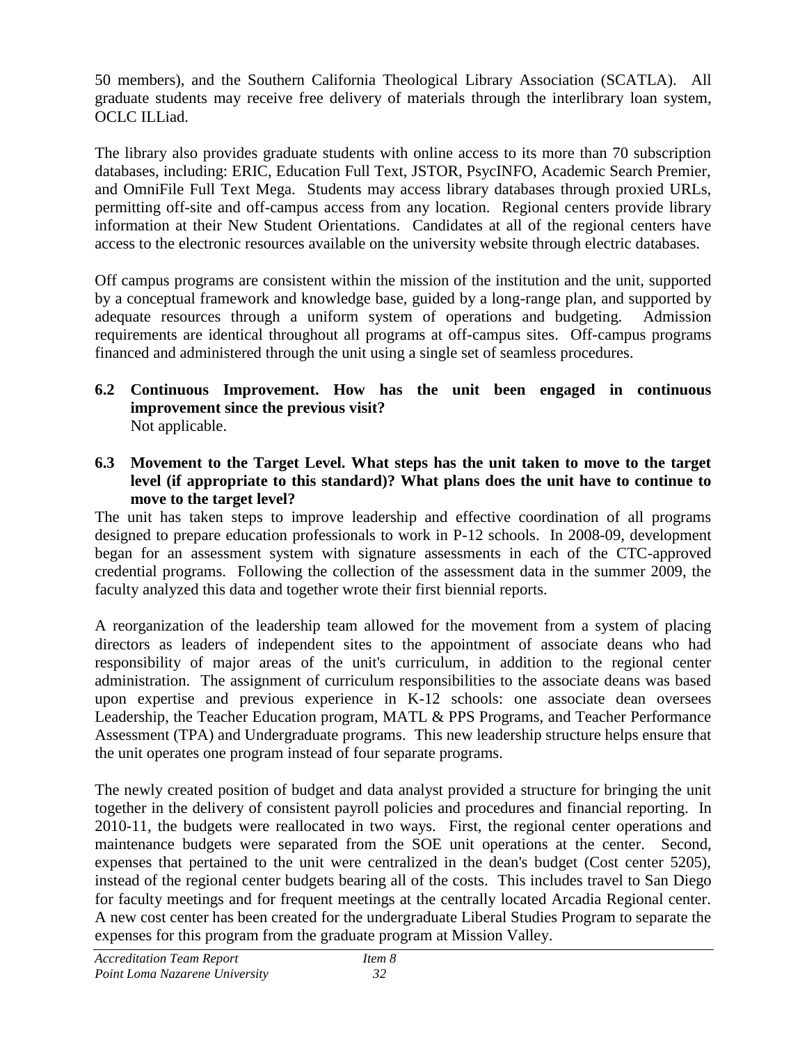50 members), and the Southern California Theological Library Association (SCATLA). All graduate students may receive free delivery of materials through the interlibrary loan system, OCLC ILLiad.

The library also provides graduate students with online access to its more than 70 subscription databases, including: ERIC, Education Full Text, JSTOR, PsycINFO, Academic Search Premier, and OmniFile Full Text Mega. Students may access library databases through proxied URLs, permitting off-site and off-campus access from any location. Regional centers provide library information at their New Student Orientations. Candidates at all of the regional centers have access to the electronic resources available on the university website through electric databases.

Off campus programs are consistent within the mission of the institution and the unit, supported by a conceptual framework and knowledge base, guided by a long-range plan, and supported by adequate resources through a uniform system of operations and budgeting. Admission requirements are identical throughout all programs at off-campus sites. Off-campus programs financed and administered through the unit using a single set of seamless procedures.

**6.2 Continuous Improvement. How has the unit been engaged in continuous improvement since the previous visit?**

Not applicable.

**6.3 Movement to the Target Level. What steps has the unit taken to move to the target level (if appropriate to this standard)? What plans does the unit have to continue to move to the target level?**

The unit has taken steps to improve leadership and effective coordination of all programs designed to prepare education professionals to work in P-12 schools. In 2008-09, development began for an assessment system with signature assessments in each of the CTC-approved credential programs. Following the collection of the assessment data in the summer 2009, the faculty analyzed this data and together wrote their first biennial reports.

A reorganization of the leadership team allowed for the movement from a system of placing directors as leaders of independent sites to the appointment of associate deans who had responsibility of major areas of the unit's curriculum, in addition to the regional center administration. The assignment of curriculum responsibilities to the associate deans was based upon expertise and previous experience in K-12 schools: one associate dean oversees Leadership, the Teacher Education program, MATL & PPS Programs, and Teacher Performance Assessment (TPA) and Undergraduate programs. This new leadership structure helps ensure that the unit operates one program instead of four separate programs.

The newly created position of budget and data analyst provided a structure for bringing the unit together in the delivery of consistent payroll policies and procedures and financial reporting. In 2010-11, the budgets were reallocated in two ways. First, the regional center operations and maintenance budgets were separated from the SOE unit operations at the center. Second, expenses that pertained to the unit were centralized in the dean's budget (Cost center 5205), instead of the regional center budgets bearing all of the costs. This includes travel to San Diego for faculty meetings and for frequent meetings at the centrally located Arcadia Regional center. A new cost center has been created for the undergraduate Liberal Studies Program to separate the expenses for this program from the graduate program at Mission Valley.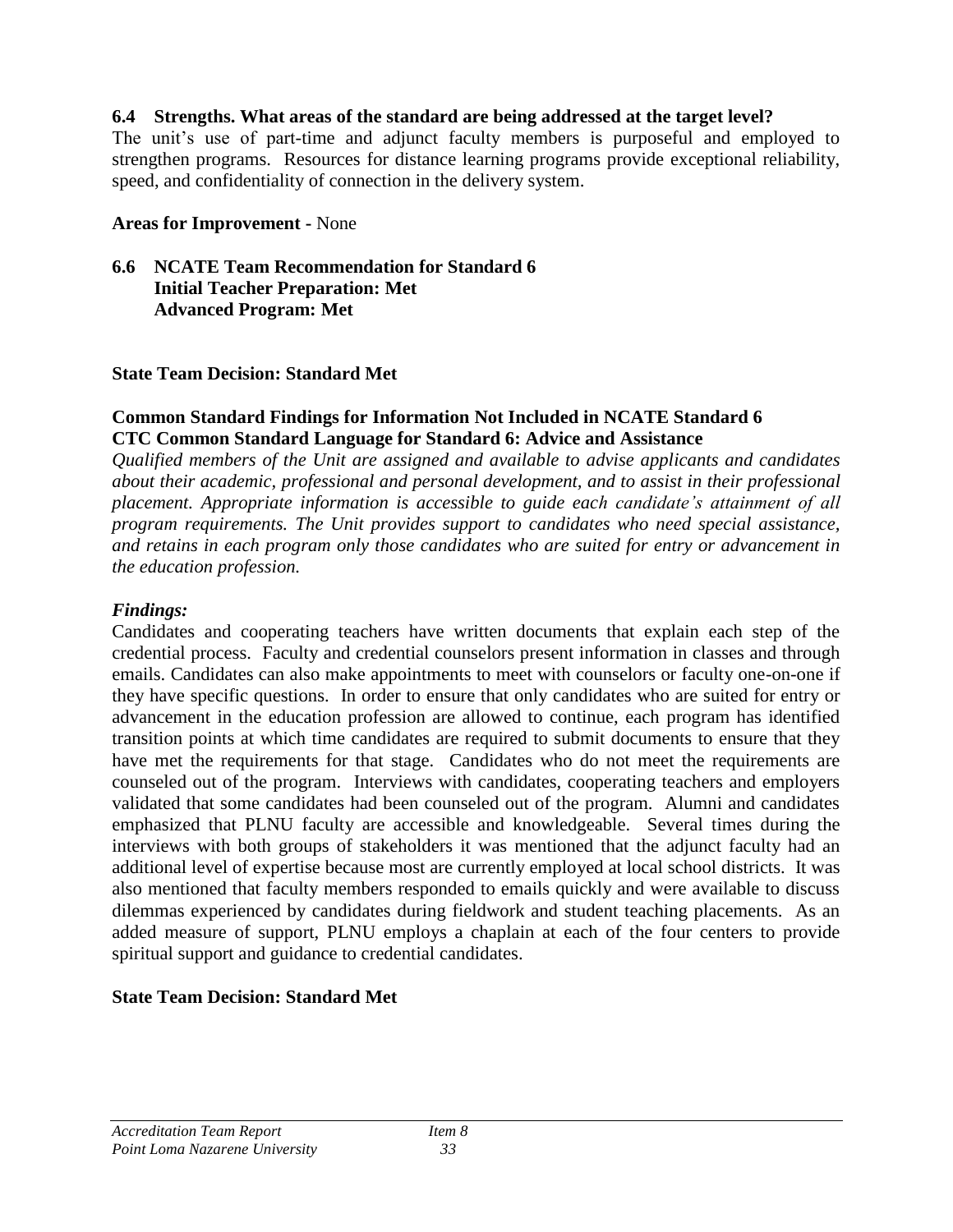**6.4 Strengths. What areas of the standard are being addressed at the target level?**

The unit's use of part-time and adjunct faculty members is purposeful and employed to strengthen programs. Resources for distance learning programs provide exceptional reliability, speed, and confidentiality of connection in the delivery system.

**Areas for Improvement** - None

**6.6 NCATE Team Recommendation for Standard 6**
**Initial Teacher Preparation: Met**
**Advanced Program: Met**

**State Team Decision: Standard Met**

**Common Standard Findings for Information Not Included in NCATE Standard 6**
**CTC Common Standard Language for Standard 6: Advice and Assistance**

*Qualified members of the Unit are assigned and available to advise applicants and candidates about their academic, professional and personal development, and to assist in their professional placement. Appropriate information is accessible to guide each candidate's attainment of all program requirements. The Unit provides support to candidates who need special assistance, and retains in each program only those candidates who are suited for entry or advancement in the education profession.*

***Findings:***

Candidates and cooperating teachers have written documents that explain each step of the credential process. Faculty and credential counselors present information in classes and through emails. Candidates can also make appointments to meet with counselors or faculty one-on-one if they have specific questions. In order to ensure that only candidates who are suited for entry or advancement in the education profession are allowed to continue, each program has identified transition points at which time candidates are required to submit documents to ensure that they have met the requirements for that stage. Candidates who do not meet the requirements are counseled out of the program. Interviews with candidates, cooperating teachers and employers validated that some candidates had been counseled out of the program. Alumni and candidates emphasized that PLNU faculty are accessible and knowledgeable. Several times during the interviews with both groups of stakeholders it was mentioned that the adjunct faculty had an additional level of expertise because most are currently employed at local school districts. It was also mentioned that faculty members responded to emails quickly and were available to discuss dilemmas experienced by candidates during fieldwork and student teaching placements. As an added measure of support, PLNU employs a chaplain at each of the four centers to provide spiritual support and guidance to credential candidates.

**State Team Decision: Standard Met**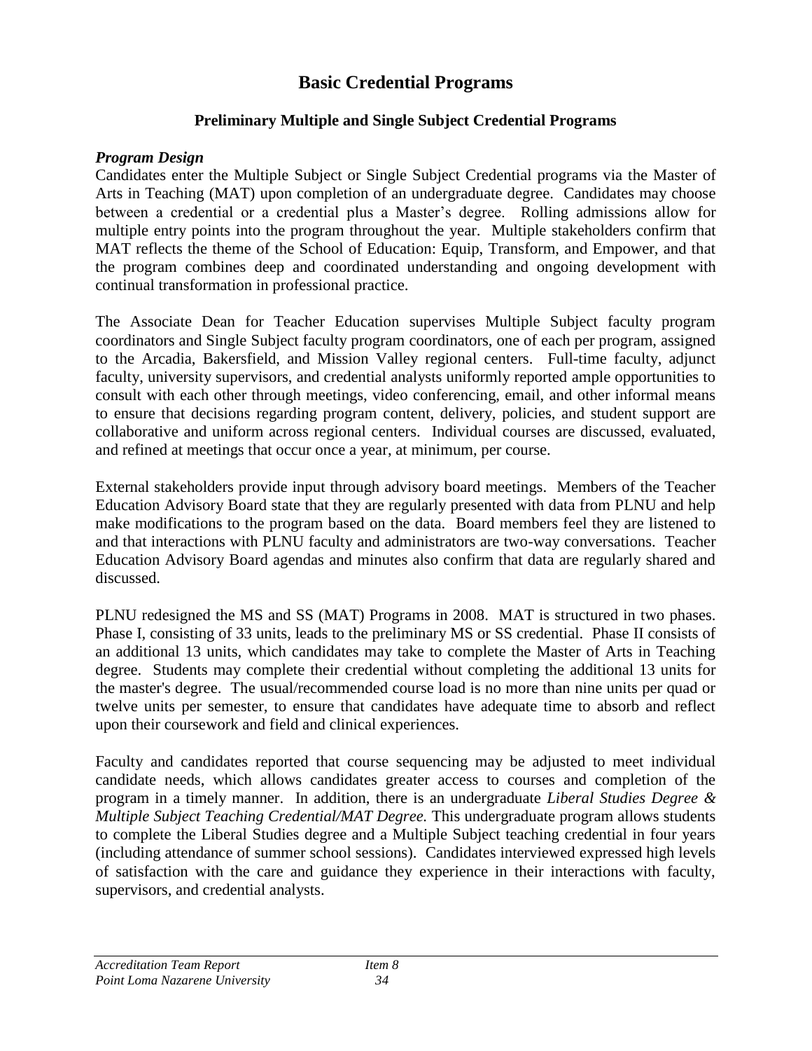# Basic Credential Programs

## Preliminary Multiple and Single Subject Credential Programs

***Program Design***

Candidates enter the Multiple Subject or Single Subject Credential programs via the Master of Arts in Teaching (MAT) upon completion of an undergraduate degree. Candidates may choose between a credential or a credential plus a Master's degree. Rolling admissions allow for multiple entry points into the program throughout the year. Multiple stakeholders confirm that MAT reflects the theme of the School of Education: Equip, Transform, and Empower, and that the program combines deep and coordinated understanding and ongoing development with continual transformation in professional practice.

The Associate Dean for Teacher Education supervises Multiple Subject faculty program coordinators and Single Subject faculty program coordinators, one of each per program, assigned to the Arcadia, Bakersfield, and Mission Valley regional centers. Full-time faculty, adjunct faculty, university supervisors, and credential analysts uniformly reported ample opportunities to consult with each other through meetings, video conferencing, email, and other informal means to ensure that decisions regarding program content, delivery, policies, and student support are collaborative and uniform across regional centers. Individual courses are discussed, evaluated, and refined at meetings that occur once a year, at minimum, per course.

External stakeholders provide input through advisory board meetings. Members of the Teacher Education Advisory Board state that they are regularly presented with data from PLNU and help make modifications to the program based on the data. Board members feel they are listened to and that interactions with PLNU faculty and administrators are two-way conversations. Teacher Education Advisory Board agendas and minutes also confirm that data are regularly shared and discussed.

PLNU redesigned the MS and SS (MAT) Programs in 2008. MAT is structured in two phases. Phase I, consisting of 33 units, leads to the preliminary MS or SS credential. Phase II consists of an additional 13 units, which candidates may take to complete the Master of Arts in Teaching degree. Students may complete their credential without completing the additional 13 units for the master's degree. The usual/recommended course load is no more than nine units per quad or twelve units per semester, to ensure that candidates have adequate time to absorb and reflect upon their coursework and field and clinical experiences.

Faculty and candidates reported that course sequencing may be adjusted to meet individual candidate needs, which allows candidates greater access to courses and completion of the program in a timely manner. In addition, there is an undergraduate *Liberal Studies Degree & Multiple Subject Teaching Credential/MAT Degree.* This undergraduate program allows students to complete the Liberal Studies degree and a Multiple Subject teaching credential in four years (including attendance of summer school sessions). Candidates interviewed expressed high levels of satisfaction with the care and guidance they experience in their interactions with faculty, supervisors, and credential analysts.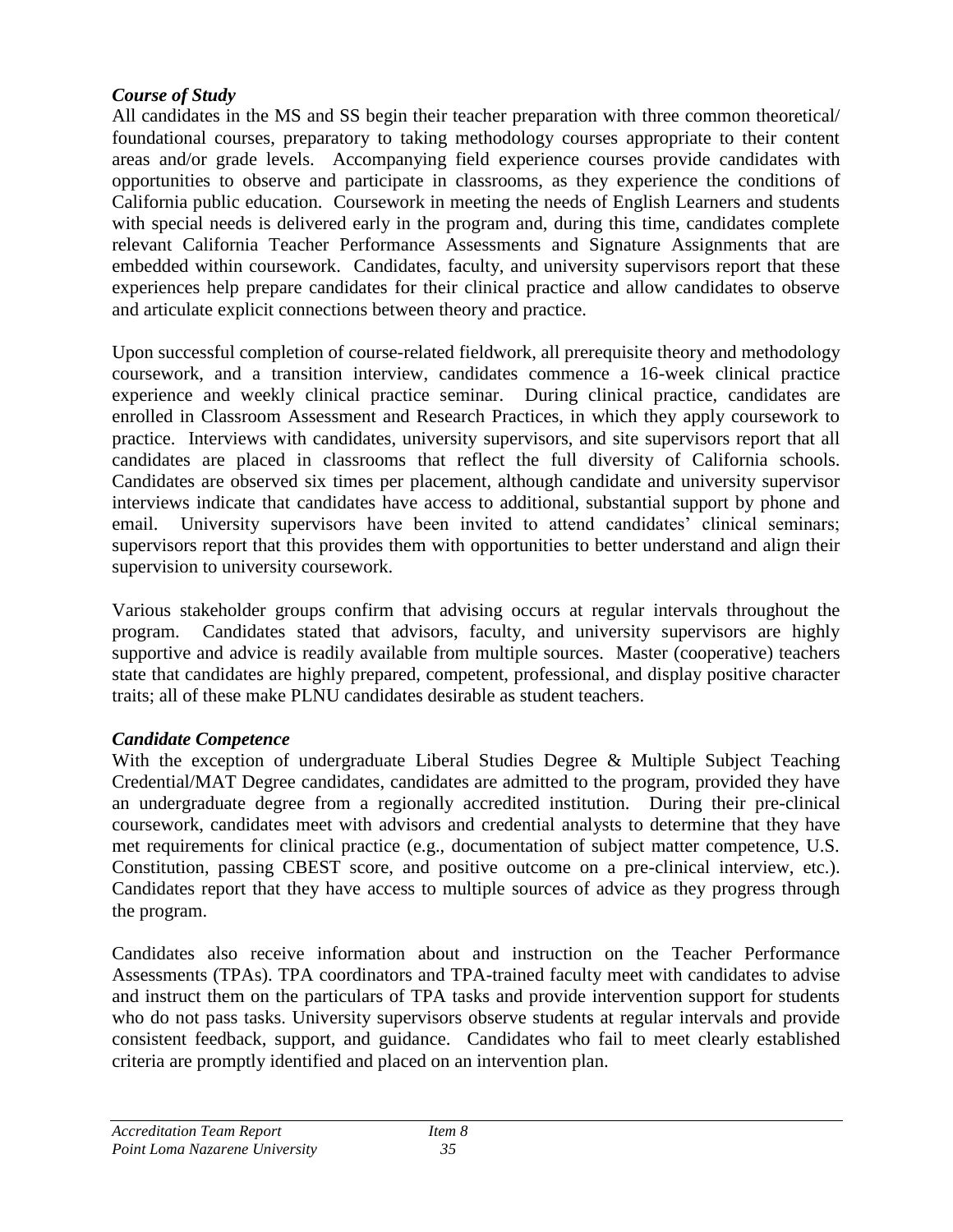### *Course of Study*

All candidates in the MS and SS begin their teacher preparation with three common theoretical/ foundational courses, preparatory to taking methodology courses appropriate to their content areas and/or grade levels. Accompanying field experience courses provide candidates with opportunities to observe and participate in classrooms, as they experience the conditions of California public education. Coursework in meeting the needs of English Learners and students with special needs is delivered early in the program and, during this time, candidates complete relevant California Teacher Performance Assessments and Signature Assignments that are embedded within coursework. Candidates, faculty, and university supervisors report that these experiences help prepare candidates for their clinical practice and allow candidates to observe and articulate explicit connections between theory and practice.

Upon successful completion of course-related fieldwork, all prerequisite theory and methodology coursework, and a transition interview, candidates commence a 16-week clinical practice experience and weekly clinical practice seminar. During clinical practice, candidates are enrolled in Classroom Assessment and Research Practices, in which they apply coursework to practice. Interviews with candidates, university supervisors, and site supervisors report that all candidates are placed in classrooms that reflect the full diversity of California schools. Candidates are observed six times per placement, although candidate and university supervisor interviews indicate that candidates have access to additional, substantial support by phone and email. University supervisors have been invited to attend candidates' clinical seminars; supervisors report that this provides them with opportunities to better understand and align their supervision to university coursework.

Various stakeholder groups confirm that advising occurs at regular intervals throughout the program. Candidates stated that advisors, faculty, and university supervisors are highly supportive and advice is readily available from multiple sources. Master (cooperative) teachers state that candidates are highly prepared, competent, professional, and display positive character traits; all of these make PLNU candidates desirable as student teachers.

### *Candidate Competence*

With the exception of undergraduate Liberal Studies Degree & Multiple Subject Teaching Credential/MAT Degree candidates, candidates are admitted to the program, provided they have an undergraduate degree from a regionally accredited institution. During their pre-clinical coursework, candidates meet with advisors and credential analysts to determine that they have met requirements for clinical practice (e.g., documentation of subject matter competence, U.S. Constitution, passing CBEST score, and positive outcome on a pre-clinical interview, etc.). Candidates report that they have access to multiple sources of advice as they progress through the program.

Candidates also receive information about and instruction on the Teacher Performance Assessments (TPAs). TPA coordinators and TPA-trained faculty meet with candidates to advise and instruct them on the particulars of TPA tasks and provide intervention support for students who do not pass tasks. University supervisors observe students at regular intervals and provide consistent feedback, support, and guidance. Candidates who fail to meet clearly established criteria are promptly identified and placed on an intervention plan.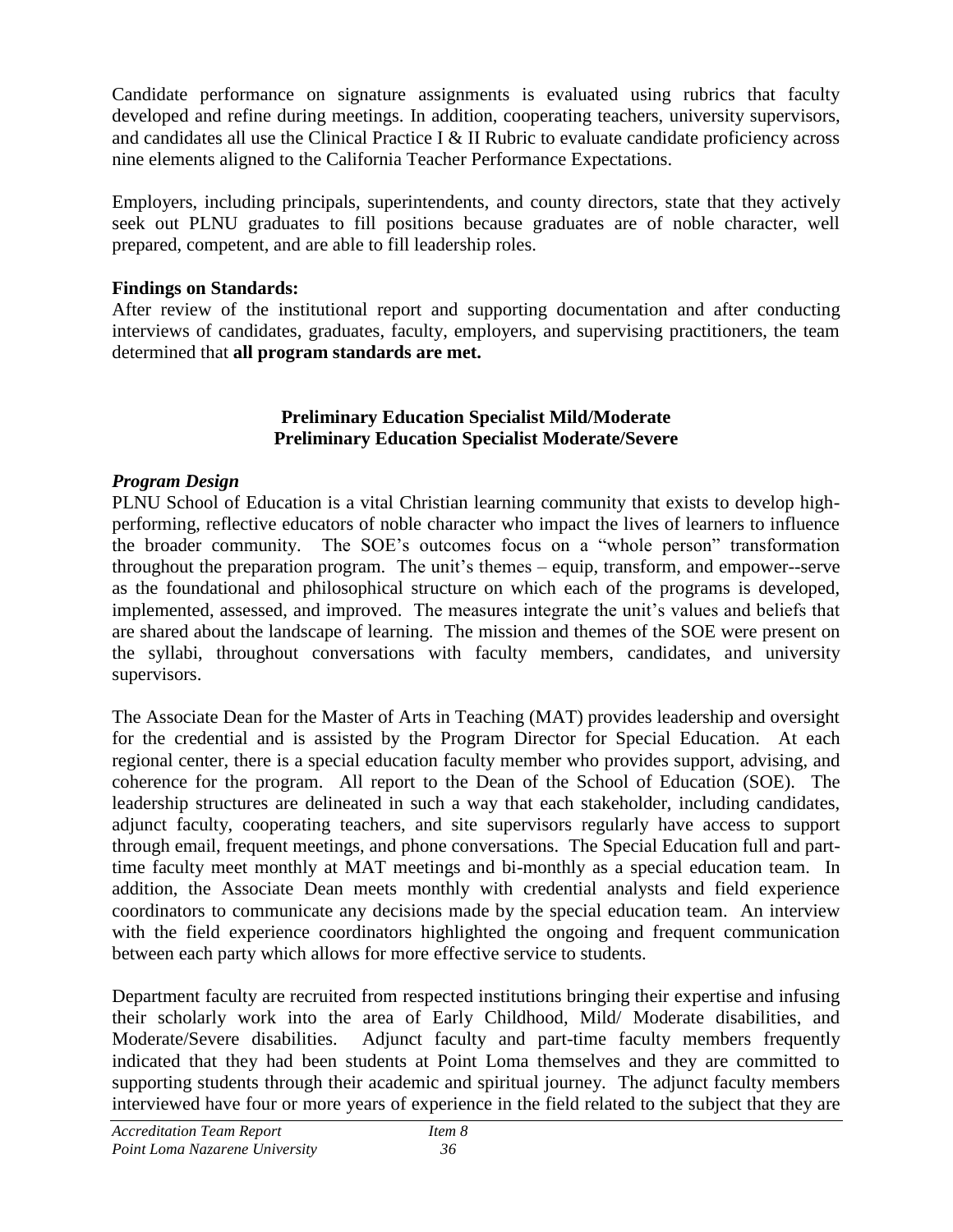Candidate performance on signature assignments is evaluated using rubrics that faculty developed and refine during meetings. In addition, cooperating teachers, university supervisors, and candidates all use the Clinical Practice I & II Rubric to evaluate candidate proficiency across nine elements aligned to the California Teacher Performance Expectations.

Employers, including principals, superintendents, and county directors, state that they actively seek out PLNU graduates to fill positions because graduates are of noble character, well prepared, competent, and are able to fill leadership roles.

**Findings on Standards:**
After review of the institutional report and supporting documentation and after conducting interviews of candidates, graduates, faculty, employers, and supervising practitioners, the team determined that **all program standards are met.**

## Preliminary Education Specialist Mild/Moderate
## Preliminary Education Specialist Moderate/Severe

***Program Design***
PLNU School of Education is a vital Christian learning community that exists to develop high-performing, reflective educators of noble character who impact the lives of learners to influence the broader community. The SOE's outcomes focus on a "whole person" transformation throughout the preparation program. The unit's themes – equip, transform, and empower--serve as the foundational and philosophical structure on which each of the programs is developed, implemented, assessed, and improved. The measures integrate the unit's values and beliefs that are shared about the landscape of learning. The mission and themes of the SOE were present on the syllabi, throughout conversations with faculty members, candidates, and university supervisors.

The Associate Dean for the Master of Arts in Teaching (MAT) provides leadership and oversight for the credential and is assisted by the Program Director for Special Education. At each regional center, there is a special education faculty member who provides support, advising, and coherence for the program. All report to the Dean of the School of Education (SOE). The leadership structures are delineated in such a way that each stakeholder, including candidates, adjunct faculty, cooperating teachers, and site supervisors regularly have access to support through email, frequent meetings, and phone conversations. The Special Education full and part-time faculty meet monthly at MAT meetings and bi-monthly as a special education team. In addition, the Associate Dean meets monthly with credential analysts and field experience coordinators to communicate any decisions made by the special education team. An interview with the field experience coordinators highlighted the ongoing and frequent communication between each party which allows for more effective service to students.

Department faculty are recruited from respected institutions bringing their expertise and infusing their scholarly work into the area of Early Childhood, Mild/ Moderate disabilities, and Moderate/Severe disabilities. Adjunct faculty and part-time faculty members frequently indicated that they had been students at Point Loma themselves and they are committed to supporting students through their academic and spiritual journey. The adjunct faculty members interviewed have four or more years of experience in the field related to the subject that they are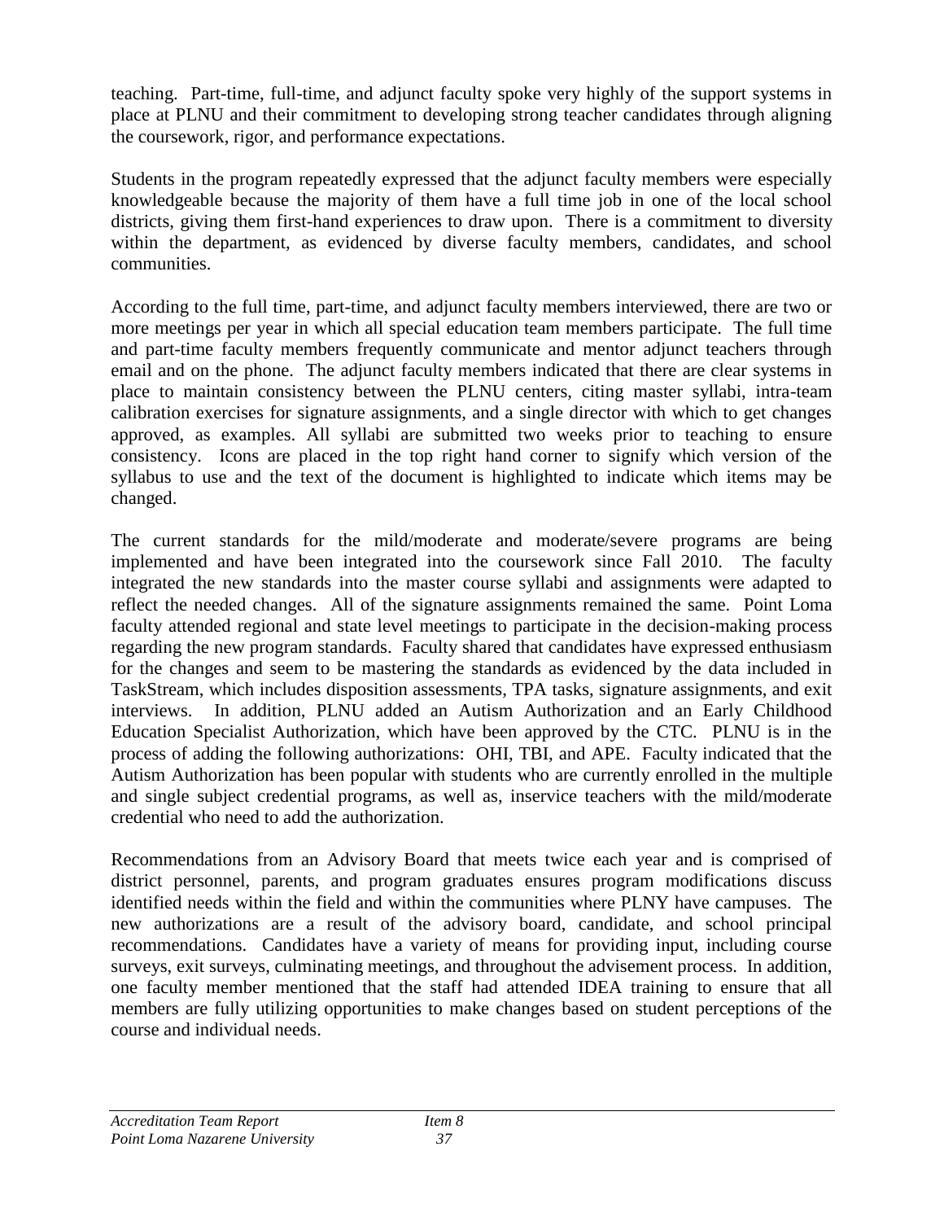teaching. Part-time, full-time, and adjunct faculty spoke very highly of the support systems in place at PLNU and their commitment to developing strong teacher candidates through aligning the coursework, rigor, and performance expectations.

Students in the program repeatedly expressed that the adjunct faculty members were especially knowledgeable because the majority of them have a full time job in one of the local school districts, giving them first-hand experiences to draw upon. There is a commitment to diversity within the department, as evidenced by diverse faculty members, candidates, and school communities.

According to the full time, part-time, and adjunct faculty members interviewed, there are two or more meetings per year in which all special education team members participate. The full time and part-time faculty members frequently communicate and mentor adjunct teachers through email and on the phone. The adjunct faculty members indicated that there are clear systems in place to maintain consistency between the PLNU centers, citing master syllabi, intra-team calibration exercises for signature assignments, and a single director with which to get changes approved, as examples. All syllabi are submitted two weeks prior to teaching to ensure consistency. Icons are placed in the top right hand corner to signify which version of the syllabus to use and the text of the document is highlighted to indicate which items may be changed.

The current standards for the mild/moderate and moderate/severe programs are being implemented and have been integrated into the coursework since Fall 2010. The faculty integrated the new standards into the master course syllabi and assignments were adapted to reflect the needed changes. All of the signature assignments remained the same. Point Loma faculty attended regional and state level meetings to participate in the decision-making process regarding the new program standards. Faculty shared that candidates have expressed enthusiasm for the changes and seem to be mastering the standards as evidenced by the data included in TaskStream, which includes disposition assessments, TPA tasks, signature assignments, and exit interviews. In addition, PLNU added an Autism Authorization and an Early Childhood Education Specialist Authorization, which have been approved by the CTC. PLNU is in the process of adding the following authorizations: OHI, TBI, and APE. Faculty indicated that the Autism Authorization has been popular with students who are currently enrolled in the multiple and single subject credential programs, as well as, inservice teachers with the mild/moderate credential who need to add the authorization.

Recommendations from an Advisory Board that meets twice each year and is comprised of district personnel, parents, and program graduates ensures program modifications discuss identified needs within the field and within the communities where PLNY have campuses. The new authorizations are a result of the advisory board, candidate, and school principal recommendations. Candidates have a variety of means for providing input, including course surveys, exit surveys, culminating meetings, and throughout the advisement process. In addition, one faculty member mentioned that the staff had attended IDEA training to ensure that all members are fully utilizing opportunities to make changes based on student perceptions of the course and individual needs.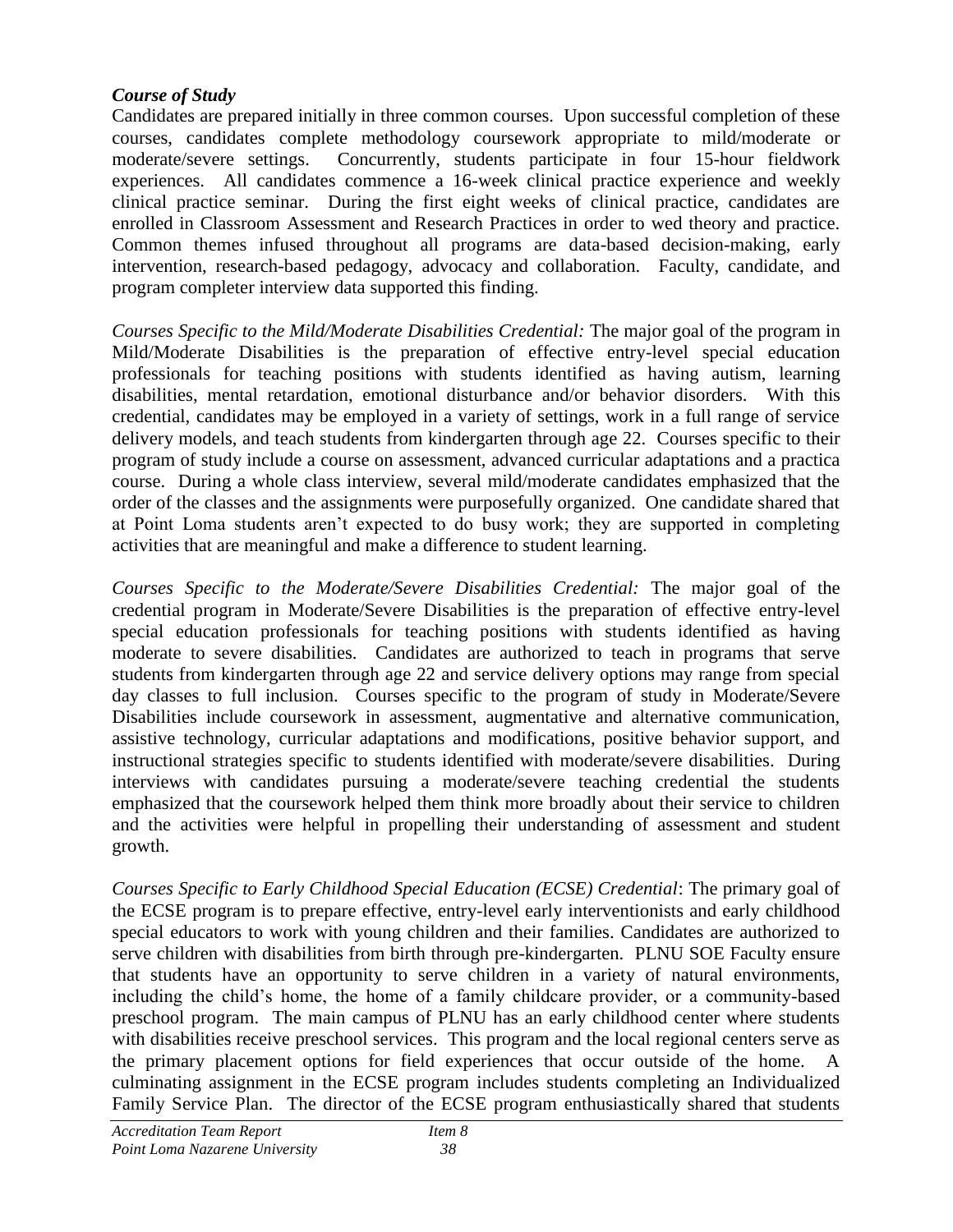### *Course of Study*

Candidates are prepared initially in three common courses. Upon successful completion of these courses, candidates complete methodology coursework appropriate to mild/moderate or moderate/severe settings. Concurrently, students participate in four 15-hour fieldwork experiences. All candidates commence a 16-week clinical practice experience and weekly clinical practice seminar. During the first eight weeks of clinical practice, candidates are enrolled in Classroom Assessment and Research Practices in order to wed theory and practice. Common themes infused throughout all programs are data-based decision-making, early intervention, research-based pedagogy, advocacy and collaboration. Faculty, candidate, and program completer interview data supported this finding.

*Courses Specific to the Mild/Moderate Disabilities Credential:* The major goal of the program in Mild/Moderate Disabilities is the preparation of effective entry-level special education professionals for teaching positions with students identified as having autism, learning disabilities, mental retardation, emotional disturbance and/or behavior disorders. With this credential, candidates may be employed in a variety of settings, work in a full range of service delivery models, and teach students from kindergarten through age 22. Courses specific to their program of study include a course on assessment, advanced curricular adaptations and a practica course. During a whole class interview, several mild/moderate candidates emphasized that the order of the classes and the assignments were purposefully organized. One candidate shared that at Point Loma students aren't expected to do busy work; they are supported in completing activities that are meaningful and make a difference to student learning.

*Courses Specific to the Moderate/Severe Disabilities Credential:* The major goal of the credential program in Moderate/Severe Disabilities is the preparation of effective entry-level special education professionals for teaching positions with students identified as having moderate to severe disabilities. Candidates are authorized to teach in programs that serve students from kindergarten through age 22 and service delivery options may range from special day classes to full inclusion. Courses specific to the program of study in Moderate/Severe Disabilities include coursework in assessment, augmentative and alternative communication, assistive technology, curricular adaptations and modifications, positive behavior support, and instructional strategies specific to students identified with moderate/severe disabilities. During interviews with candidates pursuing a moderate/severe teaching credential the students emphasized that the coursework helped them think more broadly about their service to children and the activities were helpful in propelling their understanding of assessment and student growth.

*Courses Specific to Early Childhood Special Education (ECSE) Credential*: The primary goal of the ECSE program is to prepare effective, entry-level early interventionists and early childhood special educators to work with young children and their families. Candidates are authorized to serve children with disabilities from birth through pre-kindergarten. PLNU SOE Faculty ensure that students have an opportunity to serve children in a variety of natural environments, including the child's home, the home of a family childcare provider, or a community-based preschool program. The main campus of PLNU has an early childhood center where students with disabilities receive preschool services. This program and the local regional centers serve as the primary placement options for field experiences that occur outside of the home. A culminating assignment in the ECSE program includes students completing an Individualized Family Service Plan. The director of the ECSE program enthusiastically shared that students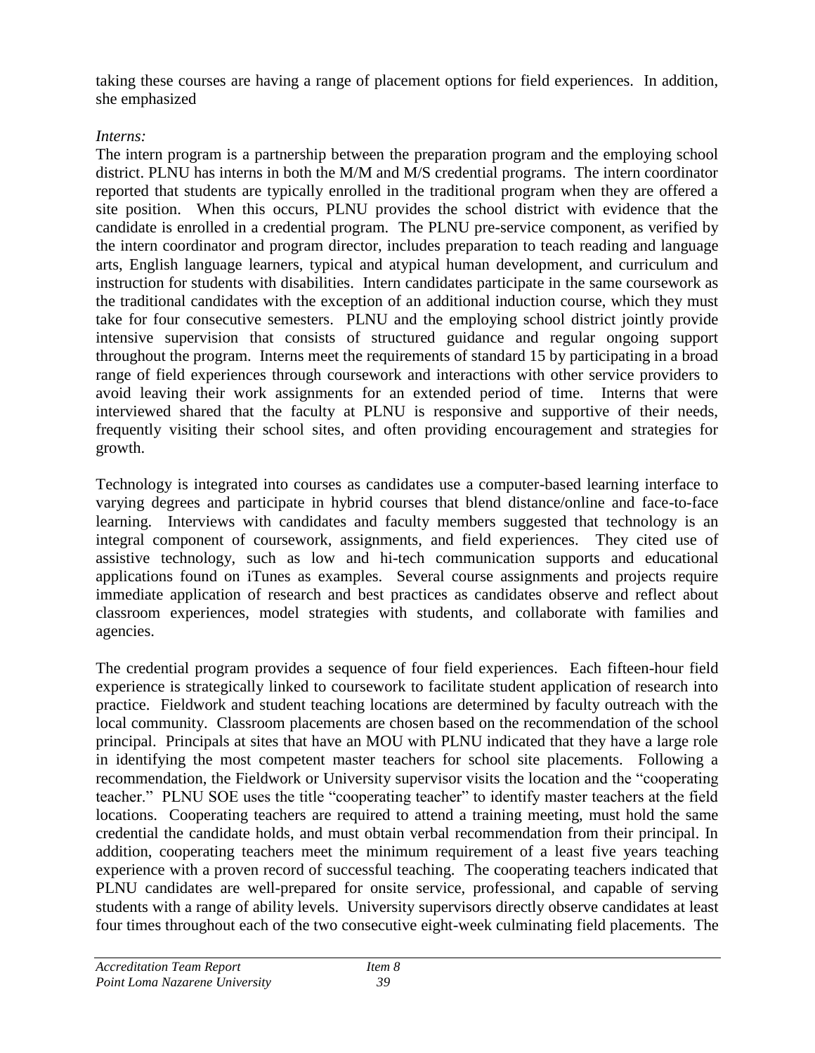taking these courses are having a range of placement options for field experiences. In addition, she emphasized

*Interns:*

The intern program is a partnership between the preparation program and the employing school district. PLNU has interns in both the M/M and M/S credential programs. The intern coordinator reported that students are typically enrolled in the traditional program when they are offered a site position. When this occurs, PLNU provides the school district with evidence that the candidate is enrolled in a credential program. The PLNU pre-service component, as verified by the intern coordinator and program director, includes preparation to teach reading and language arts, English language learners, typical and atypical human development, and curriculum and instruction for students with disabilities. Intern candidates participate in the same coursework as the traditional candidates with the exception of an additional induction course, which they must take for four consecutive semesters. PLNU and the employing school district jointly provide intensive supervision that consists of structured guidance and regular ongoing support throughout the program. Interns meet the requirements of standard 15 by participating in a broad range of field experiences through coursework and interactions with other service providers to avoid leaving their work assignments for an extended period of time. Interns that were interviewed shared that the faculty at PLNU is responsive and supportive of their needs, frequently visiting their school sites, and often providing encouragement and strategies for growth.

Technology is integrated into courses as candidates use a computer-based learning interface to varying degrees and participate in hybrid courses that blend distance/online and face-to-face learning. Interviews with candidates and faculty members suggested that technology is an integral component of coursework, assignments, and field experiences. They cited use of assistive technology, such as low and hi-tech communication supports and educational applications found on iTunes as examples. Several course assignments and projects require immediate application of research and best practices as candidates observe and reflect about classroom experiences, model strategies with students, and collaborate with families and agencies.

The credential program provides a sequence of four field experiences. Each fifteen-hour field experience is strategically linked to coursework to facilitate student application of research into practice. Fieldwork and student teaching locations are determined by faculty outreach with the local community. Classroom placements are chosen based on the recommendation of the school principal. Principals at sites that have an MOU with PLNU indicated that they have a large role in identifying the most competent master teachers for school site placements. Following a recommendation, the Fieldwork or University supervisor visits the location and the "cooperating teacher." PLNU SOE uses the title "cooperating teacher" to identify master teachers at the field locations. Cooperating teachers are required to attend a training meeting, must hold the same credential the candidate holds, and must obtain verbal recommendation from their principal. In addition, cooperating teachers meet the minimum requirement of a least five years teaching experience with a proven record of successful teaching. The cooperating teachers indicated that PLNU candidates are well-prepared for onsite service, professional, and capable of serving students with a range of ability levels. University supervisors directly observe candidates at least four times throughout each of the two consecutive eight-week culminating field placements. The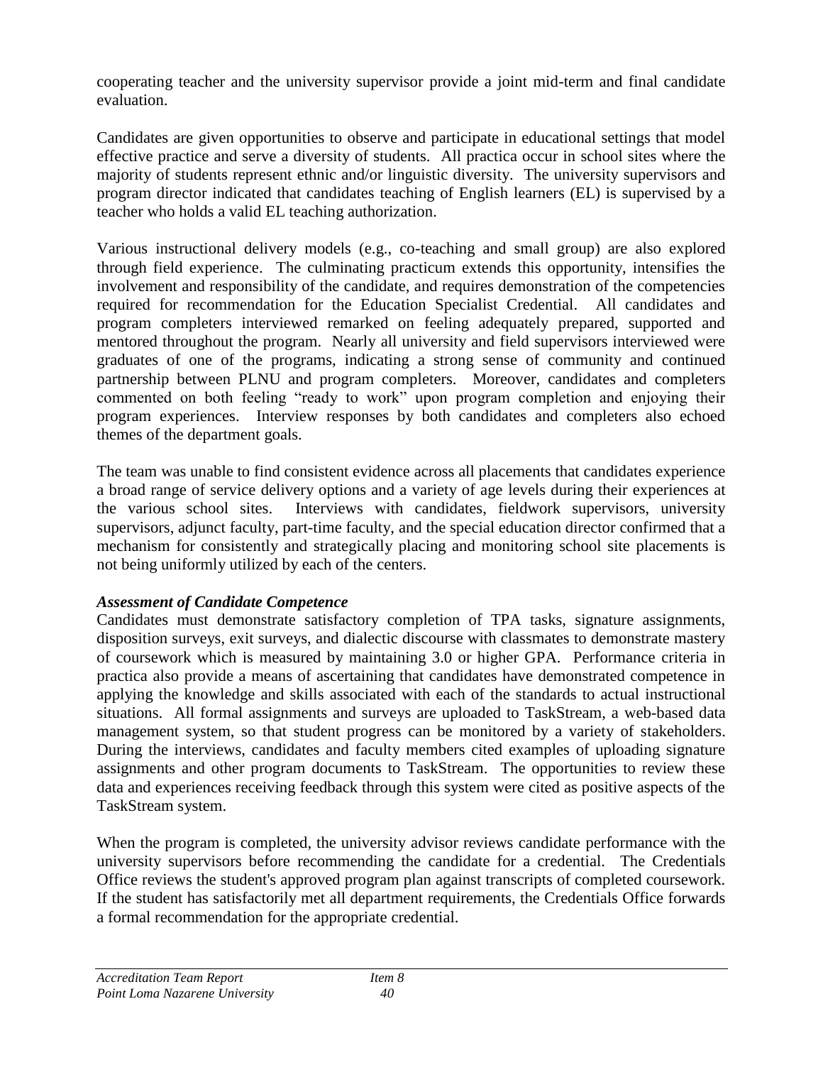cooperating teacher and the university supervisor provide a joint mid-term and final candidate evaluation.

Candidates are given opportunities to observe and participate in educational settings that model effective practice and serve a diversity of students. All practica occur in school sites where the majority of students represent ethnic and/or linguistic diversity. The university supervisors and program director indicated that candidates teaching of English learners (EL) is supervised by a teacher who holds a valid EL teaching authorization.

Various instructional delivery models (e.g., co-teaching and small group) are also explored through field experience. The culminating practicum extends this opportunity, intensifies the involvement and responsibility of the candidate, and requires demonstration of the competencies required for recommendation for the Education Specialist Credential. All candidates and program completers interviewed remarked on feeling adequately prepared, supported and mentored throughout the program. Nearly all university and field supervisors interviewed were graduates of one of the programs, indicating a strong sense of community and continued partnership between PLNU and program completers. Moreover, candidates and completers commented on both feeling "ready to work" upon program completion and enjoying their program experiences. Interview responses by both candidates and completers also echoed themes of the department goals.

The team was unable to find consistent evidence across all placements that candidates experience a broad range of service delivery options and a variety of age levels during their experiences at the various school sites. Interviews with candidates, fieldwork supervisors, university supervisors, adjunct faculty, part-time faculty, and the special education director confirmed that a mechanism for consistently and strategically placing and monitoring school site placements is not being uniformly utilized by each of the centers.

***Assessment of Candidate Competence***

Candidates must demonstrate satisfactory completion of TPA tasks, signature assignments, disposition surveys, exit surveys, and dialectic discourse with classmates to demonstrate mastery of coursework which is measured by maintaining 3.0 or higher GPA. Performance criteria in practica also provide a means of ascertaining that candidates have demonstrated competence in applying the knowledge and skills associated with each of the standards to actual instructional situations. All formal assignments and surveys are uploaded to TaskStream, a web-based data management system, so that student progress can be monitored by a variety of stakeholders. During the interviews, candidates and faculty members cited examples of uploading signature assignments and other program documents to TaskStream. The opportunities to review these data and experiences receiving feedback through this system were cited as positive aspects of the TaskStream system.

When the program is completed, the university advisor reviews candidate performance with the university supervisors before recommending the candidate for a credential. The Credentials Office reviews the student's approved program plan against transcripts of completed coursework. If the student has satisfactorily met all department requirements, the Credentials Office forwards a formal recommendation for the appropriate credential.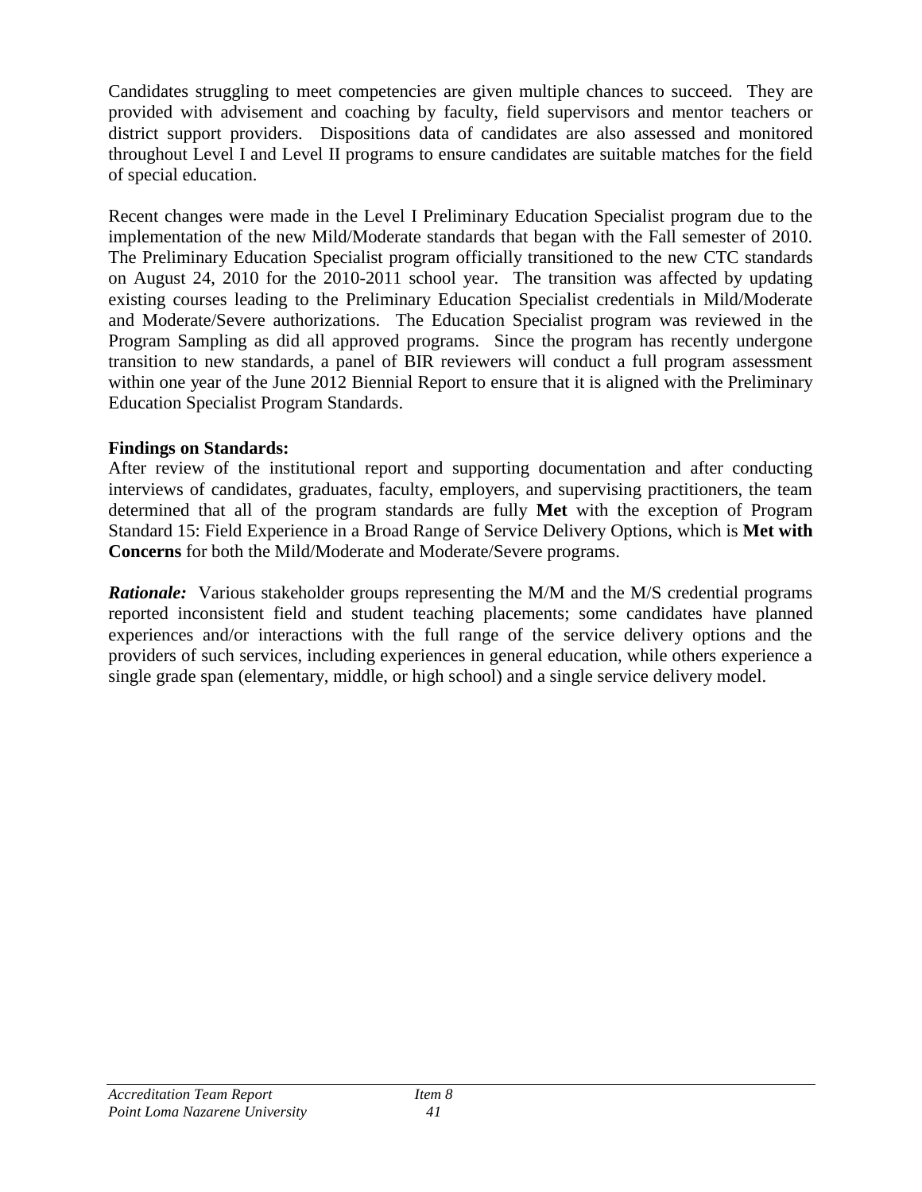Candidates struggling to meet competencies are given multiple chances to succeed. They are provided with advisement and coaching by faculty, field supervisors and mentor teachers or district support providers. Dispositions data of candidates are also assessed and monitored throughout Level I and Level II programs to ensure candidates are suitable matches for the field of special education.

Recent changes were made in the Level I Preliminary Education Specialist program due to the implementation of the new Mild/Moderate standards that began with the Fall semester of 2010. The Preliminary Education Specialist program officially transitioned to the new CTC standards on August 24, 2010 for the 2010-2011 school year. The transition was affected by updating existing courses leading to the Preliminary Education Specialist credentials in Mild/Moderate and Moderate/Severe authorizations. The Education Specialist program was reviewed in the Program Sampling as did all approved programs. Since the program has recently undergone transition to new standards, a panel of BIR reviewers will conduct a full program assessment within one year of the June 2012 Biennial Report to ensure that it is aligned with the Preliminary Education Specialist Program Standards.

**Findings on Standards:**
After review of the institutional report and supporting documentation and after conducting interviews of candidates, graduates, faculty, employers, and supervising practitioners, the team determined that all of the program standards are fully **Met** with the exception of Program Standard 15: Field Experience in a Broad Range of Service Delivery Options, which is **Met with Concerns** for both the Mild/Moderate and Moderate/Severe programs.

***Rationale:*** Various stakeholder groups representing the M/M and the M/S credential programs reported inconsistent field and student teaching placements; some candidates have planned experiences and/or interactions with the full range of the service delivery options and the providers of such services, including experiences in general education, while others experience a single grade span (elementary, middle, or high school) and a single service delivery model.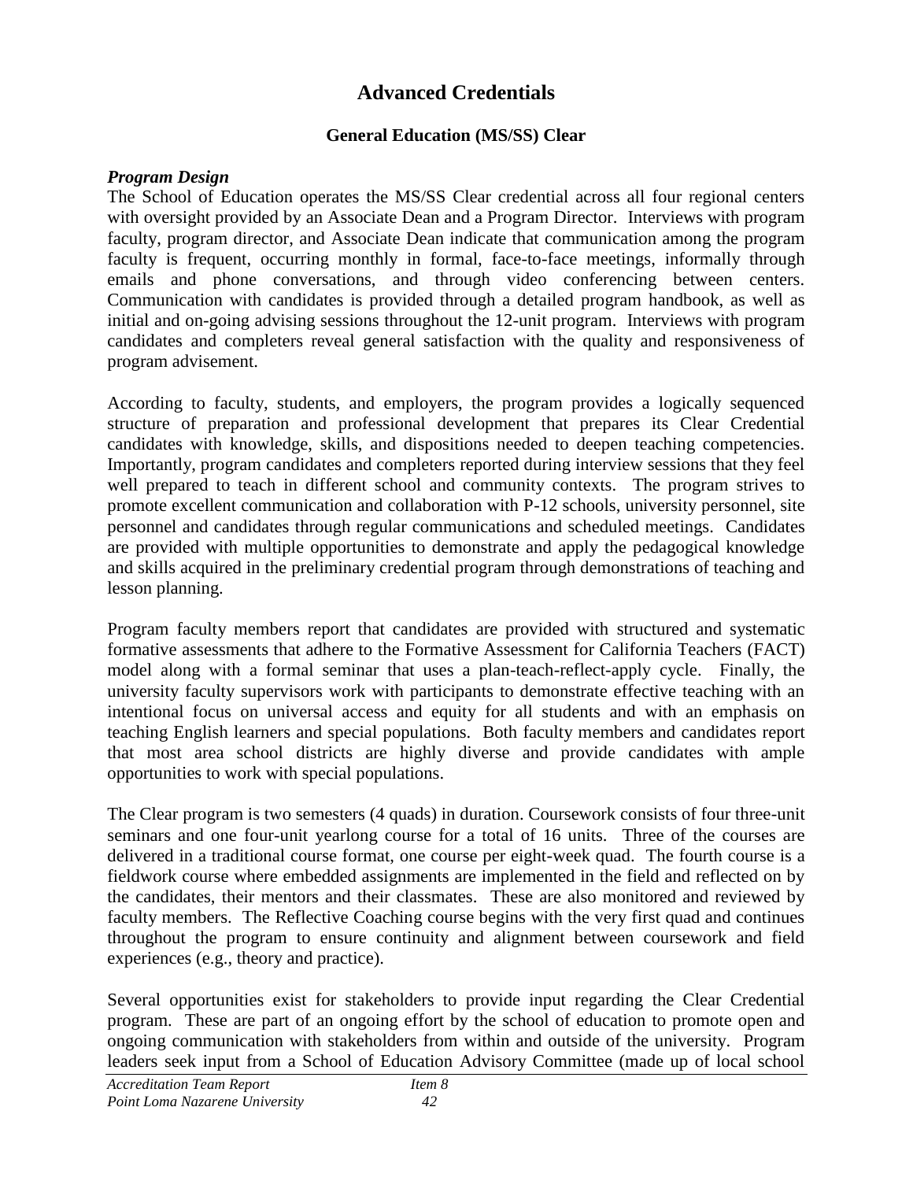# Advanced Credentials

## General Education (MS/SS) Clear

***Program Design***

The School of Education operates the MS/SS Clear credential across all four regional centers with oversight provided by an Associate Dean and a Program Director. Interviews with program faculty, program director, and Associate Dean indicate that communication among the program faculty is frequent, occurring monthly in formal, face-to-face meetings, informally through emails and phone conversations, and through video conferencing between centers. Communication with candidates is provided through a detailed program handbook, as well as initial and on-going advising sessions throughout the 12-unit program. Interviews with program candidates and completers reveal general satisfaction with the quality and responsiveness of program advisement.

According to faculty, students, and employers, the program provides a logically sequenced structure of preparation and professional development that prepares its Clear Credential candidates with knowledge, skills, and dispositions needed to deepen teaching competencies. Importantly, program candidates and completers reported during interview sessions that they feel well prepared to teach in different school and community contexts. The program strives to promote excellent communication and collaboration with P-12 schools, university personnel, site personnel and candidates through regular communications and scheduled meetings. Candidates are provided with multiple opportunities to demonstrate and apply the pedagogical knowledge and skills acquired in the preliminary credential program through demonstrations of teaching and lesson planning.

Program faculty members report that candidates are provided with structured and systematic formative assessments that adhere to the Formative Assessment for California Teachers (FACT) model along with a formal seminar that uses a plan-teach-reflect-apply cycle. Finally, the university faculty supervisors work with participants to demonstrate effective teaching with an intentional focus on universal access and equity for all students and with an emphasis on teaching English learners and special populations. Both faculty members and candidates report that most area school districts are highly diverse and provide candidates with ample opportunities to work with special populations.

The Clear program is two semesters (4 quads) in duration. Coursework consists of four three-unit seminars and one four-unit yearlong course for a total of 16 units. Three of the courses are delivered in a traditional course format, one course per eight-week quad. The fourth course is a fieldwork course where embedded assignments are implemented in the field and reflected on by the candidates, their mentors and their classmates. These are also monitored and reviewed by faculty members. The Reflective Coaching course begins with the very first quad and continues throughout the program to ensure continuity and alignment between coursework and field experiences (e.g., theory and practice).

Several opportunities exist for stakeholders to provide input regarding the Clear Credential program. These are part of an ongoing effort by the school of education to promote open and ongoing communication with stakeholders from within and outside of the university. Program leaders seek input from a School of Education Advisory Committee (made up of local school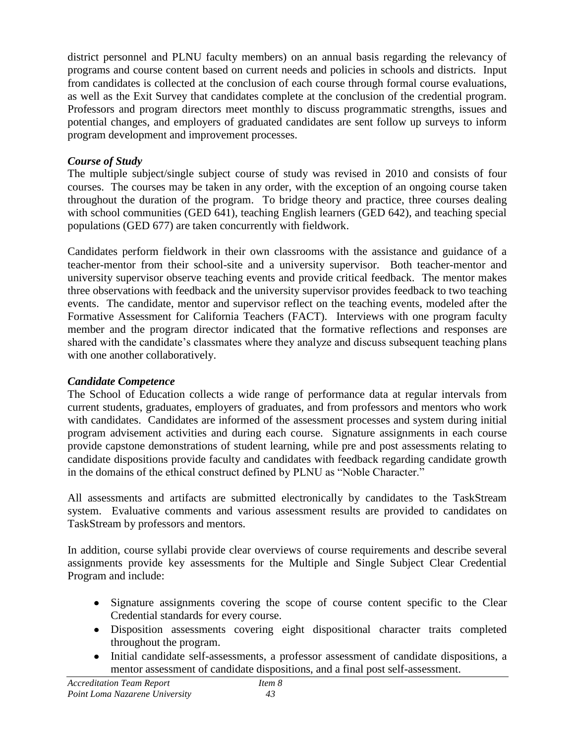district personnel and PLNU faculty members) on an annual basis regarding the relevancy of programs and course content based on current needs and policies in schools and districts. Input from candidates is collected at the conclusion of each course through formal course evaluations, as well as the Exit Survey that candidates complete at the conclusion of the credential program. Professors and program directors meet monthly to discuss programmatic strengths, issues and potential changes, and employers of graduated candidates are sent follow up surveys to inform program development and improvement processes.

***Course of Study***

The multiple subject/single subject course of study was revised in 2010 and consists of four courses. The courses may be taken in any order, with the exception of an ongoing course taken throughout the duration of the program. To bridge theory and practice, three courses dealing with school communities (GED 641), teaching English learners (GED 642), and teaching special populations (GED 677) are taken concurrently with fieldwork.

Candidates perform fieldwork in their own classrooms with the assistance and guidance of a teacher-mentor from their school-site and a university supervisor. Both teacher-mentor and university supervisor observe teaching events and provide critical feedback. The mentor makes three observations with feedback and the university supervisor provides feedback to two teaching events. The candidate, mentor and supervisor reflect on the teaching events, modeled after the Formative Assessment for California Teachers (FACT). Interviews with one program faculty member and the program director indicated that the formative reflections and responses are shared with the candidate's classmates where they analyze and discuss subsequent teaching plans with one another collaboratively.

***Candidate Competence***

The School of Education collects a wide range of performance data at regular intervals from current students, graduates, employers of graduates, and from professors and mentors who work with candidates. Candidates are informed of the assessment processes and system during initial program advisement activities and during each course. Signature assignments in each course provide capstone demonstrations of student learning, while pre and post assessments relating to candidate dispositions provide faculty and candidates with feedback regarding candidate growth in the domains of the ethical construct defined by PLNU as "Noble Character."

All assessments and artifacts are submitted electronically by candidates to the TaskStream system. Evaluative comments and various assessment results are provided to candidates on TaskStream by professors and mentors.

In addition, course syllabi provide clear overviews of course requirements and describe several assignments provide key assessments for the Multiple and Single Subject Clear Credential Program and include:

- Signature assignments covering the scope of course content specific to the Clear Credential standards for every course.
- Disposition assessments covering eight dispositional character traits completed throughout the program.
- Initial candidate self-assessments, a professor assessment of candidate dispositions, a mentor assessment of candidate dispositions, and a final post self-assessment.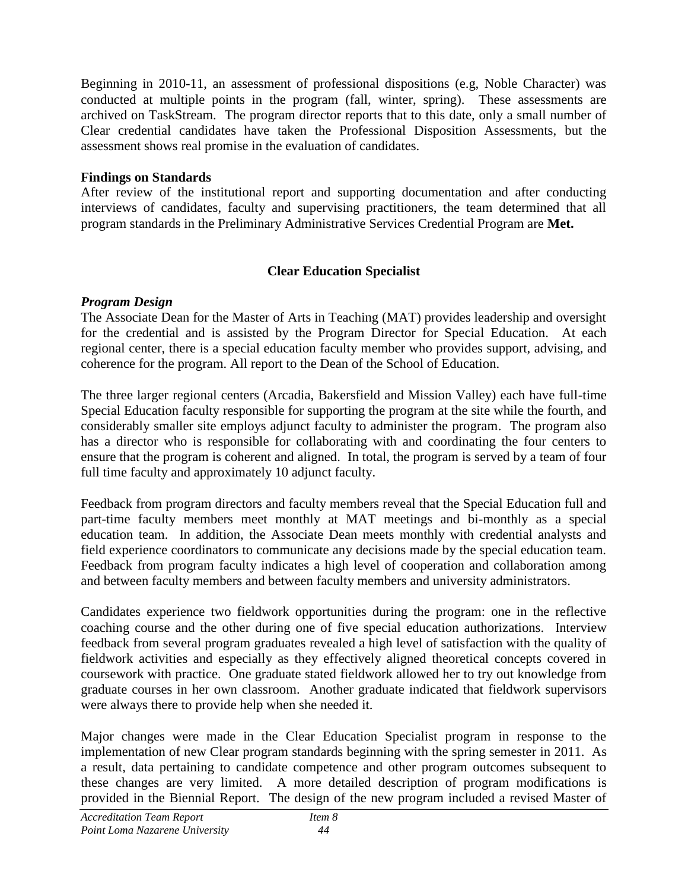Beginning in 2010-11, an assessment of professional dispositions (e.g, Noble Character) was conducted at multiple points in the program (fall, winter, spring). These assessments are archived on TaskStream. The program director reports that to this date, only a small number of Clear credential candidates have taken the Professional Disposition Assessments, but the assessment shows real promise in the evaluation of candidates.

**Findings on Standards**

After review of the institutional report and supporting documentation and after conducting interviews of candidates, faculty and supervising practitioners, the team determined that all program standards in the Preliminary Administrative Services Credential Program are **Met.**

## Clear Education Specialist

***Program Design***

The Associate Dean for the Master of Arts in Teaching (MAT) provides leadership and oversight for the credential and is assisted by the Program Director for Special Education. At each regional center, there is a special education faculty member who provides support, advising, and coherence for the program. All report to the Dean of the School of Education.

The three larger regional centers (Arcadia, Bakersfield and Mission Valley) each have full-time Special Education faculty responsible for supporting the program at the site while the fourth, and considerably smaller site employs adjunct faculty to administer the program. The program also has a director who is responsible for collaborating with and coordinating the four centers to ensure that the program is coherent and aligned. In total, the program is served by a team of four full time faculty and approximately 10 adjunct faculty.

Feedback from program directors and faculty members reveal that the Special Education full and part-time faculty members meet monthly at MAT meetings and bi-monthly as a special education team. In addition, the Associate Dean meets monthly with credential analysts and field experience coordinators to communicate any decisions made by the special education team. Feedback from program faculty indicates a high level of cooperation and collaboration among and between faculty members and between faculty members and university administrators.

Candidates experience two fieldwork opportunities during the program: one in the reflective coaching course and the other during one of five special education authorizations. Interview feedback from several program graduates revealed a high level of satisfaction with the quality of fieldwork activities and especially as they effectively aligned theoretical concepts covered in coursework with practice. One graduate stated fieldwork allowed her to try out knowledge from graduate courses in her own classroom. Another graduate indicated that fieldwork supervisors were always there to provide help when she needed it.

Major changes were made in the Clear Education Specialist program in response to the implementation of new Clear program standards beginning with the spring semester in 2011. As a result, data pertaining to candidate competence and other program outcomes subsequent to these changes are very limited. A more detailed description of program modifications is provided in the Biennial Report. The design of the new program included a revised Master of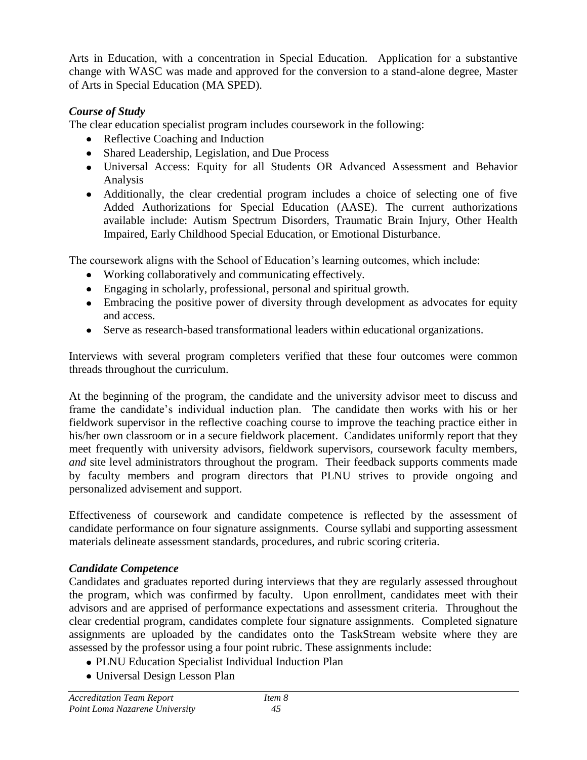Arts in Education, with a concentration in Special Education. Application for a substantive change with WASC was made and approved for the conversion to a stand-alone degree, Master of Arts in Special Education (MA SPED).

### *Course of Study*

The clear education specialist program includes coursework in the following:

- Reflective Coaching and Induction
- Shared Leadership, Legislation, and Due Process
- Universal Access: Equity for all Students OR Advanced Assessment and Behavior Analysis
- Additionally, the clear credential program includes a choice of selecting one of five Added Authorizations for Special Education (AASE). The current authorizations available include: Autism Spectrum Disorders, Traumatic Brain Injury, Other Health Impaired, Early Childhood Special Education, or Emotional Disturbance.

The coursework aligns with the School of Education's learning outcomes, which include:

- Working collaboratively and communicating effectively.
- Engaging in scholarly, professional, personal and spiritual growth.
- Embracing the positive power of diversity through development as advocates for equity and access.
- Serve as research-based transformational leaders within educational organizations.

Interviews with several program completers verified that these four outcomes were common threads throughout the curriculum.

At the beginning of the program, the candidate and the university advisor meet to discuss and frame the candidate's individual induction plan. The candidate then works with his or her fieldwork supervisor in the reflective coaching course to improve the teaching practice either in his/her own classroom or in a secure fieldwork placement. Candidates uniformly report that they meet frequently with university advisors, fieldwork supervisors, coursework faculty members, *and* site level administrators throughout the program. Their feedback supports comments made by faculty members and program directors that PLNU strives to provide ongoing and personalized advisement and support.

Effectiveness of coursework and candidate competence is reflected by the assessment of candidate performance on four signature assignments. Course syllabi and supporting assessment materials delineate assessment standards, procedures, and rubric scoring criteria.

### *Candidate Competence*

Candidates and graduates reported during interviews that they are regularly assessed throughout the program, which was confirmed by faculty. Upon enrollment, candidates meet with their advisors and are apprised of performance expectations and assessment criteria. Throughout the clear credential program, candidates complete four signature assignments. Completed signature assignments are uploaded by the candidates onto the TaskStream website where they are assessed by the professor using a four point rubric. These assignments include:

- PLNU Education Specialist Individual Induction Plan
- Universal Design Lesson Plan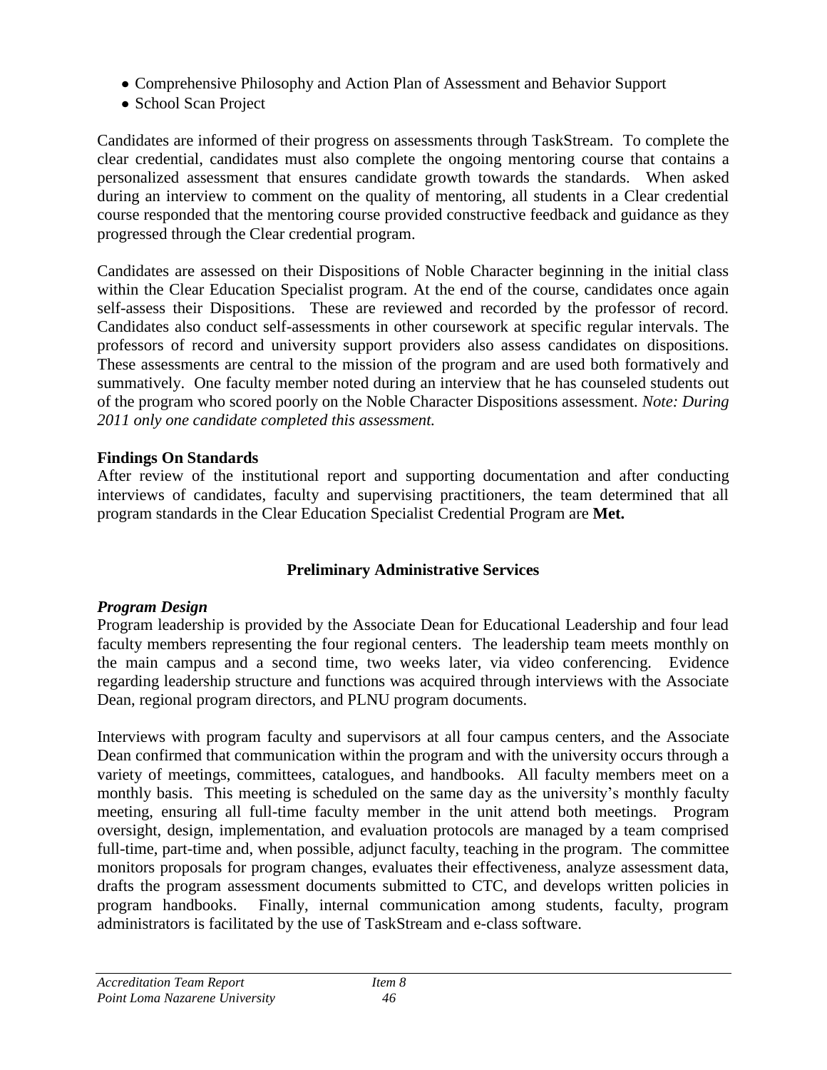- Comprehensive Philosophy and Action Plan of Assessment and Behavior Support
- School Scan Project

Candidates are informed of their progress on assessments through TaskStream. To complete the clear credential, candidates must also complete the ongoing mentoring course that contains a personalized assessment that ensures candidate growth towards the standards. When asked during an interview to comment on the quality of mentoring, all students in a Clear credential course responded that the mentoring course provided constructive feedback and guidance as they progressed through the Clear credential program.

Candidates are assessed on their Dispositions of Noble Character beginning in the initial class within the Clear Education Specialist program. At the end of the course, candidates once again self-assess their Dispositions. These are reviewed and recorded by the professor of record. Candidates also conduct self-assessments in other coursework at specific regular intervals. The professors of record and university support providers also assess candidates on dispositions. These assessments are central to the mission of the program and are used both formatively and summatively. One faculty member noted during an interview that he has counseled students out of the program who scored poorly on the Noble Character Dispositions assessment. *Note: During 2011 only one candidate completed this assessment.*

**Findings On Standards**

After review of the institutional report and supporting documentation and after conducting interviews of candidates, faculty and supervising practitioners, the team determined that all program standards in the Clear Education Specialist Credential Program are **Met.**

## Preliminary Administrative Services

***Program Design***

Program leadership is provided by the Associate Dean for Educational Leadership and four lead faculty members representing the four regional centers. The leadership team meets monthly on the main campus and a second time, two weeks later, via video conferencing. Evidence regarding leadership structure and functions was acquired through interviews with the Associate Dean, regional program directors, and PLNU program documents.

Interviews with program faculty and supervisors at all four campus centers, and the Associate Dean confirmed that communication within the program and with the university occurs through a variety of meetings, committees, catalogues, and handbooks. All faculty members meet on a monthly basis. This meeting is scheduled on the same day as the university's monthly faculty meeting, ensuring all full-time faculty member in the unit attend both meetings. Program oversight, design, implementation, and evaluation protocols are managed by a team comprised full-time, part-time and, when possible, adjunct faculty, teaching in the program. The committee monitors proposals for program changes, evaluates their effectiveness, analyze assessment data, drafts the program assessment documents submitted to CTC, and develops written policies in program handbooks. Finally, internal communication among students, faculty, program administrators is facilitated by the use of TaskStream and e-class software.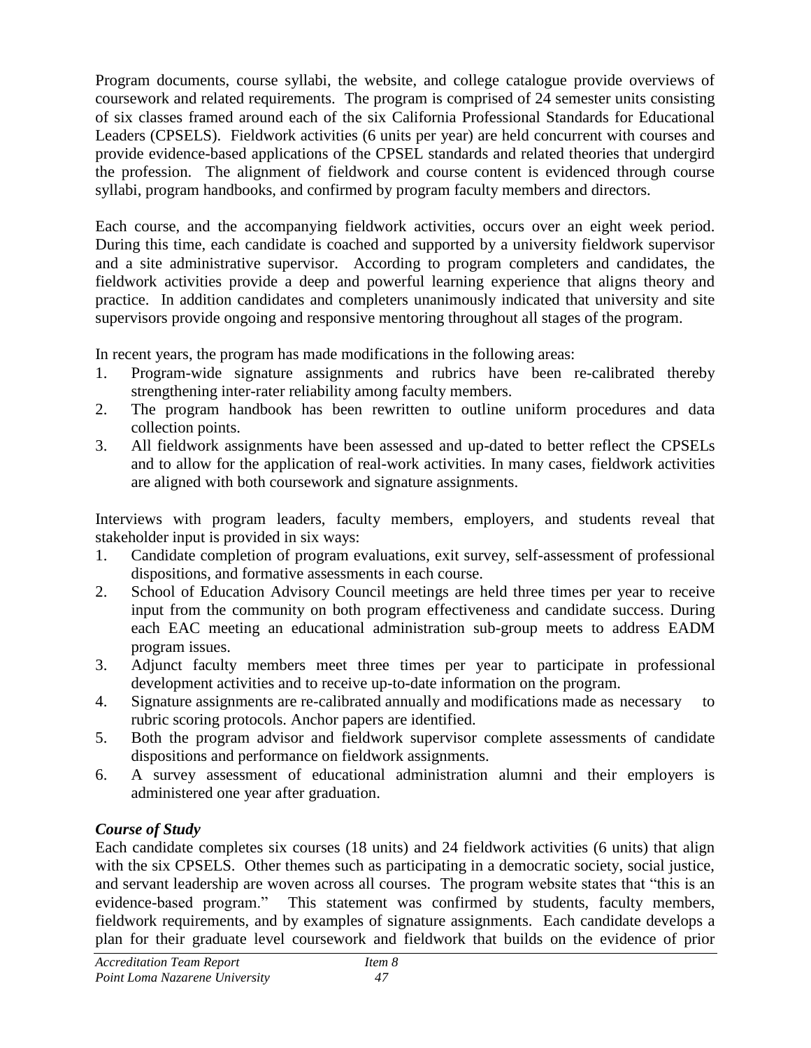Program documents, course syllabi, the website, and college catalogue provide overviews of coursework and related requirements. The program is comprised of 24 semester units consisting of six classes framed around each of the six California Professional Standards for Educational Leaders (CPSELS). Fieldwork activities (6 units per year) are held concurrent with courses and provide evidence-based applications of the CPSEL standards and related theories that undergird the profession. The alignment of fieldwork and course content is evidenced through course syllabi, program handbooks, and confirmed by program faculty members and directors.

Each course, and the accompanying fieldwork activities, occurs over an eight week period. During this time, each candidate is coached and supported by a university fieldwork supervisor and a site administrative supervisor. According to program completers and candidates, the fieldwork activities provide a deep and powerful learning experience that aligns theory and practice. In addition candidates and completers unanimously indicated that university and site supervisors provide ongoing and responsive mentoring throughout all stages of the program.

In recent years, the program has made modifications in the following areas:

1. Program-wide signature assignments and rubrics have been re-calibrated thereby strengthening inter-rater reliability among faculty members.
2. The program handbook has been rewritten to outline uniform procedures and data collection points.
3. All fieldwork assignments have been assessed and up-dated to better reflect the CPSELs and to allow for the application of real-work activities. In many cases, fieldwork activities are aligned with both coursework and signature assignments.

Interviews with program leaders, faculty members, employers, and students reveal that stakeholder input is provided in six ways:

1. Candidate completion of program evaluations, exit survey, self-assessment of professional dispositions, and formative assessments in each course.
2. School of Education Advisory Council meetings are held three times per year to receive input from the community on both program effectiveness and candidate success. During each EAC meeting an educational administration sub-group meets to address EADM program issues.
3. Adjunct faculty members meet three times per year to participate in professional development activities and to receive up-to-date information on the program.
4. Signature assignments are re-calibrated annually and modifications made as necessary to rubric scoring protocols. Anchor papers are identified.
5. Both the program advisor and fieldwork supervisor complete assessments of candidate dispositions and performance on fieldwork assignments.
6. A survey assessment of educational administration alumni and their employers is administered one year after graduation.

### *Course of Study*

Each candidate completes six courses (18 units) and 24 fieldwork activities (6 units) that align with the six CPSELS. Other themes such as participating in a democratic society, social justice, and servant leadership are woven across all courses. The program website states that "this is an evidence-based program." This statement was confirmed by students, faculty members, fieldwork requirements, and by examples of signature assignments. Each candidate develops a plan for their graduate level coursework and fieldwork that builds on the evidence of prior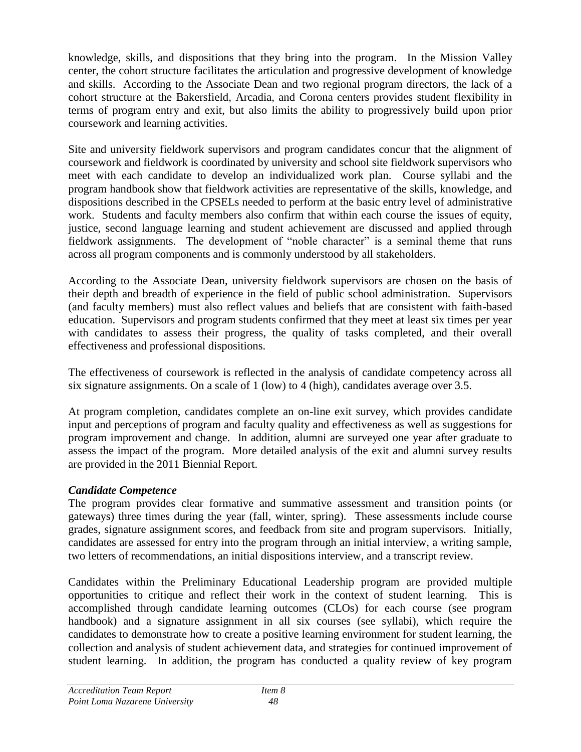knowledge, skills, and dispositions that they bring into the program. In the Mission Valley center, the cohort structure facilitates the articulation and progressive development of knowledge and skills. According to the Associate Dean and two regional program directors, the lack of a cohort structure at the Bakersfield, Arcadia, and Corona centers provides student flexibility in terms of program entry and exit, but also limits the ability to progressively build upon prior coursework and learning activities.

Site and university fieldwork supervisors and program candidates concur that the alignment of coursework and fieldwork is coordinated by university and school site fieldwork supervisors who meet with each candidate to develop an individualized work plan. Course syllabi and the program handbook show that fieldwork activities are representative of the skills, knowledge, and dispositions described in the CPSELs needed to perform at the basic entry level of administrative work. Students and faculty members also confirm that within each course the issues of equity, justice, second language learning and student achievement are discussed and applied through fieldwork assignments. The development of "noble character" is a seminal theme that runs across all program components and is commonly understood by all stakeholders.

According to the Associate Dean, university fieldwork supervisors are chosen on the basis of their depth and breadth of experience in the field of public school administration. Supervisors (and faculty members) must also reflect values and beliefs that are consistent with faith-based education. Supervisors and program students confirmed that they meet at least six times per year with candidates to assess their progress, the quality of tasks completed, and their overall effectiveness and professional dispositions.

The effectiveness of coursework is reflected in the analysis of candidate competency across all six signature assignments. On a scale of 1 (low) to 4 (high), candidates average over 3.5.

At program completion, candidates complete an on-line exit survey, which provides candidate input and perceptions of program and faculty quality and effectiveness as well as suggestions for program improvement and change. In addition, alumni are surveyed one year after graduate to assess the impact of the program. More detailed analysis of the exit and alumni survey results are provided in the 2011 Biennial Report.

### *Candidate Competence*

The program provides clear formative and summative assessment and transition points (or gateways) three times during the year (fall, winter, spring). These assessments include course grades, signature assignment scores, and feedback from site and program supervisors. Initially, candidates are assessed for entry into the program through an initial interview, a writing sample, two letters of recommendations, an initial dispositions interview, and a transcript review.

Candidates within the Preliminary Educational Leadership program are provided multiple opportunities to critique and reflect their work in the context of student learning. This is accomplished through candidate learning outcomes (CLOs) for each course (see program handbook) and a signature assignment in all six courses (see syllabi), which require the candidates to demonstrate how to create a positive learning environment for student learning, the collection and analysis of student achievement data, and strategies for continued improvement of student learning. In addition, the program has conducted a quality review of key program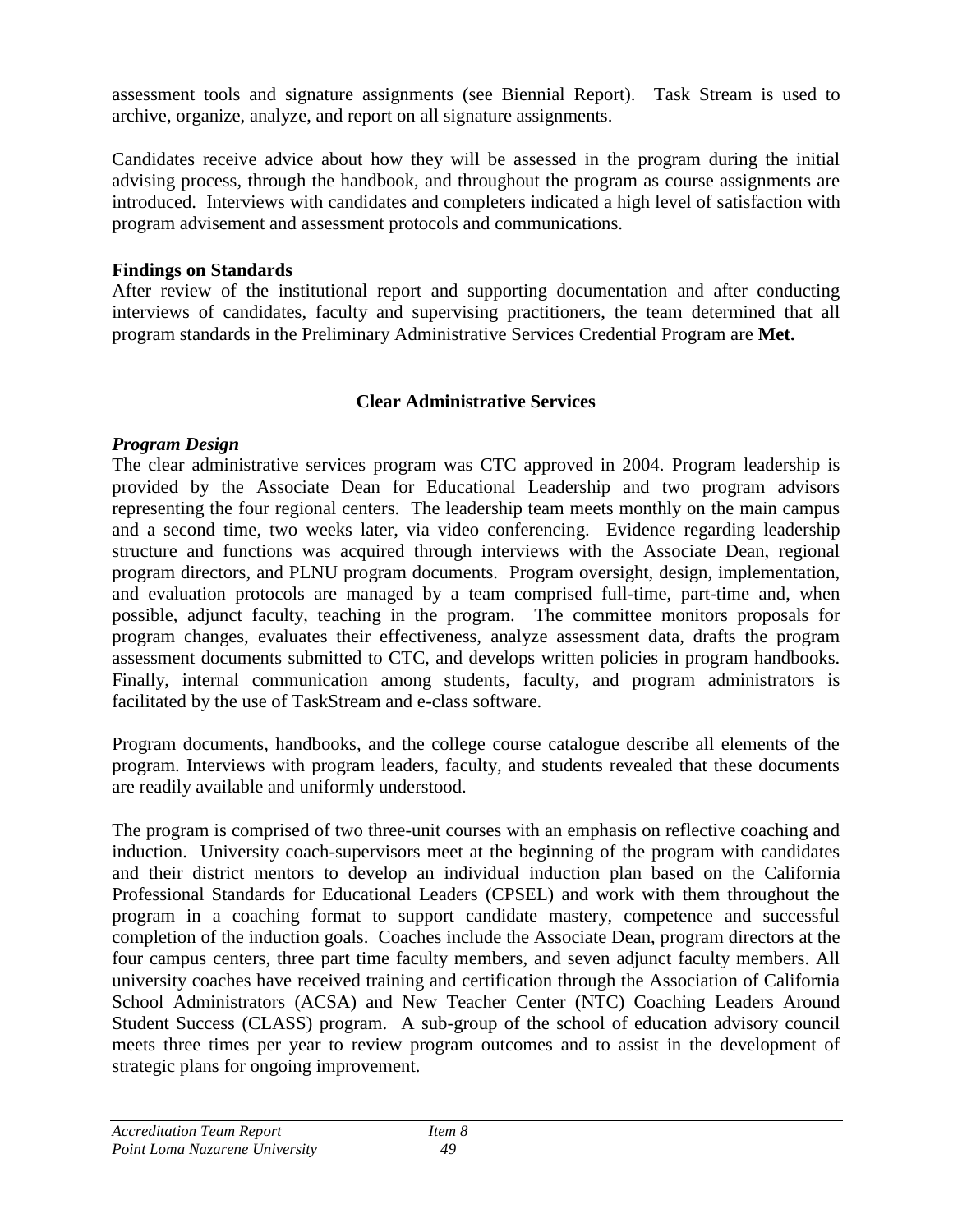assessment tools and signature assignments (see Biennial Report). Task Stream is used to archive, organize, analyze, and report on all signature assignments.

Candidates receive advice about how they will be assessed in the program during the initial advising process, through the handbook, and throughout the program as course assignments are introduced. Interviews with candidates and completers indicated a high level of satisfaction with program advisement and assessment protocols and communications.

**Findings on Standards**

After review of the institutional report and supporting documentation and after conducting interviews of candidates, faculty and supervising practitioners, the team determined that all program standards in the Preliminary Administrative Services Credential Program are **Met.**

## Clear Administrative Services

***Program Design***

The clear administrative services program was CTC approved in 2004. Program leadership is provided by the Associate Dean for Educational Leadership and two program advisors representing the four regional centers. The leadership team meets monthly on the main campus and a second time, two weeks later, via video conferencing. Evidence regarding leadership structure and functions was acquired through interviews with the Associate Dean, regional program directors, and PLNU program documents. Program oversight, design, implementation, and evaluation protocols are managed by a team comprised full-time, part-time and, when possible, adjunct faculty, teaching in the program. The committee monitors proposals for program changes, evaluates their effectiveness, analyze assessment data, drafts the program assessment documents submitted to CTC, and develops written policies in program handbooks. Finally, internal communication among students, faculty, and program administrators is facilitated by the use of TaskStream and e-class software.

Program documents, handbooks, and the college course catalogue describe all elements of the program. Interviews with program leaders, faculty, and students revealed that these documents are readily available and uniformly understood.

The program is comprised of two three-unit courses with an emphasis on reflective coaching and induction. University coach-supervisors meet at the beginning of the program with candidates and their district mentors to develop an individual induction plan based on the California Professional Standards for Educational Leaders (CPSEL) and work with them throughout the program in a coaching format to support candidate mastery, competence and successful completion of the induction goals. Coaches include the Associate Dean, program directors at the four campus centers, three part time faculty members, and seven adjunct faculty members. All university coaches have received training and certification through the Association of California School Administrators (ACSA) and New Teacher Center (NTC) Coaching Leaders Around Student Success (CLASS) program. A sub-group of the school of education advisory council meets three times per year to review program outcomes and to assist in the development of strategic plans for ongoing improvement.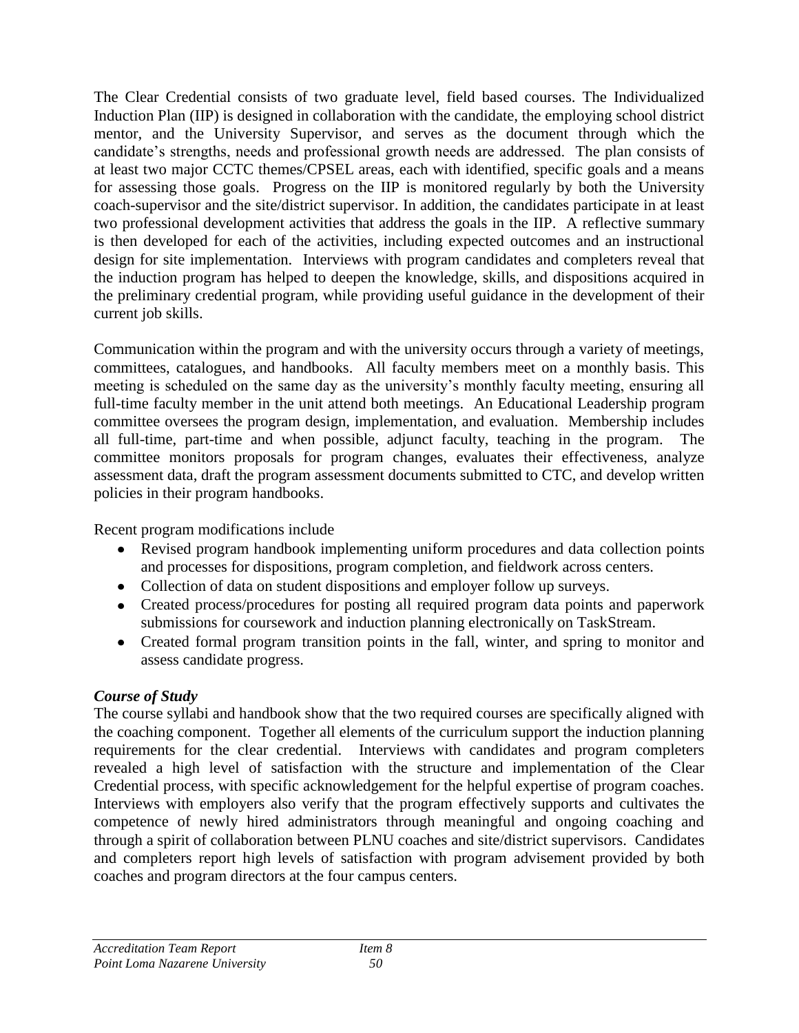The Clear Credential consists of two graduate level, field based courses. The Individualized Induction Plan (IIP) is designed in collaboration with the candidate, the employing school district mentor, and the University Supervisor, and serves as the document through which the candidate's strengths, needs and professional growth needs are addressed. The plan consists of at least two major CCTC themes/CPSEL areas, each with identified, specific goals and a means for assessing those goals. Progress on the IIP is monitored regularly by both the University coach-supervisor and the site/district supervisor. In addition, the candidates participate in at least two professional development activities that address the goals in the IIP. A reflective summary is then developed for each of the activities, including expected outcomes and an instructional design for site implementation. Interviews with program candidates and completers reveal that the induction program has helped to deepen the knowledge, skills, and dispositions acquired in the preliminary credential program, while providing useful guidance in the development of their current job skills.

Communication within the program and with the university occurs through a variety of meetings, committees, catalogues, and handbooks. All faculty members meet on a monthly basis. This meeting is scheduled on the same day as the university's monthly faculty meeting, ensuring all full-time faculty member in the unit attend both meetings. An Educational Leadership program committee oversees the program design, implementation, and evaluation. Membership includes all full-time, part-time and when possible, adjunct faculty, teaching in the program. The committee monitors proposals for program changes, evaluates their effectiveness, analyze assessment data, draft the program assessment documents submitted to CTC, and develop written policies in their program handbooks.

Recent program modifications include

- Revised program handbook implementing uniform procedures and data collection points and processes for dispositions, program completion, and fieldwork across centers.
- Collection of data on student dispositions and employer follow up surveys.
- Created process/procedures for posting all required program data points and paperwork submissions for coursework and induction planning electronically on TaskStream.
- Created formal program transition points in the fall, winter, and spring to monitor and assess candidate progress.

### *Course of Study*

The course syllabi and handbook show that the two required courses are specifically aligned with the coaching component. Together all elements of the curriculum support the induction planning requirements for the clear credential. Interviews with candidates and program completers revealed a high level of satisfaction with the structure and implementation of the Clear Credential process, with specific acknowledgement for the helpful expertise of program coaches. Interviews with employers also verify that the program effectively supports and cultivates the competence of newly hired administrators through meaningful and ongoing coaching and through a spirit of collaboration between PLNU coaches and site/district supervisors. Candidates and completers report high levels of satisfaction with program advisement provided by both coaches and program directors at the four campus centers.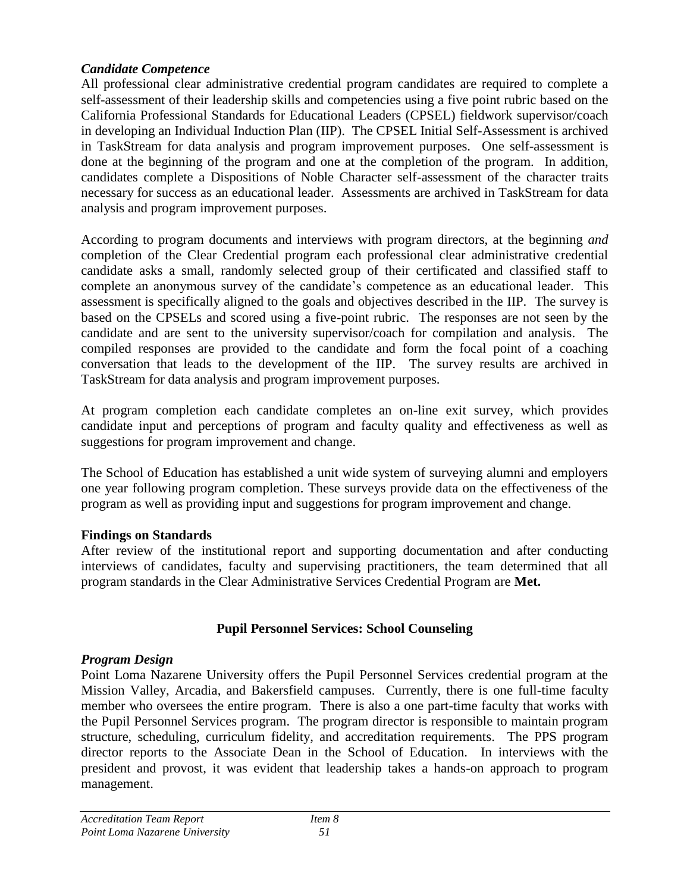### *Candidate Competence*

All professional clear administrative credential program candidates are required to complete a self-assessment of their leadership skills and competencies using a five point rubric based on the California Professional Standards for Educational Leaders (CPSEL) fieldwork supervisor/coach in developing an Individual Induction Plan (IIP). The CPSEL Initial Self-Assessment is archived in TaskStream for data analysis and program improvement purposes. One self-assessment is done at the beginning of the program and one at the completion of the program. In addition, candidates complete a Dispositions of Noble Character self-assessment of the character traits necessary for success as an educational leader. Assessments are archived in TaskStream for data analysis and program improvement purposes.

According to program documents and interviews with program directors, at the beginning *and* completion of the Clear Credential program each professional clear administrative credential candidate asks a small, randomly selected group of their certificated and classified staff to complete an anonymous survey of the candidate's competence as an educational leader. This assessment is specifically aligned to the goals and objectives described in the IIP. The survey is based on the CPSELs and scored using a five-point rubric. The responses are not seen by the candidate and are sent to the university supervisor/coach for compilation and analysis. The compiled responses are provided to the candidate and form the focal point of a coaching conversation that leads to the development of the IIP. The survey results are archived in TaskStream for data analysis and program improvement purposes.

At program completion each candidate completes an on-line exit survey, which provides candidate input and perceptions of program and faculty quality and effectiveness as well as suggestions for program improvement and change.

The School of Education has established a unit wide system of surveying alumni and employers one year following program completion. These surveys provide data on the effectiveness of the program as well as providing input and suggestions for program improvement and change.

### Findings on Standards

After review of the institutional report and supporting documentation and after conducting interviews of candidates, faculty and supervising practitioners, the team determined that all program standards in the Clear Administrative Services Credential Program are **Met.**

## Pupil Personnel Services: School Counseling

### *Program Design*

Point Loma Nazarene University offers the Pupil Personnel Services credential program at the Mission Valley, Arcadia, and Bakersfield campuses. Currently, there is one full-time faculty member who oversees the entire program. There is also a one part-time faculty that works with the Pupil Personnel Services program. The program director is responsible to maintain program structure, scheduling, curriculum fidelity, and accreditation requirements. The PPS program director reports to the Associate Dean in the School of Education. In interviews with the president and provost, it was evident that leadership takes a hands-on approach to program management.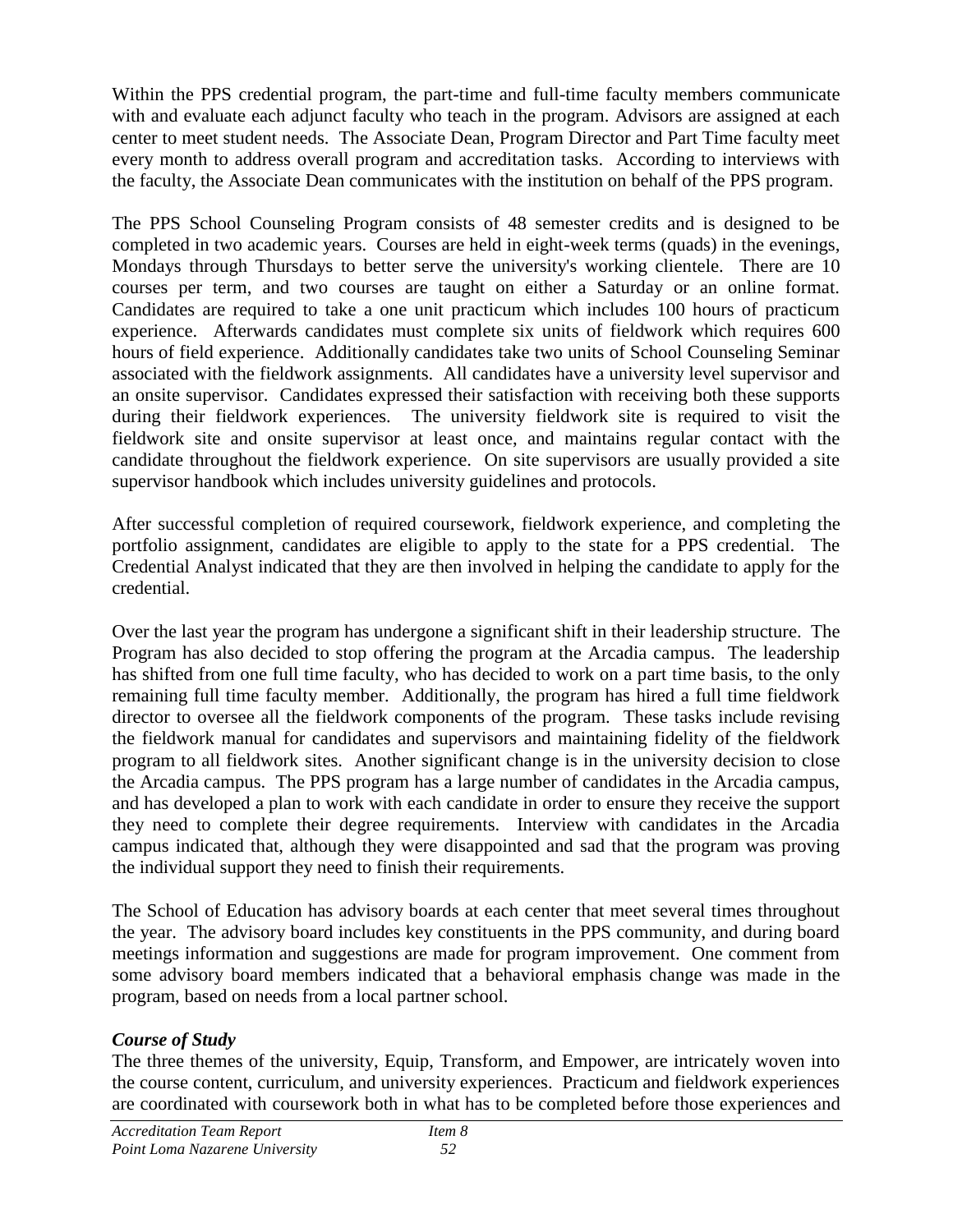Within the PPS credential program, the part-time and full-time faculty members communicate with and evaluate each adjunct faculty who teach in the program. Advisors are assigned at each center to meet student needs. The Associate Dean, Program Director and Part Time faculty meet every month to address overall program and accreditation tasks. According to interviews with the faculty, the Associate Dean communicates with the institution on behalf of the PPS program.

The PPS School Counseling Program consists of 48 semester credits and is designed to be completed in two academic years. Courses are held in eight-week terms (quads) in the evenings, Mondays through Thursdays to better serve the university's working clientele. There are 10 courses per term, and two courses are taught on either a Saturday or an online format. Candidates are required to take a one unit practicum which includes 100 hours of practicum experience. Afterwards candidates must complete six units of fieldwork which requires 600 hours of field experience. Additionally candidates take two units of School Counseling Seminar associated with the fieldwork assignments. All candidates have a university level supervisor and an onsite supervisor. Candidates expressed their satisfaction with receiving both these supports during their fieldwork experiences. The university fieldwork site is required to visit the fieldwork site and onsite supervisor at least once, and maintains regular contact with the candidate throughout the fieldwork experience. On site supervisors are usually provided a site supervisor handbook which includes university guidelines and protocols.

After successful completion of required coursework, fieldwork experience, and completing the portfolio assignment, candidates are eligible to apply to the state for a PPS credential. The Credential Analyst indicated that they are then involved in helping the candidate to apply for the credential.

Over the last year the program has undergone a significant shift in their leadership structure. The Program has also decided to stop offering the program at the Arcadia campus. The leadership has shifted from one full time faculty, who has decided to work on a part time basis, to the only remaining full time faculty member. Additionally, the program has hired a full time fieldwork director to oversee all the fieldwork components of the program. These tasks include revising the fieldwork manual for candidates and supervisors and maintaining fidelity of the fieldwork program to all fieldwork sites. Another significant change is in the university decision to close the Arcadia campus. The PPS program has a large number of candidates in the Arcadia campus, and has developed a plan to work with each candidate in order to ensure they receive the support they need to complete their degree requirements. Interview with candidates in the Arcadia campus indicated that, although they were disappointed and sad that the program was proving the individual support they need to finish their requirements.

The School of Education has advisory boards at each center that meet several times throughout the year. The advisory board includes key constituents in the PPS community, and during board meetings information and suggestions are made for program improvement. One comment from some advisory board members indicated that a behavioral emphasis change was made in the program, based on needs from a local partner school.

### *Course of Study*

The three themes of the university, Equip, Transform, and Empower, are intricately woven into the course content, curriculum, and university experiences. Practicum and fieldwork experiences are coordinated with coursework both in what has to be completed before those experiences and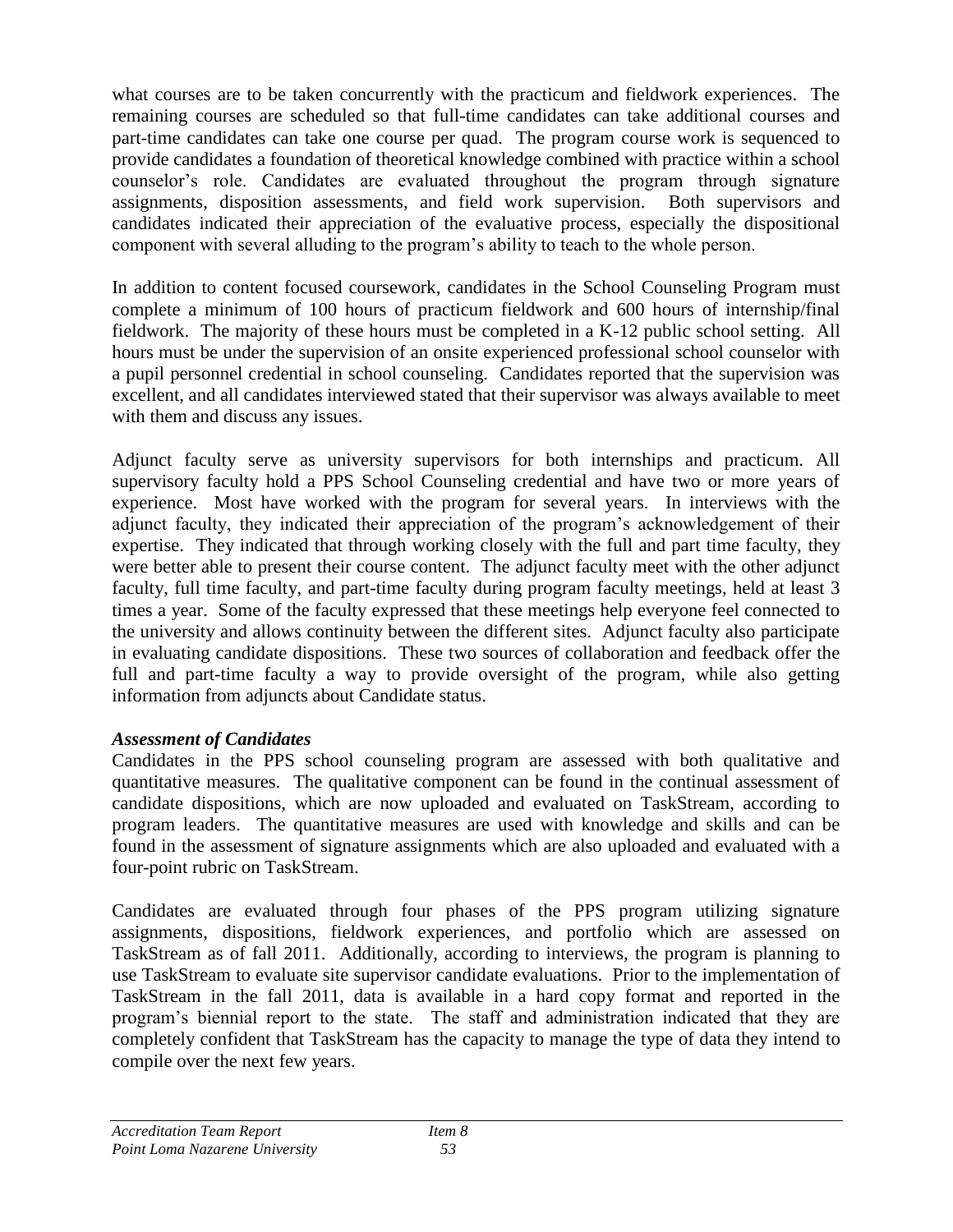what courses are to be taken concurrently with the practicum and fieldwork experiences. The remaining courses are scheduled so that full-time candidates can take additional courses and part-time candidates can take one course per quad. The program course work is sequenced to provide candidates a foundation of theoretical knowledge combined with practice within a school counselor's role. Candidates are evaluated throughout the program through signature assignments, disposition assessments, and field work supervision. Both supervisors and candidates indicated their appreciation of the evaluative process, especially the dispositional component with several alluding to the program's ability to teach to the whole person.

In addition to content focused coursework, candidates in the School Counseling Program must complete a minimum of 100 hours of practicum fieldwork and 600 hours of internship/final fieldwork. The majority of these hours must be completed in a K-12 public school setting. All hours must be under the supervision of an onsite experienced professional school counselor with a pupil personnel credential in school counseling. Candidates reported that the supervision was excellent, and all candidates interviewed stated that their supervisor was always available to meet with them and discuss any issues.

Adjunct faculty serve as university supervisors for both internships and practicum. All supervisory faculty hold a PPS School Counseling credential and have two or more years of experience. Most have worked with the program for several years. In interviews with the adjunct faculty, they indicated their appreciation of the program's acknowledgement of their expertise. They indicated that through working closely with the full and part time faculty, they were better able to present their course content. The adjunct faculty meet with the other adjunct faculty, full time faculty, and part-time faculty during program faculty meetings, held at least 3 times a year. Some of the faculty expressed that these meetings help everyone feel connected to the university and allows continuity between the different sites. Adjunct faculty also participate in evaluating candidate dispositions. These two sources of collaboration and feedback offer the full and part-time faculty a way to provide oversight of the program, while also getting information from adjuncts about Candidate status.

***Assessment of Candidates***

Candidates in the PPS school counseling program are assessed with both qualitative and quantitative measures. The qualitative component can be found in the continual assessment of candidate dispositions, which are now uploaded and evaluated on TaskStream, according to program leaders. The quantitative measures are used with knowledge and skills and can be found in the assessment of signature assignments which are also uploaded and evaluated with a four-point rubric on TaskStream.

Candidates are evaluated through four phases of the PPS program utilizing signature assignments, dispositions, fieldwork experiences, and portfolio which are assessed on TaskStream as of fall 2011. Additionally, according to interviews, the program is planning to use TaskStream to evaluate site supervisor candidate evaluations. Prior to the implementation of TaskStream in the fall 2011, data is available in a hard copy format and reported in the program's biennial report to the state. The staff and administration indicated that they are completely confident that TaskStream has the capacity to manage the type of data they intend to compile over the next few years.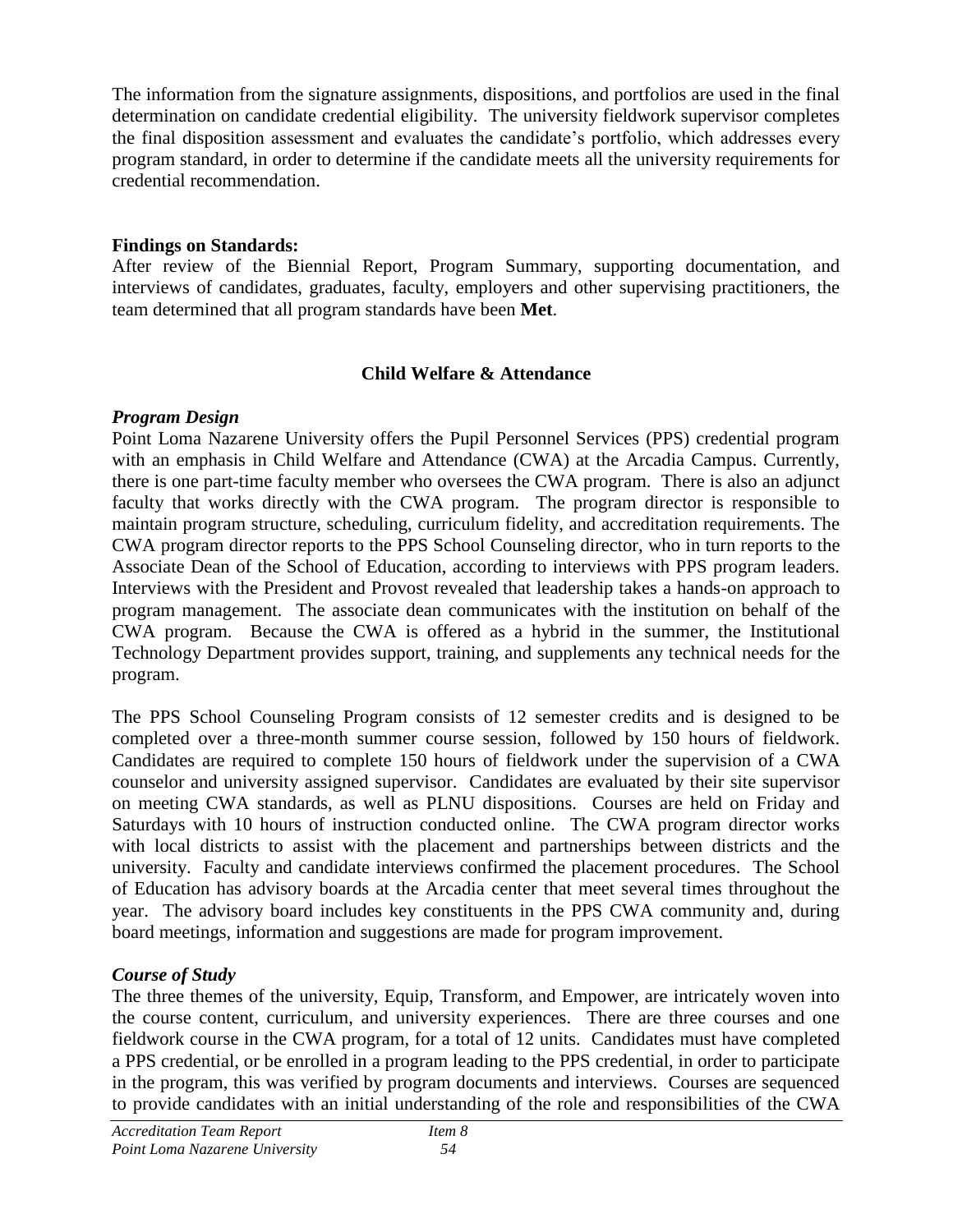The information from the signature assignments, dispositions, and portfolios are used in the final determination on candidate credential eligibility. The university fieldwork supervisor completes the final disposition assessment and evaluates the candidate's portfolio, which addresses every program standard, in order to determine if the candidate meets all the university requirements for credential recommendation.

**Findings on Standards:**
After review of the Biennial Report, Program Summary, supporting documentation, and interviews of candidates, graduates, faculty, employers and other supervising practitioners, the team determined that all program standards have been **Met**.

## Child Welfare & Attendance

***Program Design***
Point Loma Nazarene University offers the Pupil Personnel Services (PPS) credential program with an emphasis in Child Welfare and Attendance (CWA) at the Arcadia Campus. Currently, there is one part-time faculty member who oversees the CWA program. There is also an adjunct faculty that works directly with the CWA program. The program director is responsible to maintain program structure, scheduling, curriculum fidelity, and accreditation requirements. The CWA program director reports to the PPS School Counseling director, who in turn reports to the Associate Dean of the School of Education, according to interviews with PPS program leaders. Interviews with the President and Provost revealed that leadership takes a hands-on approach to program management. The associate dean communicates with the institution on behalf of the CWA program. Because the CWA is offered as a hybrid in the summer, the Institutional Technology Department provides support, training, and supplements any technical needs for the program.

The PPS School Counseling Program consists of 12 semester credits and is designed to be completed over a three-month summer course session, followed by 150 hours of fieldwork. Candidates are required to complete 150 hours of fieldwork under the supervision of a CWA counselor and university assigned supervisor. Candidates are evaluated by their site supervisor on meeting CWA standards, as well as PLNU dispositions. Courses are held on Friday and Saturdays with 10 hours of instruction conducted online. The CWA program director works with local districts to assist with the placement and partnerships between districts and the university. Faculty and candidate interviews confirmed the placement procedures. The School of Education has advisory boards at the Arcadia center that meet several times throughout the year. The advisory board includes key constituents in the PPS CWA community and, during board meetings, information and suggestions are made for program improvement.

***Course of Study***
The three themes of the university, Equip, Transform, and Empower, are intricately woven into the course content, curriculum, and university experiences. There are three courses and one fieldwork course in the CWA program, for a total of 12 units. Candidates must have completed a PPS credential, or be enrolled in a program leading to the PPS credential, in order to participate in the program, this was verified by program documents and interviews. Courses are sequenced to provide candidates with an initial understanding of the role and responsibilities of the CWA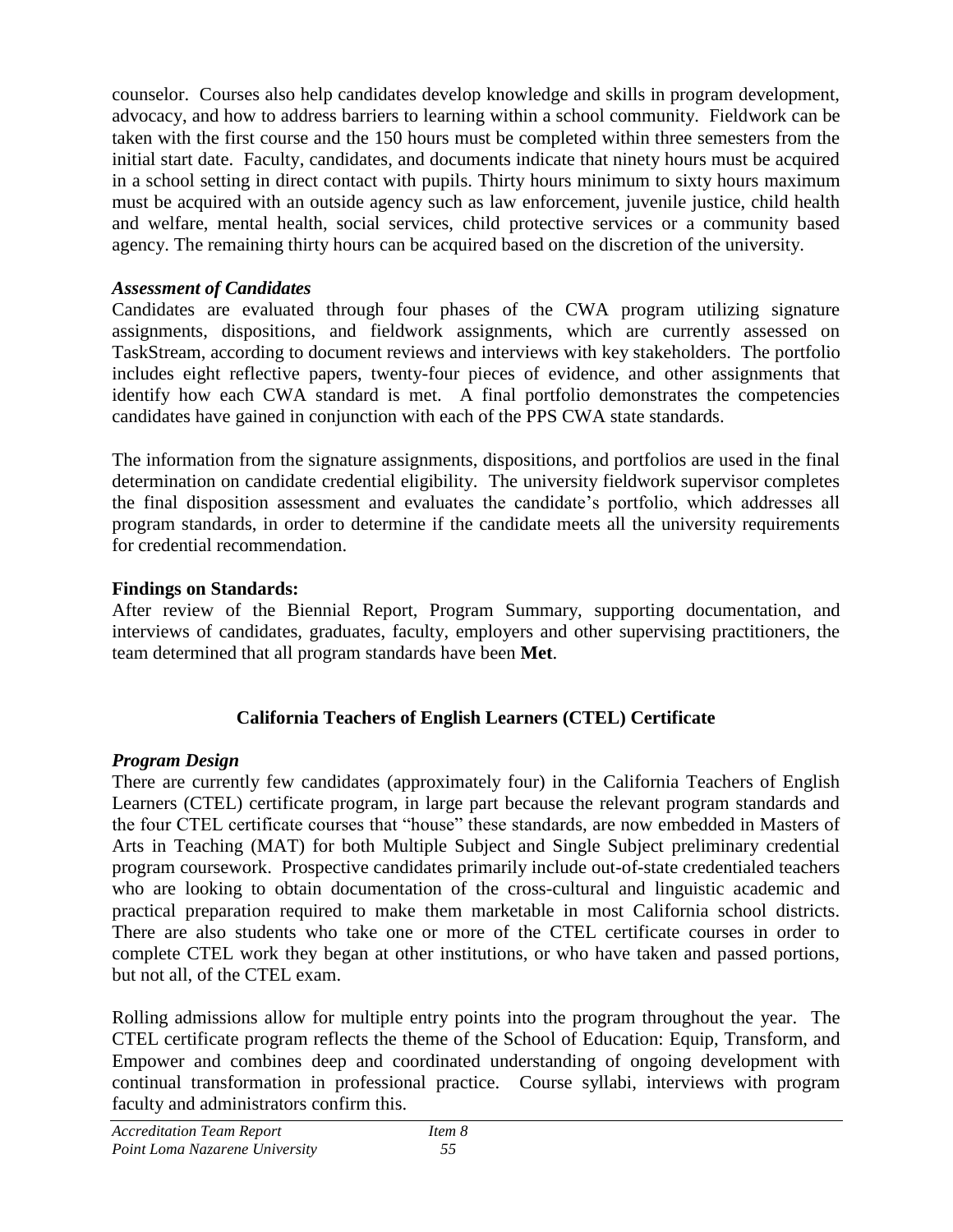counselor. Courses also help candidates develop knowledge and skills in program development, advocacy, and how to address barriers to learning within a school community. Fieldwork can be taken with the first course and the 150 hours must be completed within three semesters from the initial start date. Faculty, candidates, and documents indicate that ninety hours must be acquired in a school setting in direct contact with pupils. Thirty hours minimum to sixty hours maximum must be acquired with an outside agency such as law enforcement, juvenile justice, child health and welfare, mental health, social services, child protective services or a community based agency. The remaining thirty hours can be acquired based on the discretion of the university.

### *Assessment of Candidates*

Candidates are evaluated through four phases of the CWA program utilizing signature assignments, dispositions, and fieldwork assignments, which are currently assessed on TaskStream, according to document reviews and interviews with key stakeholders. The portfolio includes eight reflective papers, twenty-four pieces of evidence, and other assignments that identify how each CWA standard is met. A final portfolio demonstrates the competencies candidates have gained in conjunction with each of the PPS CWA state standards.

The information from the signature assignments, dispositions, and portfolios are used in the final determination on candidate credential eligibility. The university fieldwork supervisor completes the final disposition assessment and evaluates the candidate's portfolio, which addresses all program standards, in order to determine if the candidate meets all the university requirements for credential recommendation.

### Findings on Standards:

After review of the Biennial Report, Program Summary, supporting documentation, and interviews of candidates, graduates, faculty, employers and other supervising practitioners, the team determined that all program standards have been **Met**.

## California Teachers of English Learners (CTEL) Certificate

### *Program Design*

There are currently few candidates (approximately four) in the California Teachers of English Learners (CTEL) certificate program, in large part because the relevant program standards and the four CTEL certificate courses that "house" these standards, are now embedded in Masters of Arts in Teaching (MAT) for both Multiple Subject and Single Subject preliminary credential program coursework. Prospective candidates primarily include out-of-state credentialed teachers who are looking to obtain documentation of the cross-cultural and linguistic academic and practical preparation required to make them marketable in most California school districts. There are also students who take one or more of the CTEL certificate courses in order to complete CTEL work they began at other institutions, or who have taken and passed portions, but not all, of the CTEL exam.

Rolling admissions allow for multiple entry points into the program throughout the year. The CTEL certificate program reflects the theme of the School of Education: Equip, Transform, and Empower and combines deep and coordinated understanding of ongoing development with continual transformation in professional practice. Course syllabi, interviews with program faculty and administrators confirm this.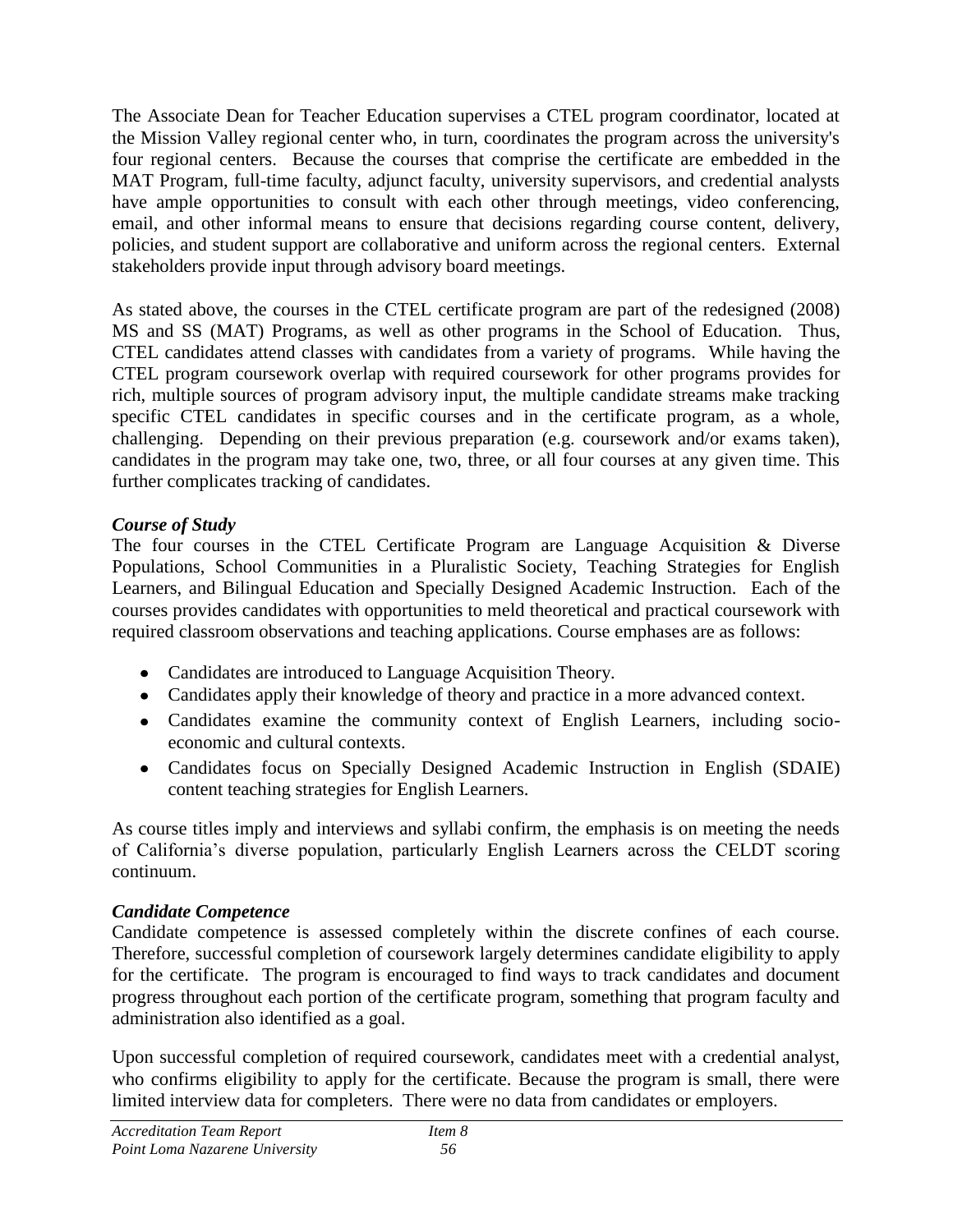The Associate Dean for Teacher Education supervises a CTEL program coordinator, located at the Mission Valley regional center who, in turn, coordinates the program across the university's four regional centers. Because the courses that comprise the certificate are embedded in the MAT Program, full-time faculty, adjunct faculty, university supervisors, and credential analysts have ample opportunities to consult with each other through meetings, video conferencing, email, and other informal means to ensure that decisions regarding course content, delivery, policies, and student support are collaborative and uniform across the regional centers. External stakeholders provide input through advisory board meetings.

As stated above, the courses in the CTEL certificate program are part of the redesigned (2008) MS and SS (MAT) Programs, as well as other programs in the School of Education. Thus, CTEL candidates attend classes with candidates from a variety of programs. While having the CTEL program coursework overlap with required coursework for other programs provides for rich, multiple sources of program advisory input, the multiple candidate streams make tracking specific CTEL candidates in specific courses and in the certificate program, as a whole, challenging. Depending on their previous preparation (e.g. coursework and/or exams taken), candidates in the program may take one, two, three, or all four courses at any given time. This further complicates tracking of candidates.

***Course of Study***

The four courses in the CTEL Certificate Program are Language Acquisition & Diverse Populations, School Communities in a Pluralistic Society, Teaching Strategies for English Learners, and Bilingual Education and Specially Designed Academic Instruction. Each of the courses provides candidates with opportunities to meld theoretical and practical coursework with required classroom observations and teaching applications. Course emphases are as follows:

- Candidates are introduced to Language Acquisition Theory.
- Candidates apply their knowledge of theory and practice in a more advanced context.
- Candidates examine the community context of English Learners, including socio-economic and cultural contexts.
- Candidates focus on Specially Designed Academic Instruction in English (SDAIE) content teaching strategies for English Learners.

As course titles imply and interviews and syllabi confirm, the emphasis is on meeting the needs of California's diverse population, particularly English Learners across the CELDT scoring continuum.

***Candidate Competence***

Candidate competence is assessed completely within the discrete confines of each course. Therefore, successful completion of coursework largely determines candidate eligibility to apply for the certificate. The program is encouraged to find ways to track candidates and document progress throughout each portion of the certificate program, something that program faculty and administration also identified as a goal.

Upon successful completion of required coursework, candidates meet with a credential analyst, who confirms eligibility to apply for the certificate. Because the program is small, there were limited interview data for completers. There were no data from candidates or employers.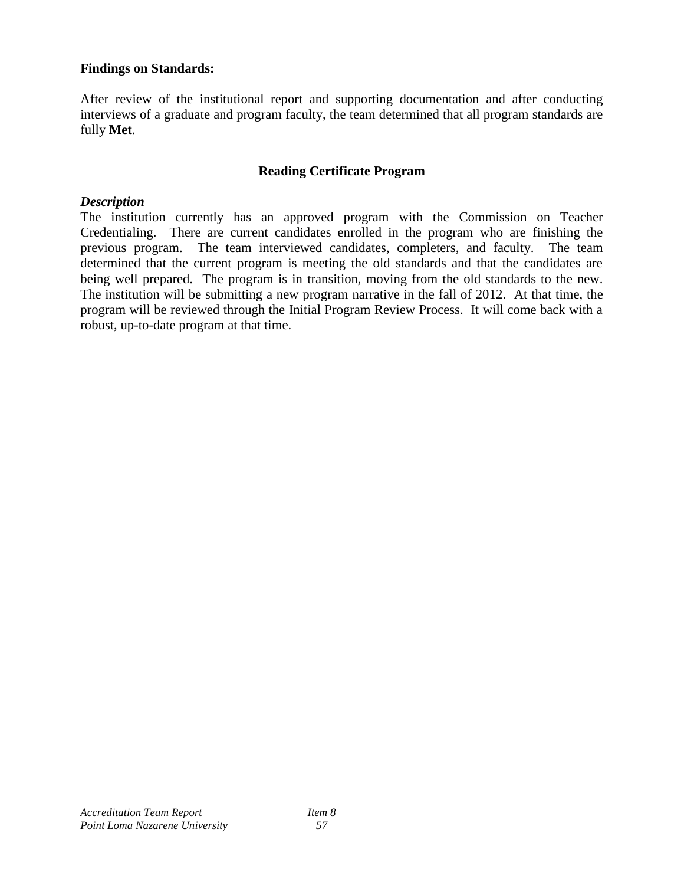**Findings on Standards:**

After review of the institutional report and supporting documentation and after conducting interviews of a graduate and program faculty, the team determined that all program standards are fully **Met**.

## Reading Certificate Program

***Description***

The institution currently has an approved program with the Commission on Teacher Credentialing. There are current candidates enrolled in the program who are finishing the previous program. The team interviewed candidates, completers, and faculty. The team determined that the current program is meeting the old standards and that the candidates are being well prepared. The program is in transition, moving from the old standards to the new. The institution will be submitting a new program narrative in the fall of 2012. At that time, the program will be reviewed through the Initial Program Review Process. It will come back with a robust, up-to-date program at that time.